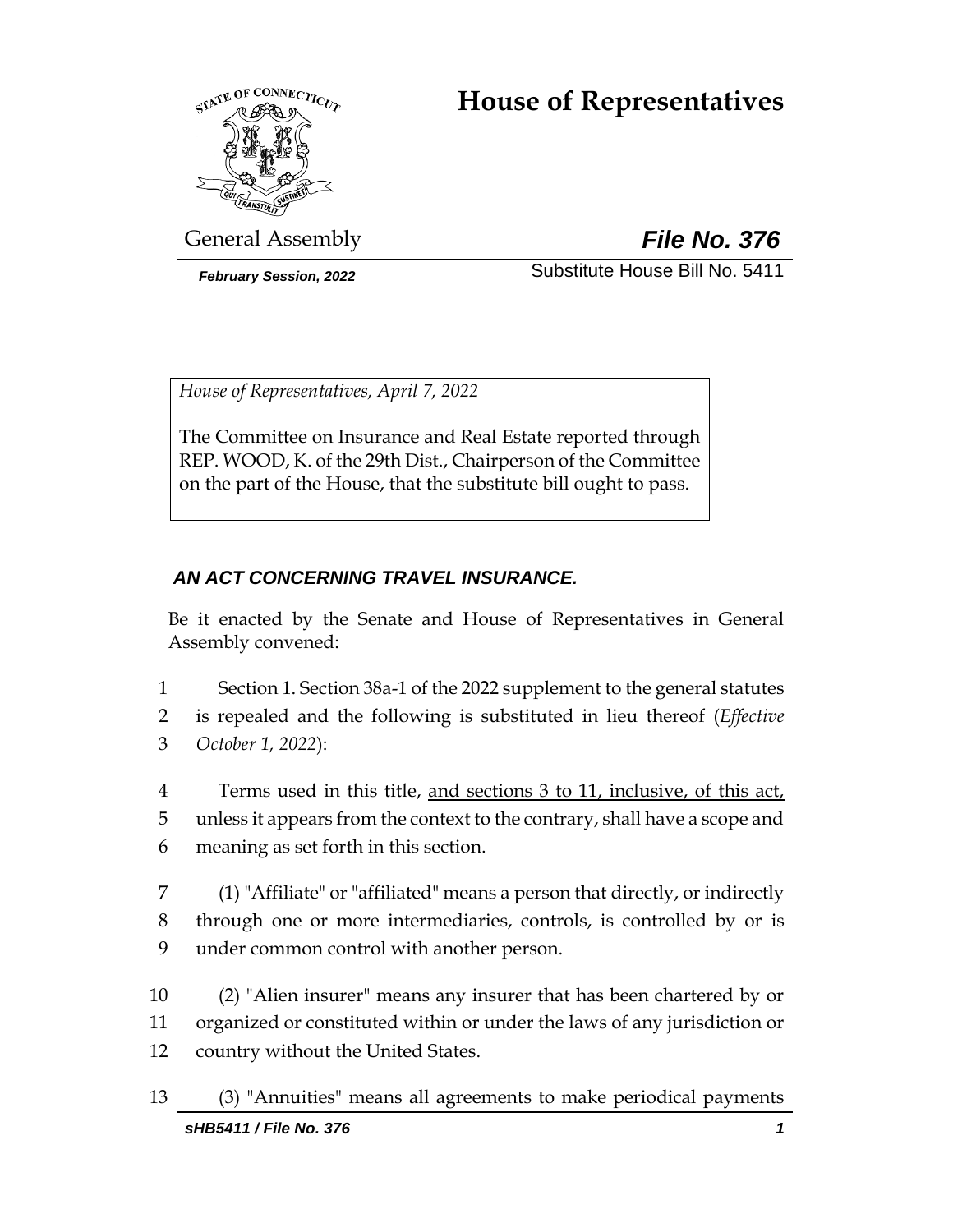# House of Representatives

General Assembly

***File No. 376***

***February Session, 2022***

Substitute House Bill No. 5411

*House of Representatives, April 7, 2022*

The Committee on Insurance and Real Estate reported through REP. WOOD, K. of the 29th Dist., Chairperson of the Committee on the part of the House, that the substitute bill ought to pass.

***AN ACT CONCERNING TRAVEL INSURANCE.***

Be it enacted by the Senate and House of Representatives in General Assembly convened:

1 Section 1. Section 38a-1 of the 2022 supplement to the general statutes
2 is repealed and the following is substituted in lieu thereof (*Effective*
3 *October 1, 2022*):

4 Terms used in this title, <u>and sections 3 to 11, inclusive, of this act,</u>
5 unless it appears from the context to the contrary, shall have a scope and
6 meaning as set forth in this section.

7 (1) "Affiliate" or "affiliated" means a person that directly, or indirectly
8 through one or more intermediaries, controls, is controlled by or is
9 under common control with another person.

10 (2) "Alien insurer" means any insurer that has been chartered by or
11 organized or constituted within or under the laws of any jurisdiction or
12 country without the United States.

13 (3) "Annuities" means all agreements to make periodical payments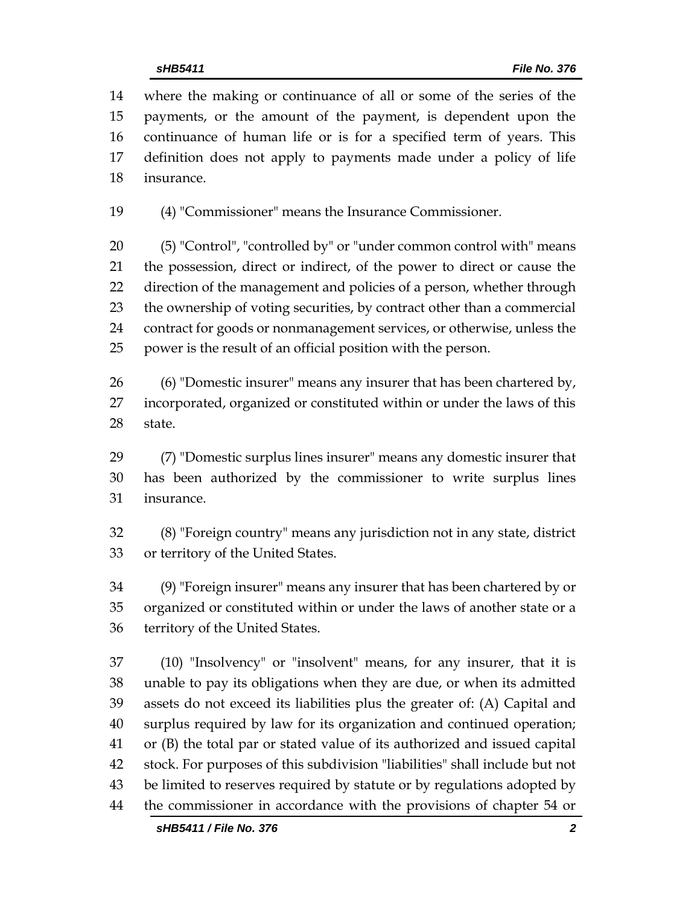where the making or continuance of all or some of the series of the payments, or the amount of the payment, is dependent upon the continuance of human life or is for a specified term of years. This definition does not apply to payments made under a policy of life insurance.

(4) "Commissioner" means the Insurance Commissioner.

(5) "Control", "controlled by" or "under common control with" means the possession, direct or indirect, of the power to direct or cause the direction of the management and policies of a person, whether through the ownership of voting securities, by contract other than a commercial contract for goods or nonmanagement services, or otherwise, unless the power is the result of an official position with the person.

(6) "Domestic insurer" means any insurer that has been chartered by, incorporated, organized or constituted within or under the laws of this state.

(7) "Domestic surplus lines insurer" means any domestic insurer that has been authorized by the commissioner to write surplus lines insurance.

(8) "Foreign country" means any jurisdiction not in any state, district or territory of the United States.

(9) "Foreign insurer" means any insurer that has been chartered by or organized or constituted within or under the laws of another state or a territory of the United States.

(10) "Insolvency" or "insolvent" means, for any insurer, that it is unable to pay its obligations when they are due, or when its admitted assets do not exceed its liabilities plus the greater of: (A) Capital and surplus required by law for its organization and continued operation; or (B) the total par or stated value of its authorized and issued capital stock. For purposes of this subdivision "liabilities" shall include but not be limited to reserves required by statute or by regulations adopted by the commissioner in accordance with the provisions of chapter 54 or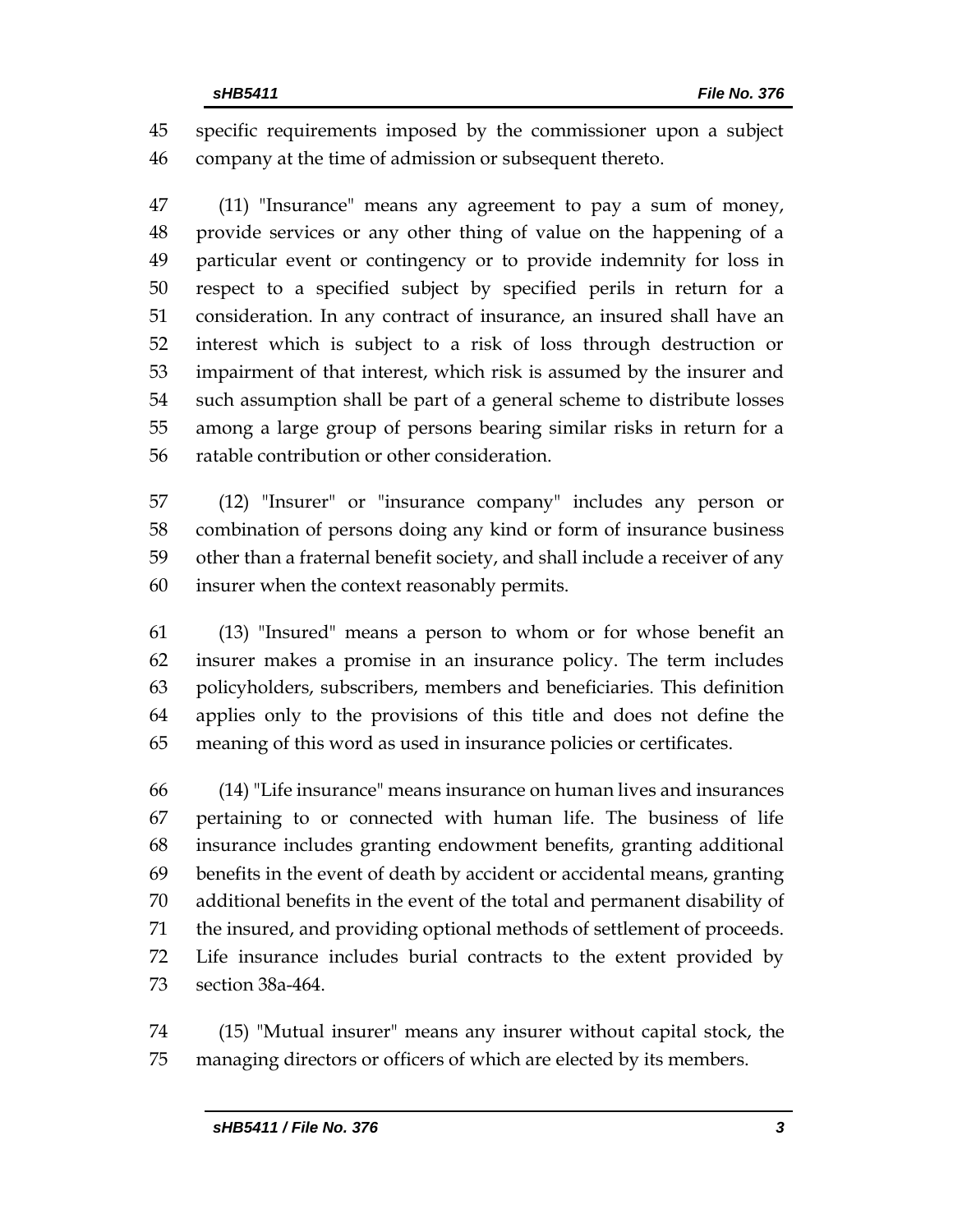specific requirements imposed by the commissioner upon a subject company at the time of admission or subsequent thereto.

(11) "Insurance" means any agreement to pay a sum of money, provide services or any other thing of value on the happening of a particular event or contingency or to provide indemnity for loss in respect to a specified subject by specified perils in return for a consideration. In any contract of insurance, an insured shall have an interest which is subject to a risk of loss through destruction or impairment of that interest, which risk is assumed by the insurer and such assumption shall be part of a general scheme to distribute losses among a large group of persons bearing similar risks in return for a ratable contribution or other consideration.

(12) "Insurer" or "insurance company" includes any person or combination of persons doing any kind or form of insurance business other than a fraternal benefit society, and shall include a receiver of any insurer when the context reasonably permits.

(13) "Insured" means a person to whom or for whose benefit an insurer makes a promise in an insurance policy. The term includes policyholders, subscribers, members and beneficiaries. This definition applies only to the provisions of this title and does not define the meaning of this word as used in insurance policies or certificates.

(14) "Life insurance" means insurance on human lives and insurances pertaining to or connected with human life. The business of life insurance includes granting endowment benefits, granting additional benefits in the event of death by accident or accidental means, granting additional benefits in the event of the total and permanent disability of the insured, and providing optional methods of settlement of proceeds. Life insurance includes burial contracts to the extent provided by section 38a-464.

(15) "Mutual insurer" means any insurer without capital stock, the managing directors or officers of which are elected by its members.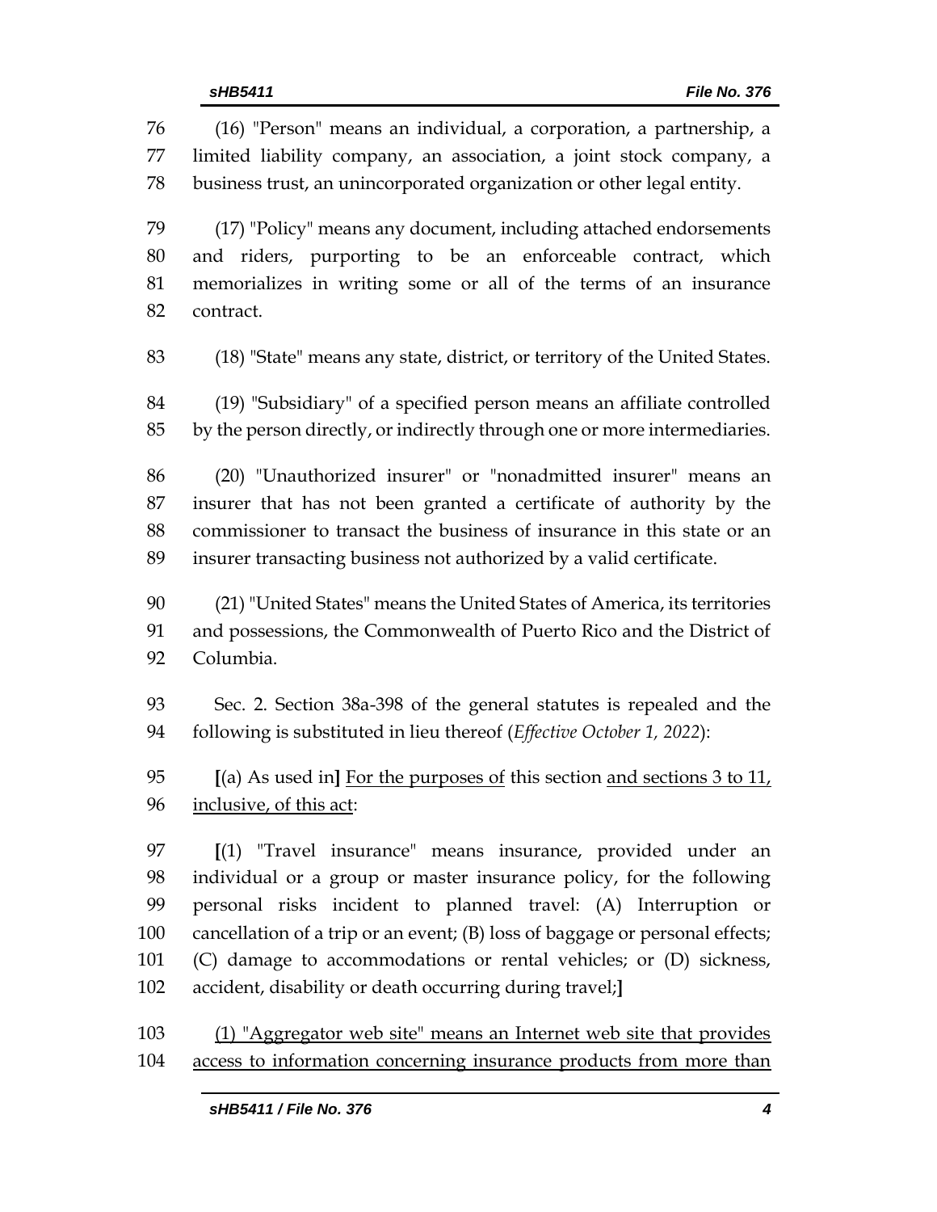(16) "Person" means an individual, a corporation, a partnership, a limited liability company, an association, a joint stock company, a business trust, an unincorporated organization or other legal entity.

(17) "Policy" means any document, including attached endorsements and riders, purporting to be an enforceable contract, which memorializes in writing some or all of the terms of an insurance contract.

(18) "State" means any state, district, or territory of the United States.

(19) "Subsidiary" of a specified person means an affiliate controlled by the person directly, or indirectly through one or more intermediaries.

(20) "Unauthorized insurer" or "nonadmitted insurer" means an insurer that has not been granted a certificate of authority by the commissioner to transact the business of insurance in this state or an insurer transacting business not authorized by a valid certificate.

(21) "United States" means the United States of America, its territories and possessions, the Commonwealth of Puerto Rico and the District of Columbia.

Sec. 2. Section 38a-398 of the general statutes is repealed and the following is substituted in lieu thereof (*Effective October 1, 2022*):

**[**(a) As used in**]** <u>For the purposes of</u> this section <u>and sections 3 to 11, inclusive, of this act</u>:

**[**(1) "Travel insurance" means insurance, provided under an individual or a group or master insurance policy, for the following personal risks incident to planned travel: (A) Interruption or cancellation of a trip or an event; (B) loss of baggage or personal effects; (C) damage to accommodations or rental vehicles; or (D) sickness, accident, disability or death occurring during travel;**]**

<u>(1) "Aggregator web site" means an Internet web site that provides access to information concerning insurance products from more than</u>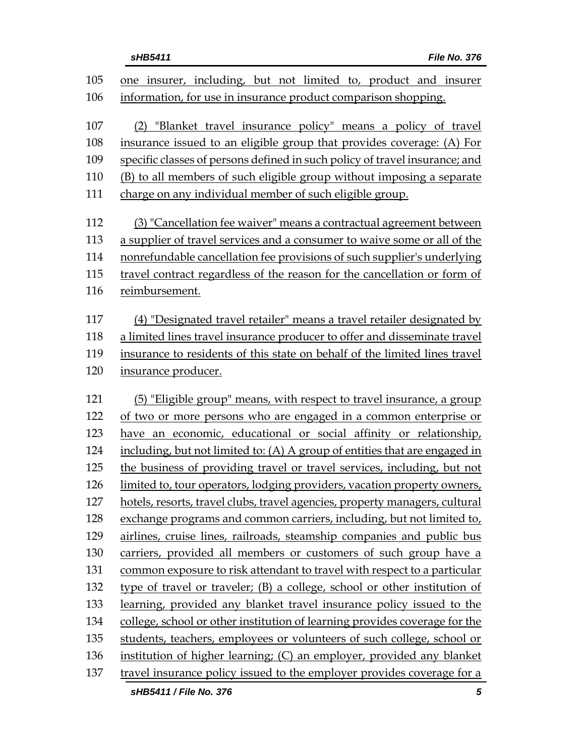one insurer, including, but not limited to, product and insurer information, for use in insurance product comparison shopping.

(2) "Blanket travel insurance policy" means a policy of travel insurance issued to an eligible group that provides coverage: (A) For specific classes of persons defined in such policy of travel insurance; and (B) to all members of such eligible group without imposing a separate charge on any individual member of such eligible group.

(3) "Cancellation fee waiver" means a contractual agreement between a supplier of travel services and a consumer to waive some or all of the nonrefundable cancellation fee provisions of such supplier's underlying travel contract regardless of the reason for the cancellation or form of reimbursement.

(4) "Designated travel retailer" means a travel retailer designated by a limited lines travel insurance producer to offer and disseminate travel insurance to residents of this state on behalf of the limited lines travel insurance producer.

(5) "Eligible group" means, with respect to travel insurance, a group of two or more persons who are engaged in a common enterprise or have an economic, educational or social affinity or relationship, including, but not limited to: (A) A group of entities that are engaged in the business of providing travel or travel services, including, but not limited to, tour operators, lodging providers, vacation property owners, hotels, resorts, travel clubs, travel agencies, property managers, cultural exchange programs and common carriers, including, but not limited to, airlines, cruise lines, railroads, steamship companies and public bus carriers, provided all members or customers of such group have a common exposure to risk attendant to travel with respect to a particular type of travel or traveler; (B) a college, school or other institution of learning, provided any blanket travel insurance policy issued to the college, school or other institution of learning provides coverage for the students, teachers, employees or volunteers of such college, school or institution of higher learning; (C) an employer, provided any blanket travel insurance policy issued to the employer provides coverage for a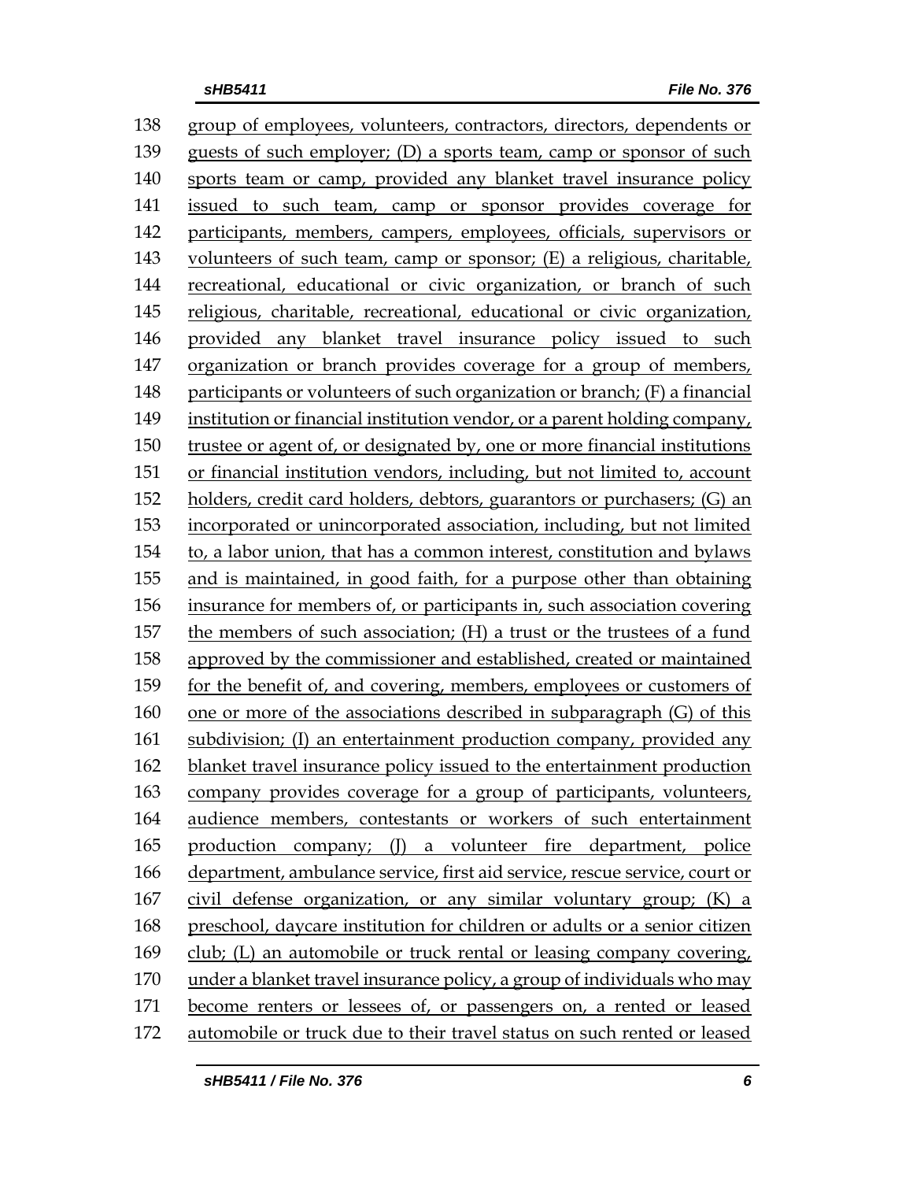138 group of employees, volunteers, contractors, directors, dependents or
139 guests of such employer; (D) a sports team, camp or sponsor of such
140 sports team or camp, provided any blanket travel insurance policy
141 issued to such team, camp or sponsor provides coverage for
142 participants, members, campers, employees, officials, supervisors or
143 volunteers of such team, camp or sponsor; (E) a religious, charitable,
144 recreational, educational or civic organization, or branch of such
145 religious, charitable, recreational, educational or civic organization,
146 provided any blanket travel insurance policy issued to such
147 organization or branch provides coverage for a group of members,
148 participants or volunteers of such organization or branch; (F) a financial
149 institution or financial institution vendor, or a parent holding company,
150 trustee or agent of, or designated by, one or more financial institutions
151 or financial institution vendors, including, but not limited to, account
152 holders, credit card holders, debtors, guarantors or purchasers; (G) an
153 incorporated or unincorporated association, including, but not limited
154 to, a labor union, that has a common interest, constitution and bylaws
155 and is maintained, in good faith, for a purpose other than obtaining
156 insurance for members of, or participants in, such association covering
157 the members of such association; (H) a trust or the trustees of a fund
158 approved by the commissioner and established, created or maintained
159 for the benefit of, and covering, members, employees or customers of
160 one or more of the associations described in subparagraph (G) of this
161 subdivision; (I) an entertainment production company, provided any
162 blanket travel insurance policy issued to the entertainment production
163 company provides coverage for a group of participants, volunteers,
164 audience members, contestants or workers of such entertainment
165 production company; (J) a volunteer fire department, police
166 department, ambulance service, first aid service, rescue service, court or
167 civil defense organization, or any similar voluntary group; (K) a
168 preschool, daycare institution for children or adults or a senior citizen
169 club; (L) an automobile or truck rental or leasing company covering,
170 under a blanket travel insurance policy, a group of individuals who may
171 become renters or lessees of, or passengers on, a rented or leased
172 automobile or truck due to their travel status on such rented or leased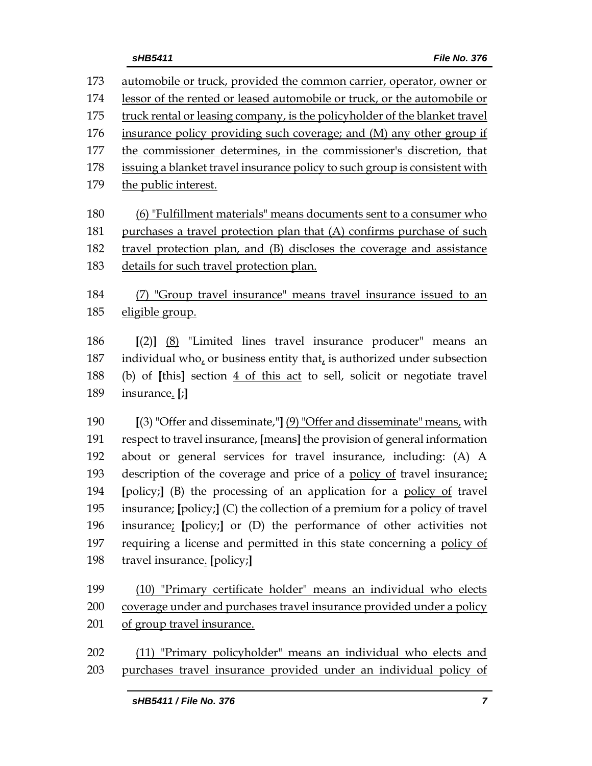automobile or truck, provided the common carrier, operator, owner or lessor of the rented or leased automobile or truck, or the automobile or truck rental or leasing company, is the policyholder of the blanket travel insurance policy providing such coverage; and (M) any other group if the commissioner determines, in the commissioner's discretion, that issuing a blanket travel insurance policy to such group is consistent with the public interest.

(6) "Fulfillment materials" means documents sent to a consumer who purchases a travel protection plan that (A) confirms purchase of such travel protection plan, and (B) discloses the coverage and assistance details for such travel protection plan.

(7) "Group travel insurance" means travel insurance issued to an eligible group.

[(2)] (8) "Limited lines travel insurance producer" means an individual who, or business entity that, is authorized under subsection (b) of [this] section 4 of this act to sell, solicit or negotiate travel insurance. [;]

[(3) "Offer and disseminate,"] (9) "Offer and disseminate" means, with respect to travel insurance, [means] the provision of general information about or general services for travel insurance, including: (A) A description of the coverage and price of a policy of travel insurance; [policy;] (B) the processing of an application for a policy of travel insurance; [policy;] (C) the collection of a premium for a policy of travel insurance; [policy;] or (D) the performance of other activities not requiring a license and permitted in this state concerning a policy of travel insurance. [policy;]

(10) "Primary certificate holder" means an individual who elects coverage under and purchases travel insurance provided under a policy of group travel insurance.

(11) "Primary policyholder" means an individual who elects and purchases travel insurance provided under an individual policy of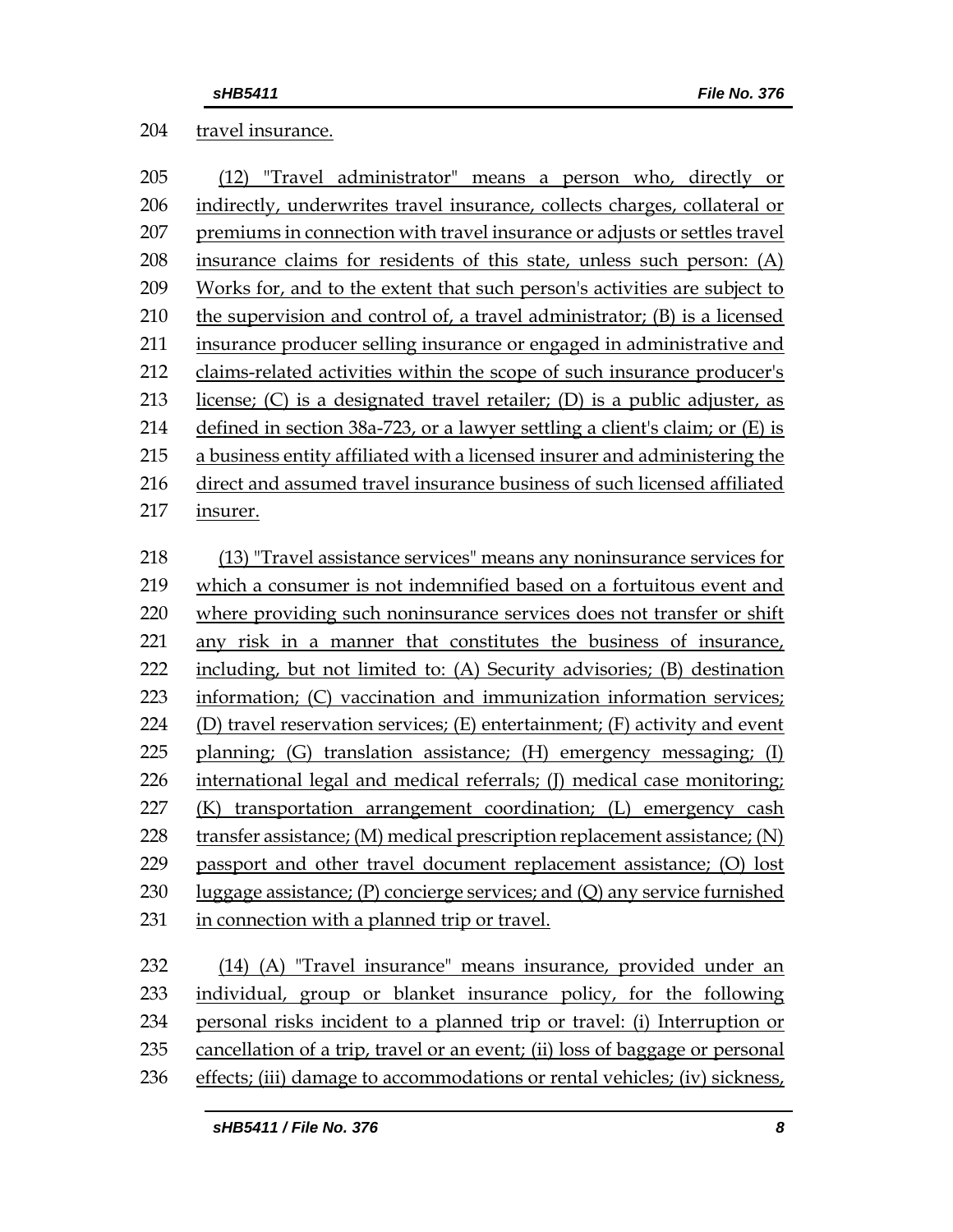travel insurance.

(12) "Travel administrator" means a person who, directly or indirectly, underwrites travel insurance, collects charges, collateral or premiums in connection with travel insurance or adjusts or settles travel insurance claims for residents of this state, unless such person: (A) Works for, and to the extent that such person's activities are subject to the supervision and control of, a travel administrator; (B) is a licensed insurance producer selling insurance or engaged in administrative and claims-related activities within the scope of such insurance producer's license; (C) is a designated travel retailer; (D) is a public adjuster, as defined in section 38a-723, or a lawyer settling a client's claim; or (E) is a business entity affiliated with a licensed insurer and administering the direct and assumed travel insurance business of such licensed affiliated insurer.

(13) "Travel assistance services" means any noninsurance services for which a consumer is not indemnified based on a fortuitous event and where providing such noninsurance services does not transfer or shift any risk in a manner that constitutes the business of insurance, including, but not limited to: (A) Security advisories; (B) destination information; (C) vaccination and immunization information services; (D) travel reservation services; (E) entertainment; (F) activity and event planning; (G) translation assistance; (H) emergency messaging; (I) international legal and medical referrals; (J) medical case monitoring; (K) transportation arrangement coordination; (L) emergency cash transfer assistance; (M) medical prescription replacement assistance; (N) passport and other travel document replacement assistance; (O) lost luggage assistance; (P) concierge services; and (Q) any service furnished in connection with a planned trip or travel.

(14) (A) "Travel insurance" means insurance, provided under an individual, group or blanket insurance policy, for the following personal risks incident to a planned trip or travel: (i) Interruption or cancellation of a trip, travel or an event; (ii) loss of baggage or personal effects; (iii) damage to accommodations or rental vehicles; (iv) sickness,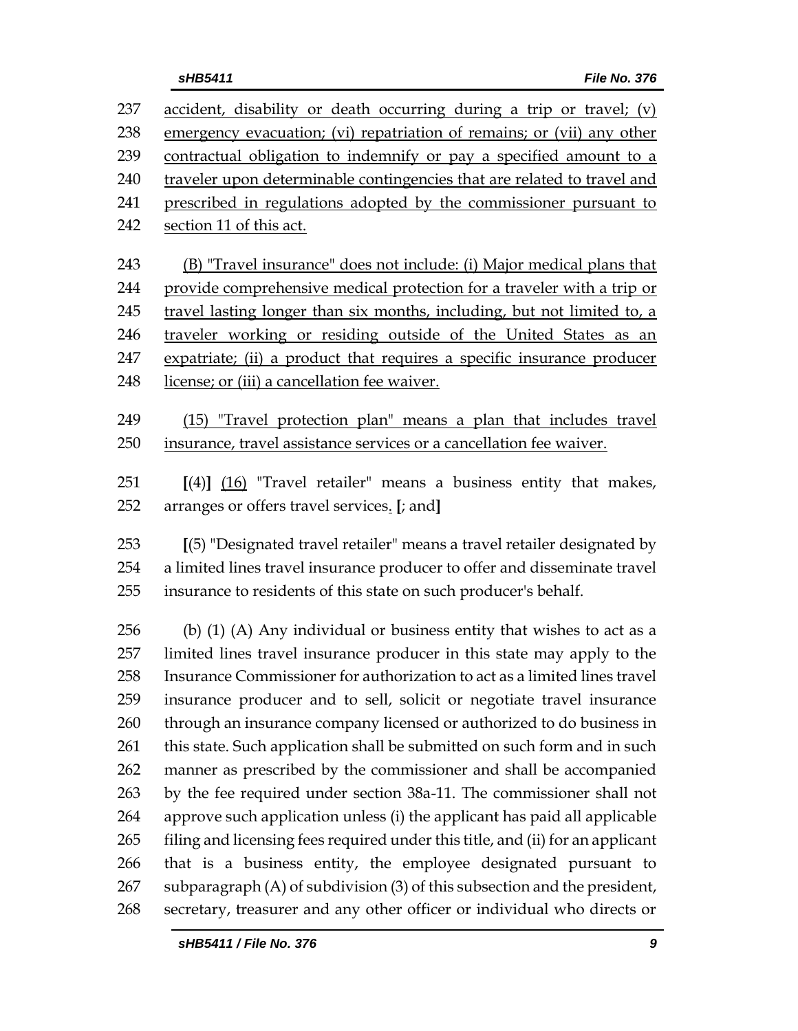237 accident, disability or death occurring during a trip or travel; (v)
238 emergency evacuation; (vi) repatriation of remains; or (vii) any other
239 contractual obligation to indemnify or pay a specified amount to a
240 traveler upon determinable contingencies that are related to travel and
241 prescribed in regulations adopted by the commissioner pursuant to
242 section 11 of this act.

243 (B) "Travel insurance" does not include: (i) Major medical plans that
244 provide comprehensive medical protection for a traveler with a trip or
245 travel lasting longer than six months, including, but not limited to, a
246 traveler working or residing outside of the United States as an
247 expatriate; (ii) a product that requires a specific insurance producer
248 license; or (iii) a cancellation fee waiver.

249 (15) "Travel protection plan" means a plan that includes travel
250 insurance, travel assistance services or a cancellation fee waiver.

251 [(4)] (16) "Travel retailer" means a business entity that makes,
252 arranges or offers travel services. [; and]

253 [(5) "Designated travel retailer" means a travel retailer designated by
254 a limited lines travel insurance producer to offer and disseminate travel
255 insurance to residents of this state on such producer's behalf.

256 (b) (1) (A) Any individual or business entity that wishes to act as a
257 limited lines travel insurance producer in this state may apply to the
258 Insurance Commissioner for authorization to act as a limited lines travel
259 insurance producer and to sell, solicit or negotiate travel insurance
260 through an insurance company licensed or authorized to do business in
261 this state. Such application shall be submitted on such form and in such
262 manner as prescribed by the commissioner and shall be accompanied
263 by the fee required under section 38a-11. The commissioner shall not
264 approve such application unless (i) the applicant has paid all applicable
265 filing and licensing fees required under this title, and (ii) for an applicant
266 that is a business entity, the employee designated pursuant to
267 subparagraph (A) of subdivision (3) of this subsection and the president,
268 secretary, treasurer and any other officer or individual who directs or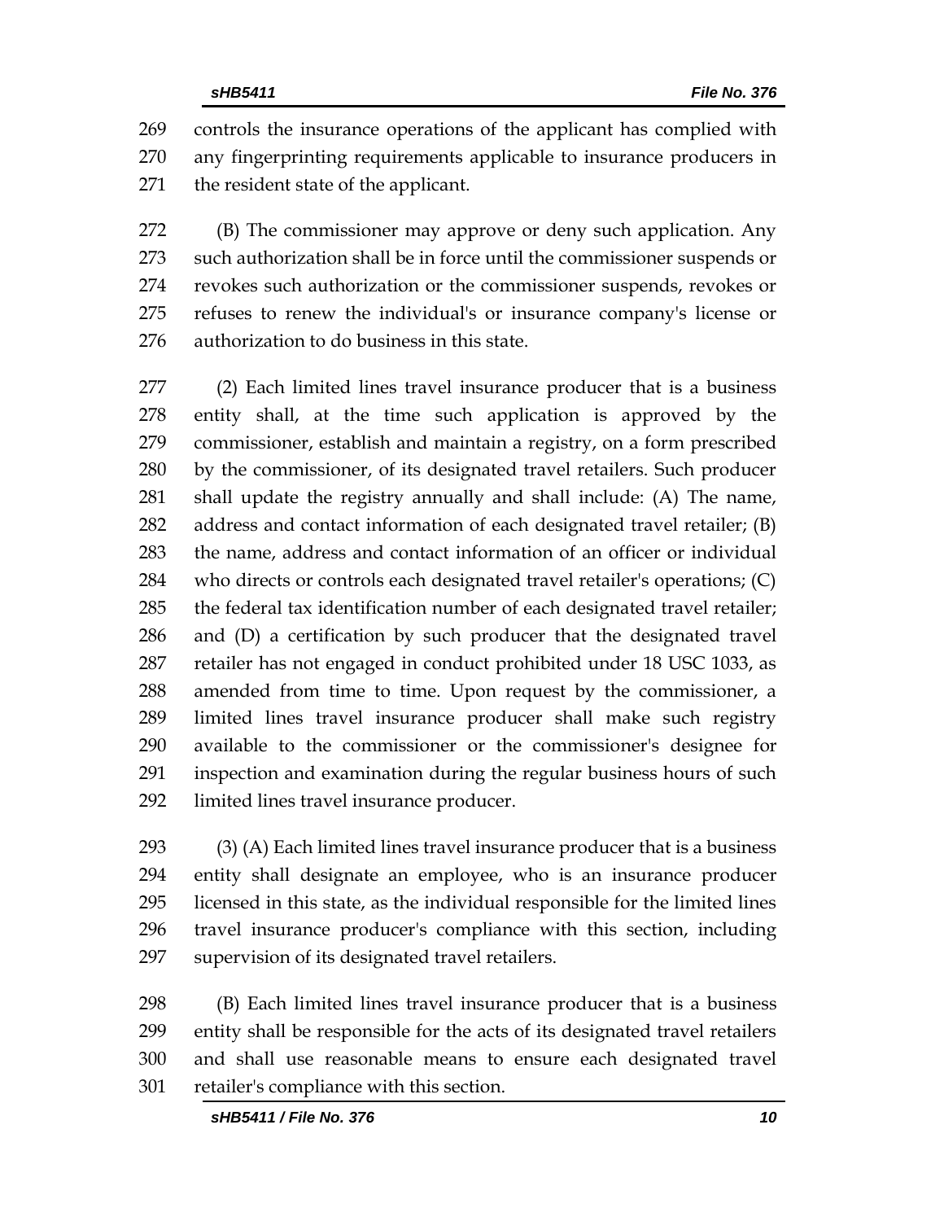controls the insurance operations of the applicant has complied with any fingerprinting requirements applicable to insurance producers in the resident state of the applicant.

(B) The commissioner may approve or deny such application. Any such authorization shall be in force until the commissioner suspends or revokes such authorization or the commissioner suspends, revokes or refuses to renew the individual's or insurance company's license or authorization to do business in this state.

(2) Each limited lines travel insurance producer that is a business entity shall, at the time such application is approved by the commissioner, establish and maintain a registry, on a form prescribed by the commissioner, of its designated travel retailers. Such producer shall update the registry annually and shall include: (A) The name, address and contact information of each designated travel retailer; (B) the name, address and contact information of an officer or individual who directs or controls each designated travel retailer's operations; (C) the federal tax identification number of each designated travel retailer; and (D) a certification by such producer that the designated travel retailer has not engaged in conduct prohibited under 18 USC 1033, as amended from time to time. Upon request by the commissioner, a limited lines travel insurance producer shall make such registry available to the commissioner or the commissioner's designee for inspection and examination during the regular business hours of such limited lines travel insurance producer.

(3) (A) Each limited lines travel insurance producer that is a business entity shall designate an employee, who is an insurance producer licensed in this state, as the individual responsible for the limited lines travel insurance producer's compliance with this section, including supervision of its designated travel retailers.

(B) Each limited lines travel insurance producer that is a business entity shall be responsible for the acts of its designated travel retailers and shall use reasonable means to ensure each designated travel retailer's compliance with this section.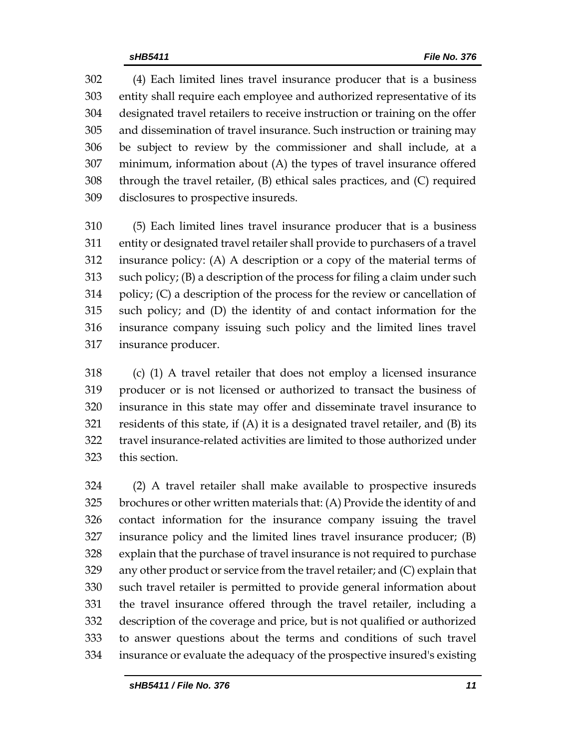(4) Each limited lines travel insurance producer that is a business entity shall require each employee and authorized representative of its designated travel retailers to receive instruction or training on the offer and dissemination of travel insurance. Such instruction or training may be subject to review by the commissioner and shall include, at a minimum, information about (A) the types of travel insurance offered through the travel retailer, (B) ethical sales practices, and (C) required disclosures to prospective insureds.

(5) Each limited lines travel insurance producer that is a business entity or designated travel retailer shall provide to purchasers of a travel insurance policy: (A) A description or a copy of the material terms of such policy; (B) a description of the process for filing a claim under such policy; (C) a description of the process for the review or cancellation of such policy; and (D) the identity of and contact information for the insurance company issuing such policy and the limited lines travel insurance producer.

(c) (1) A travel retailer that does not employ a licensed insurance producer or is not licensed or authorized to transact the business of insurance in this state may offer and disseminate travel insurance to residents of this state, if (A) it is a designated travel retailer, and (B) its travel insurance-related activities are limited to those authorized under this section.

(2) A travel retailer shall make available to prospective insureds brochures or other written materials that: (A) Provide the identity of and contact information for the insurance company issuing the travel insurance policy and the limited lines travel insurance producer; (B) explain that the purchase of travel insurance is not required to purchase any other product or service from the travel retailer; and (C) explain that such travel retailer is permitted to provide general information about the travel insurance offered through the travel retailer, including a description of the coverage and price, but is not qualified or authorized to answer questions about the terms and conditions of such travel insurance or evaluate the adequacy of the prospective insured's existing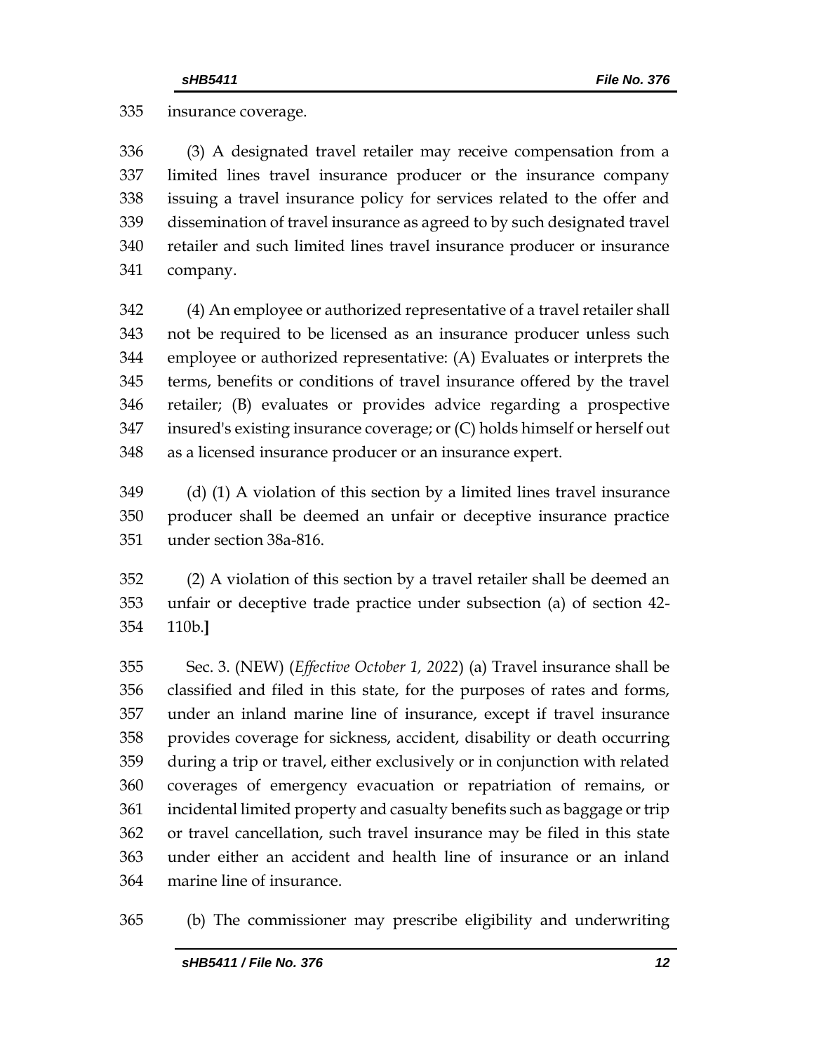insurance coverage.

(3) A designated travel retailer may receive compensation from a limited lines travel insurance producer or the insurance company issuing a travel insurance policy for services related to the offer and dissemination of travel insurance as agreed to by such designated travel retailer and such limited lines travel insurance producer or insurance company.

(4) An employee or authorized representative of a travel retailer shall not be required to be licensed as an insurance producer unless such employee or authorized representative: (A) Evaluates or interprets the terms, benefits or conditions of travel insurance offered by the travel retailer; (B) evaluates or provides advice regarding a prospective insured's existing insurance coverage; or (C) holds himself or herself out as a licensed insurance producer or an insurance expert.

(d) (1) A violation of this section by a limited lines travel insurance producer shall be deemed an unfair or deceptive insurance practice under section 38a-816.

(2) A violation of this section by a travel retailer shall be deemed an unfair or deceptive trade practice under subsection (a) of section 42-110b.**]**

Sec. 3. (NEW) (*Effective October 1, 2022*) (a) Travel insurance shall be classified and filed in this state, for the purposes of rates and forms, under an inland marine line of insurance, except if travel insurance provides coverage for sickness, accident, disability or death occurring during a trip or travel, either exclusively or in conjunction with related coverages of emergency evacuation or repatriation of remains, or incidental limited property and casualty benefits such as baggage or trip or travel cancellation, such travel insurance may be filed in this state under either an accident and health line of insurance or an inland marine line of insurance.

(b) The commissioner may prescribe eligibility and underwriting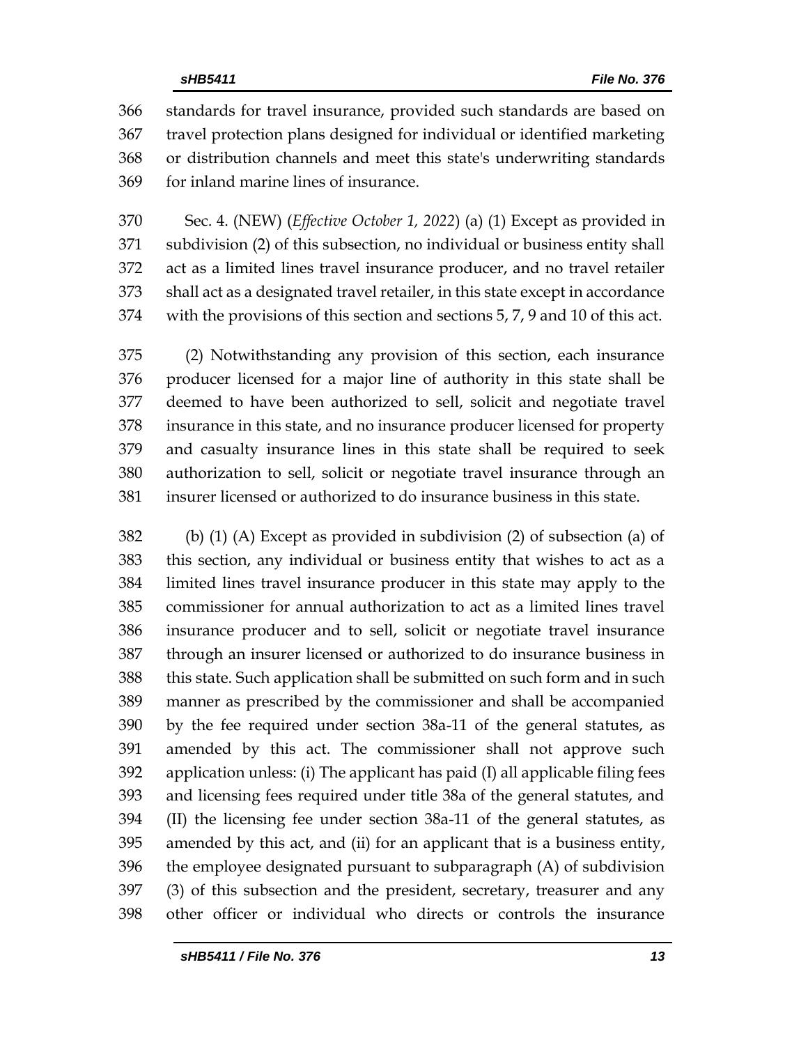standards for travel insurance, provided such standards are based on travel protection plans designed for individual or identified marketing or distribution channels and meet this state's underwriting standards for inland marine lines of insurance.

Sec. 4. (NEW) (*Effective October 1, 2022*) (a) (1) Except as provided in subdivision (2) of this subsection, no individual or business entity shall act as a limited lines travel insurance producer, and no travel retailer shall act as a designated travel retailer, in this state except in accordance with the provisions of this section and sections 5, 7, 9 and 10 of this act.

(2) Notwithstanding any provision of this section, each insurance producer licensed for a major line of authority in this state shall be deemed to have been authorized to sell, solicit and negotiate travel insurance in this state, and no insurance producer licensed for property and casualty insurance lines in this state shall be required to seek authorization to sell, solicit or negotiate travel insurance through an insurer licensed or authorized to do insurance business in this state.

(b) (1) (A) Except as provided in subdivision (2) of subsection (a) of this section, any individual or business entity that wishes to act as a limited lines travel insurance producer in this state may apply to the commissioner for annual authorization to act as a limited lines travel insurance producer and to sell, solicit or negotiate travel insurance through an insurer licensed or authorized to do insurance business in this state. Such application shall be submitted on such form and in such manner as prescribed by the commissioner and shall be accompanied by the fee required under section 38a-11 of the general statutes, as amended by this act. The commissioner shall not approve such application unless: (i) The applicant has paid (I) all applicable filing fees and licensing fees required under title 38a of the general statutes, and (II) the licensing fee under section 38a-11 of the general statutes, as amended by this act, and (ii) for an applicant that is a business entity, the employee designated pursuant to subparagraph (A) of subdivision (3) of this subsection and the president, secretary, treasurer and any other officer or individual who directs or controls the insurance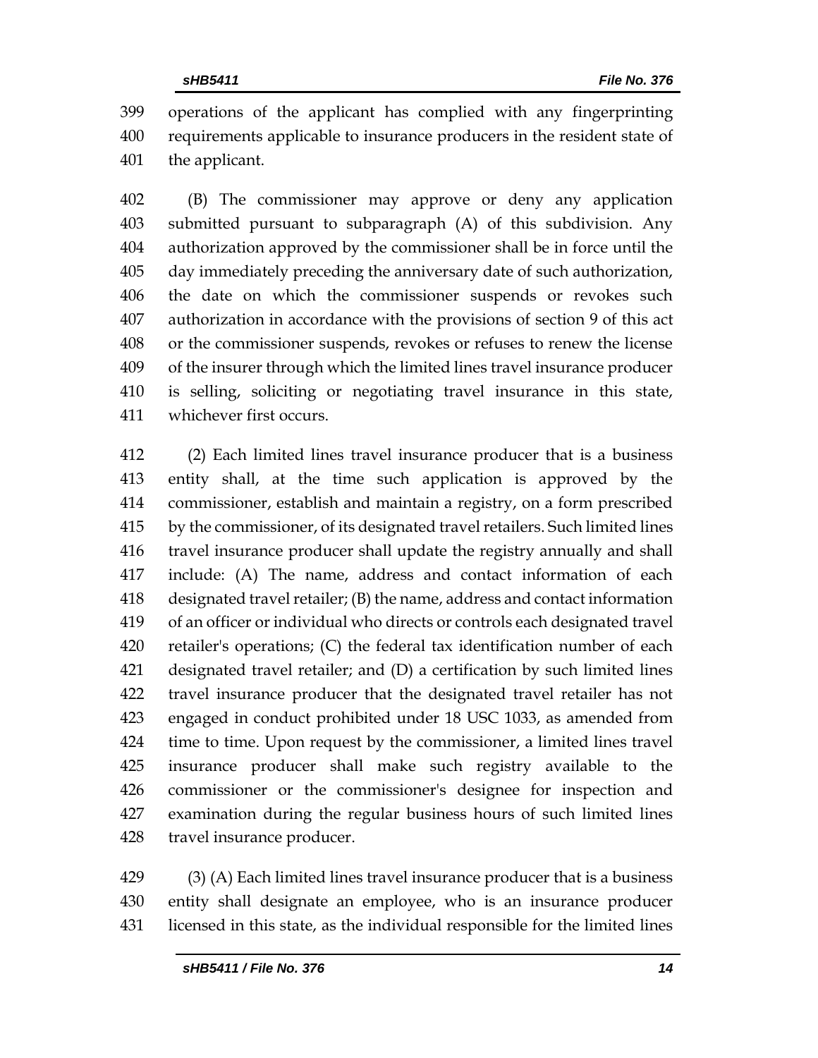operations of the applicant has complied with any fingerprinting requirements applicable to insurance producers in the resident state of the applicant.

(B) The commissioner may approve or deny any application submitted pursuant to subparagraph (A) of this subdivision. Any authorization approved by the commissioner shall be in force until the day immediately preceding the anniversary date of such authorization, the date on which the commissioner suspends or revokes such authorization in accordance with the provisions of section 9 of this act or the commissioner suspends, revokes or refuses to renew the license of the insurer through which the limited lines travel insurance producer is selling, soliciting or negotiating travel insurance in this state, whichever first occurs.

(2) Each limited lines travel insurance producer that is a business entity shall, at the time such application is approved by the commissioner, establish and maintain a registry, on a form prescribed by the commissioner, of its designated travel retailers. Such limited lines travel insurance producer shall update the registry annually and shall include: (A) The name, address and contact information of each designated travel retailer; (B) the name, address and contact information of an officer or individual who directs or controls each designated travel retailer's operations; (C) the federal tax identification number of each designated travel retailer; and (D) a certification by such limited lines travel insurance producer that the designated travel retailer has not engaged in conduct prohibited under 18 USC 1033, as amended from time to time. Upon request by the commissioner, a limited lines travel insurance producer shall make such registry available to the commissioner or the commissioner's designee for inspection and examination during the regular business hours of such limited lines travel insurance producer.

(3) (A) Each limited lines travel insurance producer that is a business entity shall designate an employee, who is an insurance producer licensed in this state, as the individual responsible for the limited lines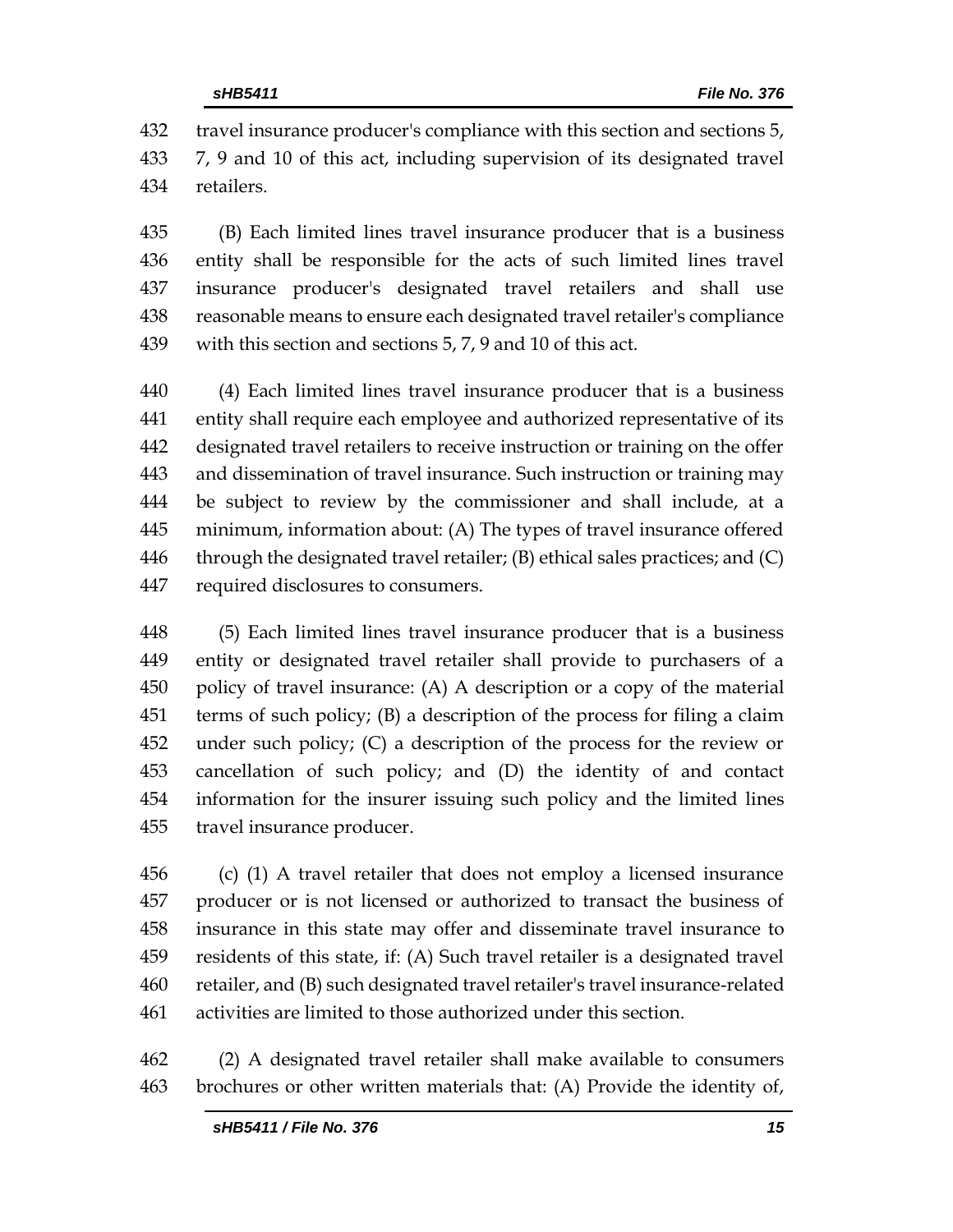travel insurance producer's compliance with this section and sections 5, 7, 9 and 10 of this act, including supervision of its designated travel retailers.

(B) Each limited lines travel insurance producer that is a business entity shall be responsible for the acts of such limited lines travel insurance producer's designated travel retailers and shall use reasonable means to ensure each designated travel retailer's compliance with this section and sections 5, 7, 9 and 10 of this act.

(4) Each limited lines travel insurance producer that is a business entity shall require each employee and authorized representative of its designated travel retailers to receive instruction or training on the offer and dissemination of travel insurance. Such instruction or training may be subject to review by the commissioner and shall include, at a minimum, information about: (A) The types of travel insurance offered through the designated travel retailer; (B) ethical sales practices; and (C) required disclosures to consumers.

(5) Each limited lines travel insurance producer that is a business entity or designated travel retailer shall provide to purchasers of a policy of travel insurance: (A) A description or a copy of the material terms of such policy; (B) a description of the process for filing a claim under such policy; (C) a description of the process for the review or cancellation of such policy; and (D) the identity of and contact information for the insurer issuing such policy and the limited lines travel insurance producer.

(c) (1) A travel retailer that does not employ a licensed insurance producer or is not licensed or authorized to transact the business of insurance in this state may offer and disseminate travel insurance to residents of this state, if: (A) Such travel retailer is a designated travel retailer, and (B) such designated travel retailer's travel insurance-related activities are limited to those authorized under this section.

(2) A designated travel retailer shall make available to consumers brochures or other written materials that: (A) Provide the identity of,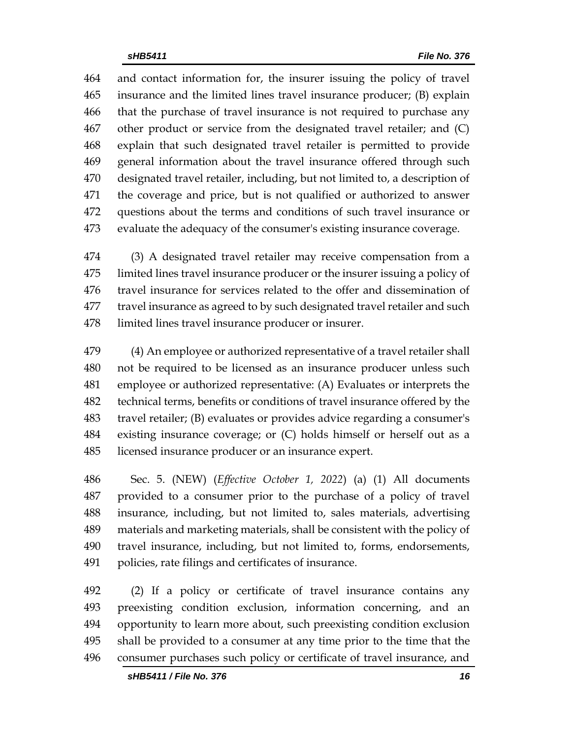and contact information for, the insurer issuing the policy of travel insurance and the limited lines travel insurance producer; (B) explain that the purchase of travel insurance is not required to purchase any other product or service from the designated travel retailer; and (C) explain that such designated travel retailer is permitted to provide general information about the travel insurance offered through such designated travel retailer, including, but not limited to, a description of the coverage and price, but is not qualified or authorized to answer questions about the terms and conditions of such travel insurance or evaluate the adequacy of the consumer's existing insurance coverage.

(3) A designated travel retailer may receive compensation from a limited lines travel insurance producer or the insurer issuing a policy of travel insurance for services related to the offer and dissemination of travel insurance as agreed to by such designated travel retailer and such limited lines travel insurance producer or insurer.

(4) An employee or authorized representative of a travel retailer shall not be required to be licensed as an insurance producer unless such employee or authorized representative: (A) Evaluates or interprets the technical terms, benefits or conditions of travel insurance offered by the travel retailer; (B) evaluates or provides advice regarding a consumer's existing insurance coverage; or (C) holds himself or herself out as a licensed insurance producer or an insurance expert.

Sec. 5. (NEW) (*Effective October 1, 2022*) (a) (1) All documents provided to a consumer prior to the purchase of a policy of travel insurance, including, but not limited to, sales materials, advertising materials and marketing materials, shall be consistent with the policy of travel insurance, including, but not limited to, forms, endorsements, policies, rate filings and certificates of insurance.

(2) If a policy or certificate of travel insurance contains any preexisting condition exclusion, information concerning, and an opportunity to learn more about, such preexisting condition exclusion shall be provided to a consumer at any time prior to the time that the consumer purchases such policy or certificate of travel insurance, and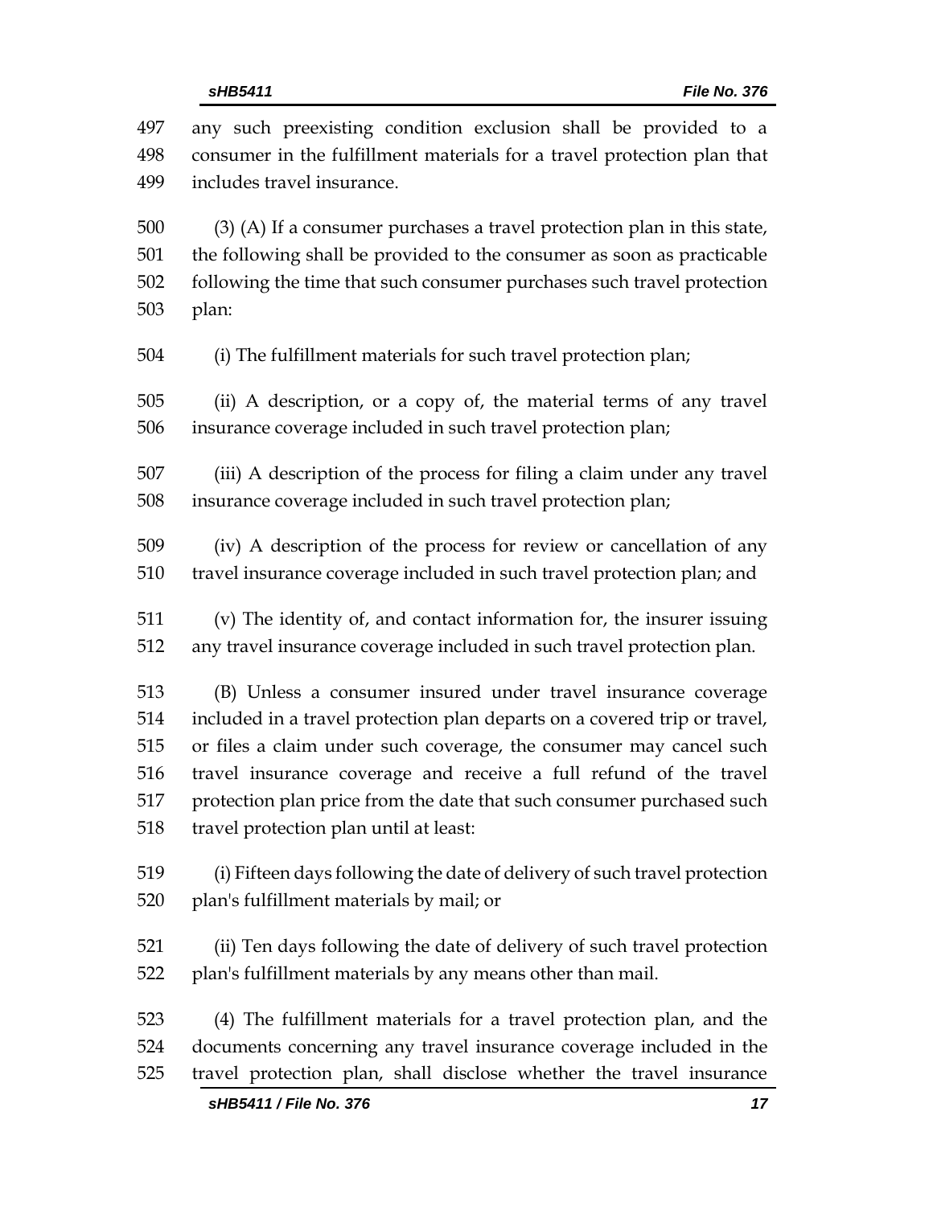any such preexisting condition exclusion shall be provided to a consumer in the fulfillment materials for a travel protection plan that includes travel insurance.

(3) (A) If a consumer purchases a travel protection plan in this state, the following shall be provided to the consumer as soon as practicable following the time that such consumer purchases such travel protection plan:

(i) The fulfillment materials for such travel protection plan;

(ii) A description, or a copy of, the material terms of any travel insurance coverage included in such travel protection plan;

(iii) A description of the process for filing a claim under any travel insurance coverage included in such travel protection plan;

(iv) A description of the process for review or cancellation of any travel insurance coverage included in such travel protection plan; and

(v) The identity of, and contact information for, the insurer issuing any travel insurance coverage included in such travel protection plan.

(B) Unless a consumer insured under travel insurance coverage included in a travel protection plan departs on a covered trip or travel, or files a claim under such coverage, the consumer may cancel such travel insurance coverage and receive a full refund of the travel protection plan price from the date that such consumer purchased such travel protection plan until at least:

(i) Fifteen days following the date of delivery of such travel protection plan's fulfillment materials by mail; or

(ii) Ten days following the date of delivery of such travel protection plan's fulfillment materials by any means other than mail.

(4) The fulfillment materials for a travel protection plan, and the documents concerning any travel insurance coverage included in the travel protection plan, shall disclose whether the travel insurance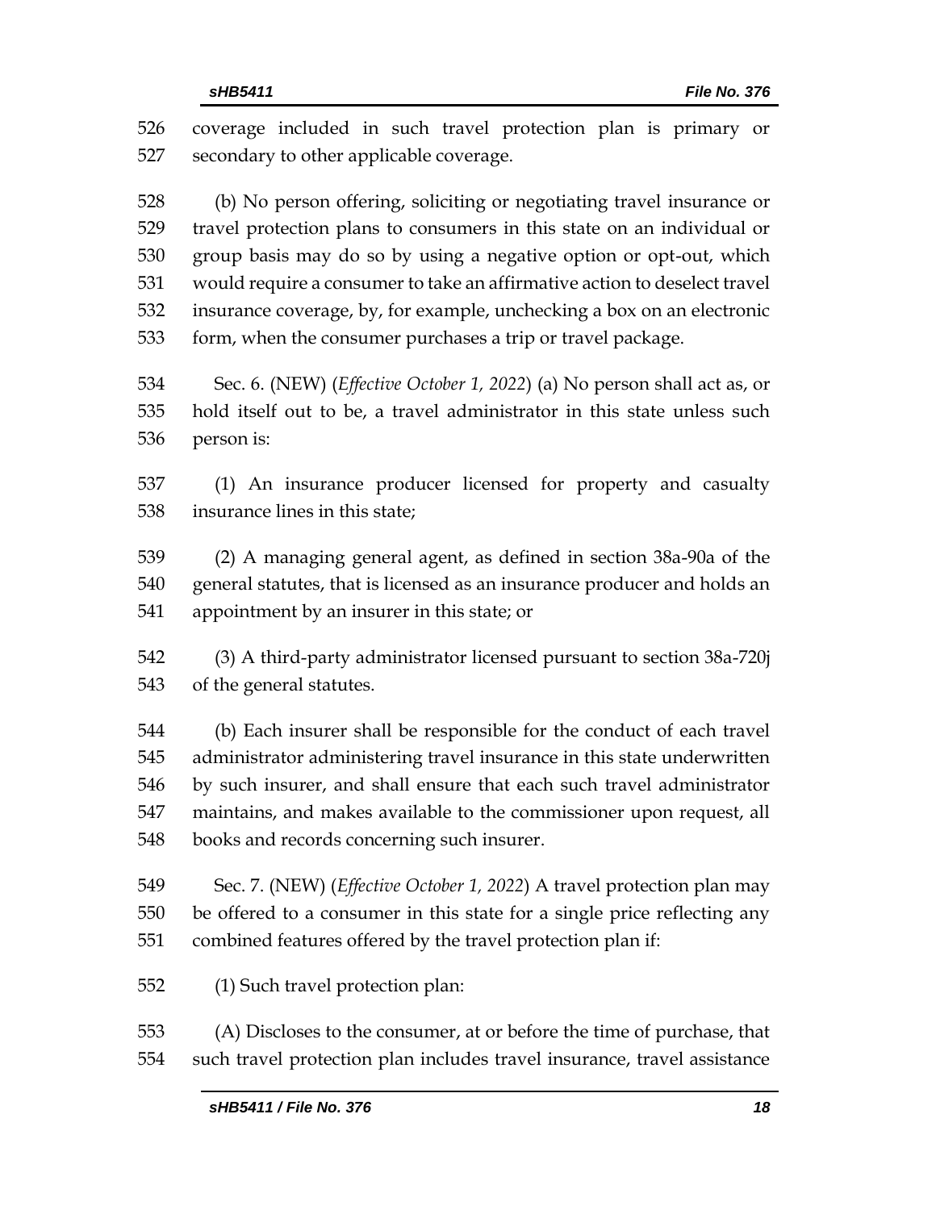coverage included in such travel protection plan is primary or secondary to other applicable coverage.

(b) No person offering, soliciting or negotiating travel insurance or travel protection plans to consumers in this state on an individual or group basis may do so by using a negative option or opt-out, which would require a consumer to take an affirmative action to deselect travel insurance coverage, by, for example, unchecking a box on an electronic form, when the consumer purchases a trip or travel package.

Sec. 6. (NEW) (*Effective October 1, 2022*) (a) No person shall act as, or hold itself out to be, a travel administrator in this state unless such person is:

(1) An insurance producer licensed for property and casualty insurance lines in this state;

(2) A managing general agent, as defined in section 38a-90a of the general statutes, that is licensed as an insurance producer and holds an appointment by an insurer in this state; or

(3) A third-party administrator licensed pursuant to section 38a-720j of the general statutes.

(b) Each insurer shall be responsible for the conduct of each travel administrator administering travel insurance in this state underwritten by such insurer, and shall ensure that each such travel administrator maintains, and makes available to the commissioner upon request, all books and records concerning such insurer.

Sec. 7. (NEW) (*Effective October 1, 2022*) A travel protection plan may be offered to a consumer in this state for a single price reflecting any combined features offered by the travel protection plan if:

(1) Such travel protection plan:

(A) Discloses to the consumer, at or before the time of purchase, that such travel protection plan includes travel insurance, travel assistance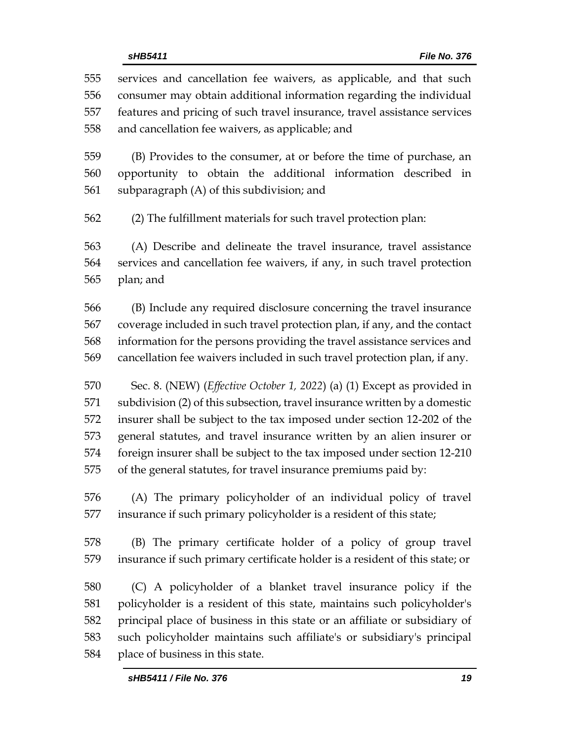services and cancellation fee waivers, as applicable, and that such consumer may obtain additional information regarding the individual features and pricing of such travel insurance, travel assistance services and cancellation fee waivers, as applicable; and

(B) Provides to the consumer, at or before the time of purchase, an opportunity to obtain the additional information described in subparagraph (A) of this subdivision; and

(2) The fulfillment materials for such travel protection plan:

(A) Describe and delineate the travel insurance, travel assistance services and cancellation fee waivers, if any, in such travel protection plan; and

(B) Include any required disclosure concerning the travel insurance coverage included in such travel protection plan, if any, and the contact information for the persons providing the travel assistance services and cancellation fee waivers included in such travel protection plan, if any.

Sec. 8. (NEW) (*Effective October 1, 2022*) (a) (1) Except as provided in subdivision (2) of this subsection, travel insurance written by a domestic insurer shall be subject to the tax imposed under section 12-202 of the general statutes, and travel insurance written by an alien insurer or foreign insurer shall be subject to the tax imposed under section 12-210 of the general statutes, for travel insurance premiums paid by:

(A) The primary policyholder of an individual policy of travel insurance if such primary policyholder is a resident of this state;

(B) The primary certificate holder of a policy of group travel insurance if such primary certificate holder is a resident of this state; or

(C) A policyholder of a blanket travel insurance policy if the policyholder is a resident of this state, maintains such policyholder's principal place of business in this state or an affiliate or subsidiary of such policyholder maintains such affiliate's or subsidiary's principal place of business in this state.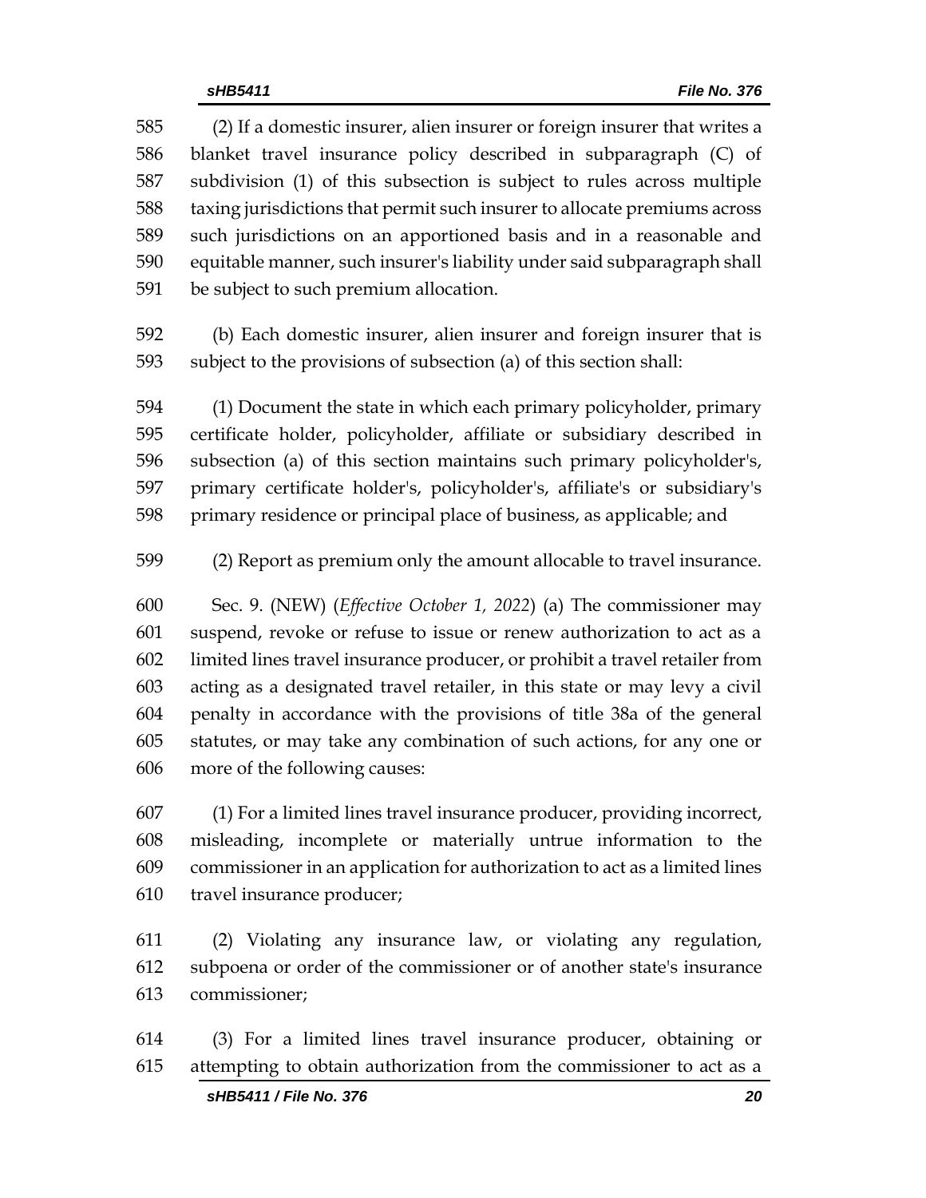(2) If a domestic insurer, alien insurer or foreign insurer that writes a blanket travel insurance policy described in subparagraph (C) of subdivision (1) of this subsection is subject to rules across multiple taxing jurisdictions that permit such insurer to allocate premiums across such jurisdictions on an apportioned basis and in a reasonable and equitable manner, such insurer's liability under said subparagraph shall be subject to such premium allocation.

(b) Each domestic insurer, alien insurer and foreign insurer that is subject to the provisions of subsection (a) of this section shall:

(1) Document the state in which each primary policyholder, primary certificate holder, policyholder, affiliate or subsidiary described in subsection (a) of this section maintains such primary policyholder's, primary certificate holder's, policyholder's, affiliate's or subsidiary's primary residence or principal place of business, as applicable; and

(2) Report as premium only the amount allocable to travel insurance.

Sec. 9. (NEW) (*Effective October 1, 2022*) (a) The commissioner may suspend, revoke or refuse to issue or renew authorization to act as a limited lines travel insurance producer, or prohibit a travel retailer from acting as a designated travel retailer, in this state or may levy a civil penalty in accordance with the provisions of title 38a of the general statutes, or may take any combination of such actions, for any one or more of the following causes:

(1) For a limited lines travel insurance producer, providing incorrect, misleading, incomplete or materially untrue information to the commissioner in an application for authorization to act as a limited lines travel insurance producer;

(2) Violating any insurance law, or violating any regulation, subpoena or order of the commissioner or of another state's insurance commissioner;

(3) For a limited lines travel insurance producer, obtaining or attempting to obtain authorization from the commissioner to act as a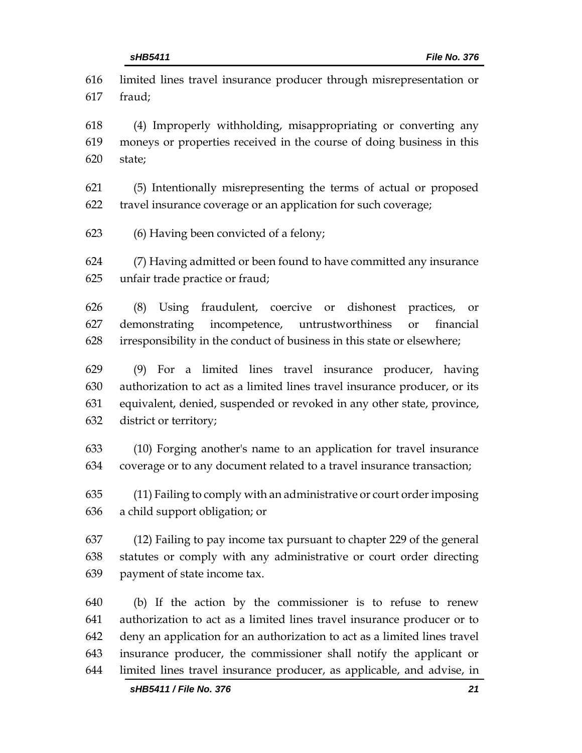limited lines travel insurance producer through misrepresentation or fraud;

(4) Improperly withholding, misappropriating or converting any moneys or properties received in the course of doing business in this state;

(5) Intentionally misrepresenting the terms of actual or proposed travel insurance coverage or an application for such coverage;

(6) Having been convicted of a felony;

(7) Having admitted or been found to have committed any insurance unfair trade practice or fraud;

(8) Using fraudulent, coercive or dishonest practices, or demonstrating incompetence, untrustworthiness or financial irresponsibility in the conduct of business in this state or elsewhere;

(9) For a limited lines travel insurance producer, having authorization to act as a limited lines travel insurance producer, or its equivalent, denied, suspended or revoked in any other state, province, district or territory;

(10) Forging another's name to an application for travel insurance coverage or to any document related to a travel insurance transaction;

(11) Failing to comply with an administrative or court order imposing a child support obligation; or

(12) Failing to pay income tax pursuant to chapter 229 of the general statutes or comply with any administrative or court order directing payment of state income tax.

(b) If the action by the commissioner is to refuse to renew authorization to act as a limited lines travel insurance producer or to deny an application for an authorization to act as a limited lines travel insurance producer, the commissioner shall notify the applicant or limited lines travel insurance producer, as applicable, and advise, in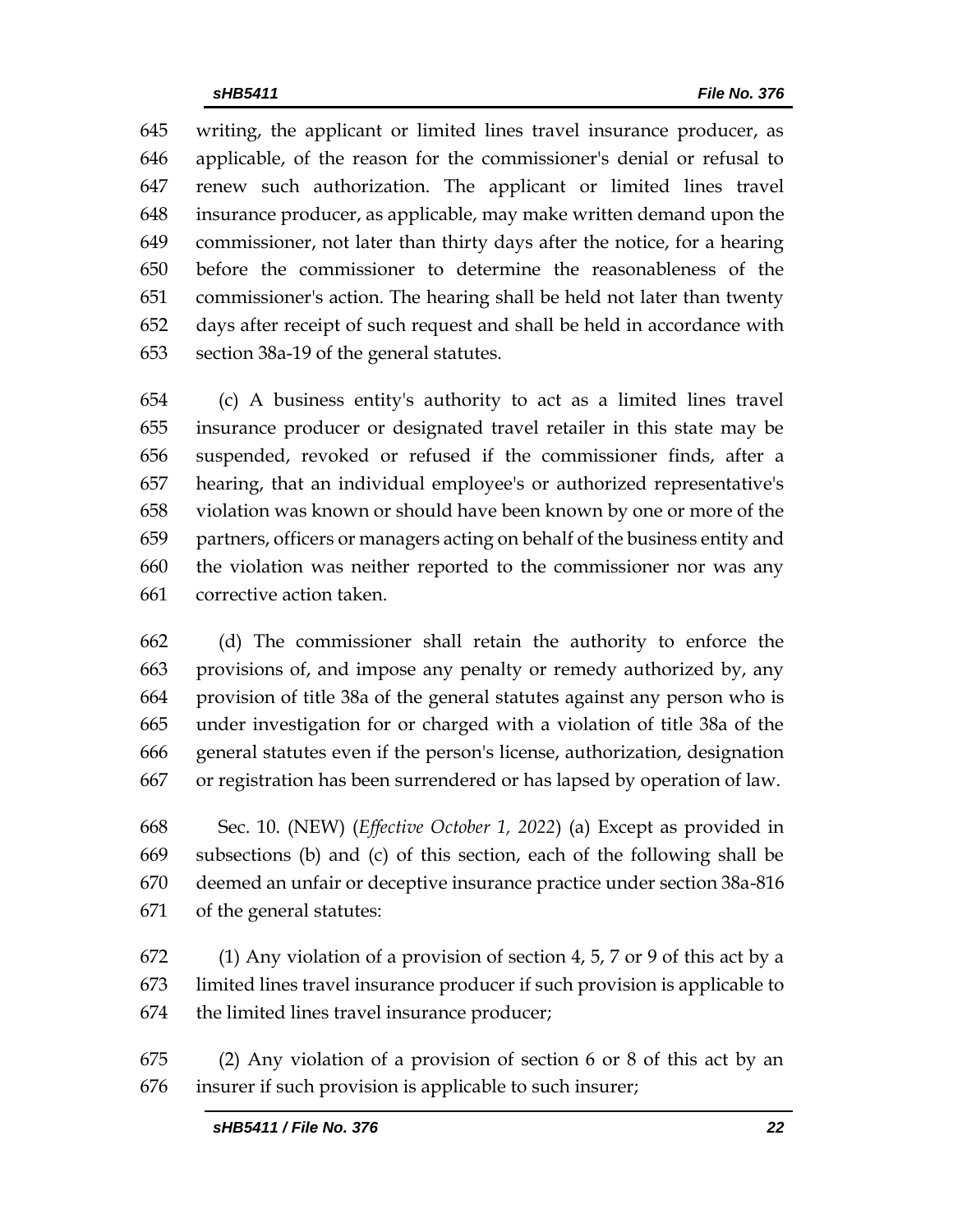writing, the applicant or limited lines travel insurance producer, as applicable, of the reason for the commissioner's denial or refusal to renew such authorization. The applicant or limited lines travel insurance producer, as applicable, may make written demand upon the commissioner, not later than thirty days after the notice, for a hearing before the commissioner to determine the reasonableness of the commissioner's action. The hearing shall be held not later than twenty days after receipt of such request and shall be held in accordance with section 38a-19 of the general statutes.

(c) A business entity's authority to act as a limited lines travel insurance producer or designated travel retailer in this state may be suspended, revoked or refused if the commissioner finds, after a hearing, that an individual employee's or authorized representative's violation was known or should have been known by one or more of the partners, officers or managers acting on behalf of the business entity and the violation was neither reported to the commissioner nor was any corrective action taken.

(d) The commissioner shall retain the authority to enforce the provisions of, and impose any penalty or remedy authorized by, any provision of title 38a of the general statutes against any person who is under investigation for or charged with a violation of title 38a of the general statutes even if the person's license, authorization, designation or registration has been surrendered or has lapsed by operation of law.

Sec. 10. (NEW) (*Effective October 1, 2022*) (a) Except as provided in subsections (b) and (c) of this section, each of the following shall be deemed an unfair or deceptive insurance practice under section 38a-816 of the general statutes:

(1) Any violation of a provision of section 4, 5, 7 or 9 of this act by a limited lines travel insurance producer if such provision is applicable to the limited lines travel insurance producer;

(2) Any violation of a provision of section 6 or 8 of this act by an insurer if such provision is applicable to such insurer;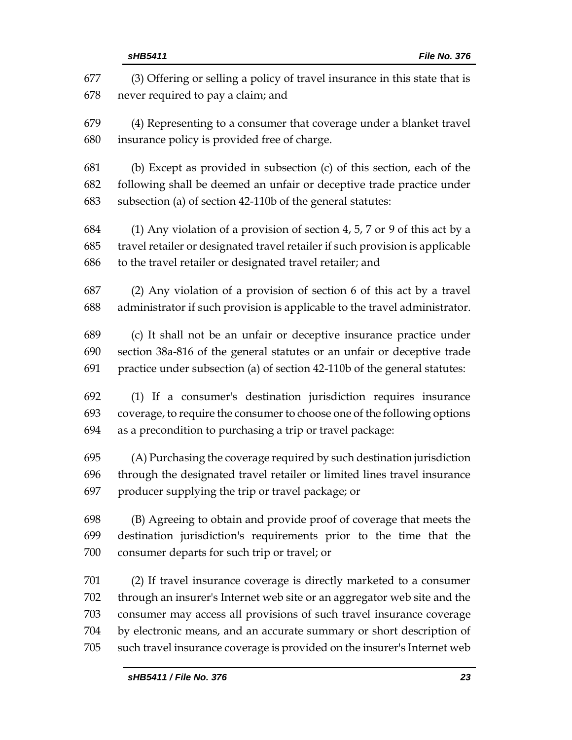(3) Offering or selling a policy of travel insurance in this state that is never required to pay a claim; and

(4) Representing to a consumer that coverage under a blanket travel insurance policy is provided free of charge.

(b) Except as provided in subsection (c) of this section, each of the following shall be deemed an unfair or deceptive trade practice under subsection (a) of section 42-110b of the general statutes:

(1) Any violation of a provision of section 4, 5, 7 or 9 of this act by a travel retailer or designated travel retailer if such provision is applicable to the travel retailer or designated travel retailer; and

(2) Any violation of a provision of section 6 of this act by a travel administrator if such provision is applicable to the travel administrator.

(c) It shall not be an unfair or deceptive insurance practice under section 38a-816 of the general statutes or an unfair or deceptive trade practice under subsection (a) of section 42-110b of the general statutes:

(1) If a consumer's destination jurisdiction requires insurance coverage, to require the consumer to choose one of the following options as a precondition to purchasing a trip or travel package:

(A) Purchasing the coverage required by such destination jurisdiction through the designated travel retailer or limited lines travel insurance producer supplying the trip or travel package; or

(B) Agreeing to obtain and provide proof of coverage that meets the destination jurisdiction's requirements prior to the time that the consumer departs for such trip or travel; or

(2) If travel insurance coverage is directly marketed to a consumer through an insurer's Internet web site or an aggregator web site and the consumer may access all provisions of such travel insurance coverage by electronic means, and an accurate summary or short description of such travel insurance coverage is provided on the insurer's Internet web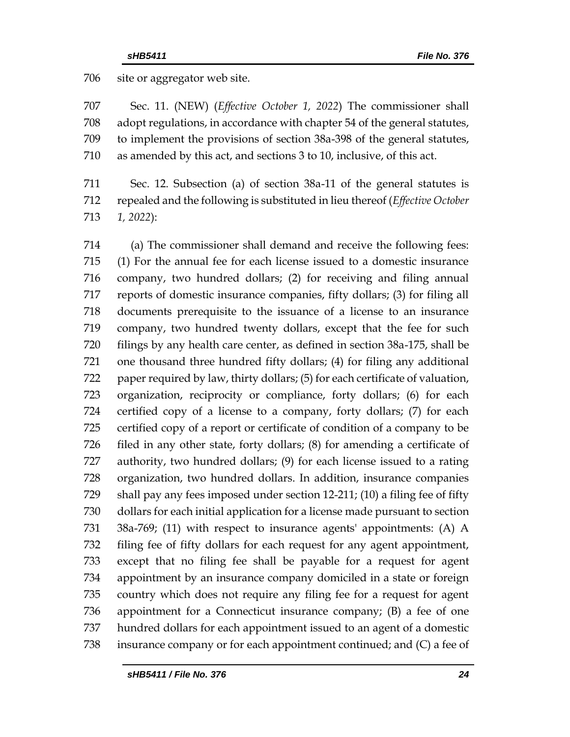706 site or aggregator web site.

707 Sec. 11. (NEW) (*Effective October 1, 2022*) The commissioner shall
708 adopt regulations, in accordance with chapter 54 of the general statutes,
709 to implement the provisions of section 38a-398 of the general statutes,
710 as amended by this act, and sections 3 to 10, inclusive, of this act.

711 Sec. 12. Subsection (a) of section 38a-11 of the general statutes is
712 repealed and the following is substituted in lieu thereof (*Effective October*
713 *1, 2022*):

714 (a) The commissioner shall demand and receive the following fees:
715 (1) For the annual fee for each license issued to a domestic insurance
716 company, two hundred dollars; (2) for receiving and filing annual
717 reports of domestic insurance companies, fifty dollars; (3) for filing all
718 documents prerequisite to the issuance of a license to an insurance
719 company, two hundred twenty dollars, except that the fee for such
720 filings by any health care center, as defined in section 38a-175, shall be
721 one thousand three hundred fifty dollars; (4) for filing any additional
722 paper required by law, thirty dollars; (5) for each certificate of valuation,
723 organization, reciprocity or compliance, forty dollars; (6) for each
724 certified copy of a license to a company, forty dollars; (7) for each
725 certified copy of a report or certificate of condition of a company to be
726 filed in any other state, forty dollars; (8) for amending a certificate of
727 authority, two hundred dollars; (9) for each license issued to a rating
728 organization, two hundred dollars. In addition, insurance companies
729 shall pay any fees imposed under section 12-211; (10) a filing fee of fifty
730 dollars for each initial application for a license made pursuant to section
731 38a-769; (11) with respect to insurance agents' appointments: (A) A
732 filing fee of fifty dollars for each request for any agent appointment,
733 except that no filing fee shall be payable for a request for agent
734 appointment by an insurance company domiciled in a state or foreign
735 country which does not require any filing fee for a request for agent
736 appointment for a Connecticut insurance company; (B) a fee of one
737 hundred dollars for each appointment issued to an agent of a domestic
738 insurance company or for each appointment continued; and (C) a fee of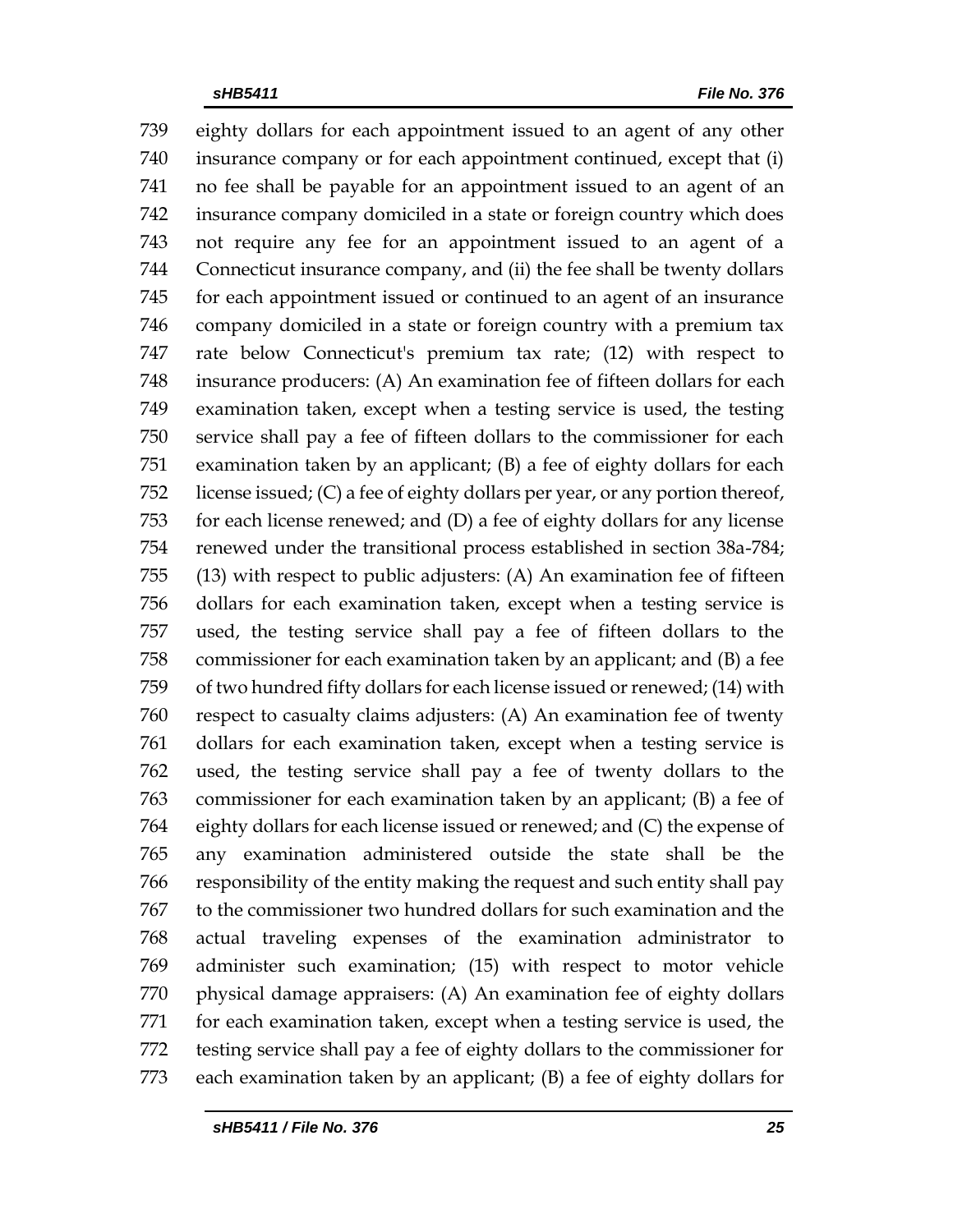739 eighty dollars for each appointment issued to an agent of any other
740 insurance company or for each appointment continued, except that (i)
741 no fee shall be payable for an appointment issued to an agent of an
742 insurance company domiciled in a state or foreign country which does
743 not require any fee for an appointment issued to an agent of a
744 Connecticut insurance company, and (ii) the fee shall be twenty dollars
745 for each appointment issued or continued to an agent of an insurance
746 company domiciled in a state or foreign country with a premium tax
747 rate below Connecticut's premium tax rate; (12) with respect to
748 insurance producers: (A) An examination fee of fifteen dollars for each
749 examination taken, except when a testing service is used, the testing
750 service shall pay a fee of fifteen dollars to the commissioner for each
751 examination taken by an applicant; (B) a fee of eighty dollars for each
752 license issued; (C) a fee of eighty dollars per year, or any portion thereof,
753 for each license renewed; and (D) a fee of eighty dollars for any license
754 renewed under the transitional process established in section 38a-784;
755 (13) with respect to public adjusters: (A) An examination fee of fifteen
756 dollars for each examination taken, except when a testing service is
757 used, the testing service shall pay a fee of fifteen dollars to the
758 commissioner for each examination taken by an applicant; and (B) a fee
759 of two hundred fifty dollars for each license issued or renewed; (14) with
760 respect to casualty claims adjusters: (A) An examination fee of twenty
761 dollars for each examination taken, except when a testing service is
762 used, the testing service shall pay a fee of twenty dollars to the
763 commissioner for each examination taken by an applicant; (B) a fee of
764 eighty dollars for each license issued or renewed; and (C) the expense of
765 any examination administered outside the state shall be the
766 responsibility of the entity making the request and such entity shall pay
767 to the commissioner two hundred dollars for such examination and the
768 actual traveling expenses of the examination administrator to
769 administer such examination; (15) with respect to motor vehicle
770 physical damage appraisers: (A) An examination fee of eighty dollars
771 for each examination taken, except when a testing service is used, the
772 testing service shall pay a fee of eighty dollars to the commissioner for
773 each examination taken by an applicant; (B) a fee of eighty dollars for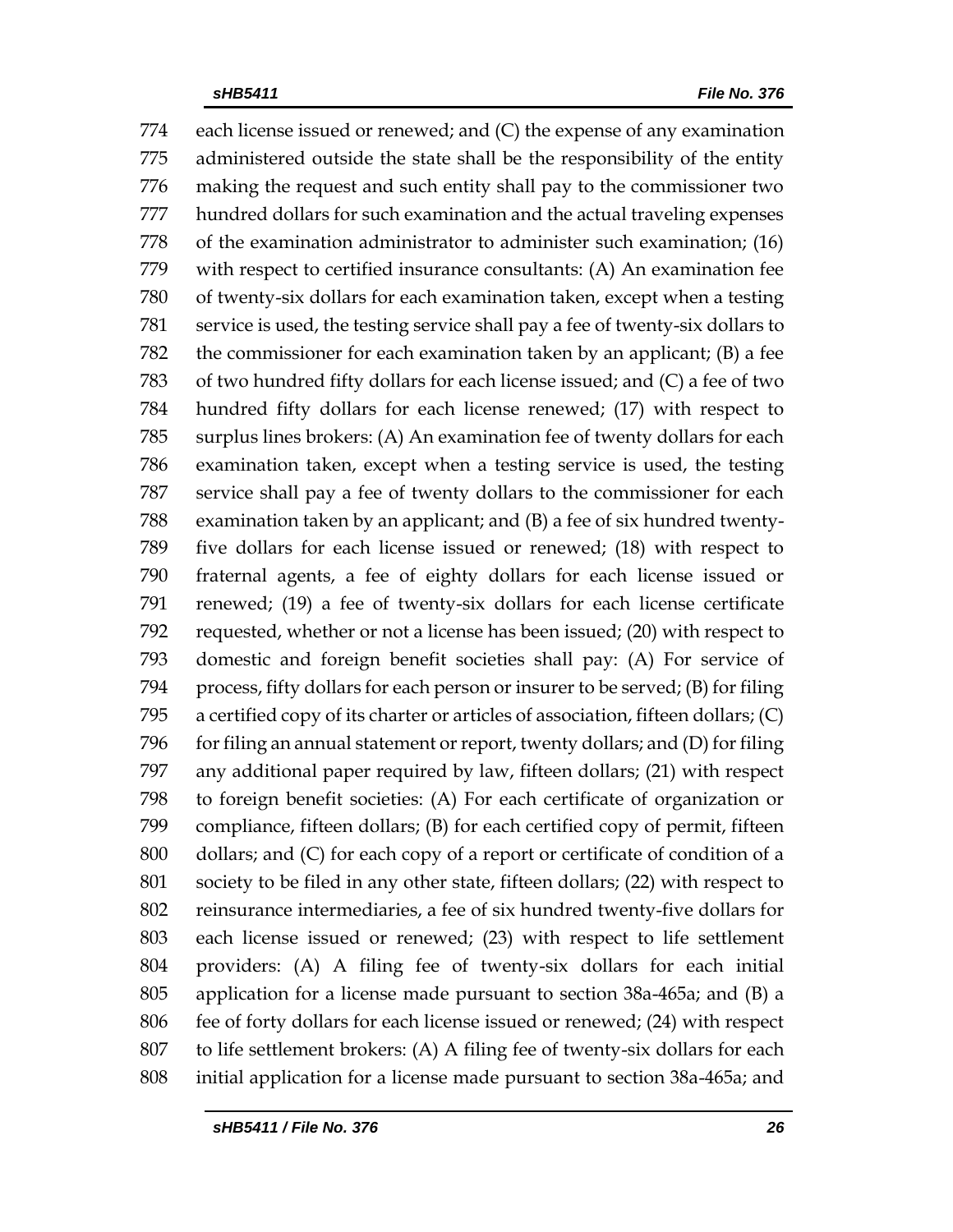774 each license issued or renewed; and (C) the expense of any examination
775 administered outside the state shall be the responsibility of the entity
776 making the request and such entity shall pay to the commissioner two
777 hundred dollars for such examination and the actual traveling expenses
778 of the examination administrator to administer such examination; (16)
779 with respect to certified insurance consultants: (A) An examination fee
780 of twenty-six dollars for each examination taken, except when a testing
781 service is used, the testing service shall pay a fee of twenty-six dollars to
782 the commissioner for each examination taken by an applicant; (B) a fee
783 of two hundred fifty dollars for each license issued; and (C) a fee of two
784 hundred fifty dollars for each license renewed; (17) with respect to
785 surplus lines brokers: (A) An examination fee of twenty dollars for each
786 examination taken, except when a testing service is used, the testing
787 service shall pay a fee of twenty dollars to the commissioner for each
788 examination taken by an applicant; and (B) a fee of six hundred twenty-
789 five dollars for each license issued or renewed; (18) with respect to
790 fraternal agents, a fee of eighty dollars for each license issued or
791 renewed; (19) a fee of twenty-six dollars for each license certificate
792 requested, whether or not a license has been issued; (20) with respect to
793 domestic and foreign benefit societies shall pay: (A) For service of
794 process, fifty dollars for each person or insurer to be served; (B) for filing
795 a certified copy of its charter or articles of association, fifteen dollars; (C)
796 for filing an annual statement or report, twenty dollars; and (D) for filing
797 any additional paper required by law, fifteen dollars; (21) with respect
798 to foreign benefit societies: (A) For each certificate of organization or
799 compliance, fifteen dollars; (B) for each certified copy of permit, fifteen
800 dollars; and (C) for each copy of a report or certificate of condition of a
801 society to be filed in any other state, fifteen dollars; (22) with respect to
802 reinsurance intermediaries, a fee of six hundred twenty-five dollars for
803 each license issued or renewed; (23) with respect to life settlement
804 providers: (A) A filing fee of twenty-six dollars for each initial
805 application for a license made pursuant to section 38a-465a; and (B) a
806 fee of forty dollars for each license issued or renewed; (24) with respect
807 to life settlement brokers: (A) A filing fee of twenty-six dollars for each
808 initial application for a license made pursuant to section 38a-465a; and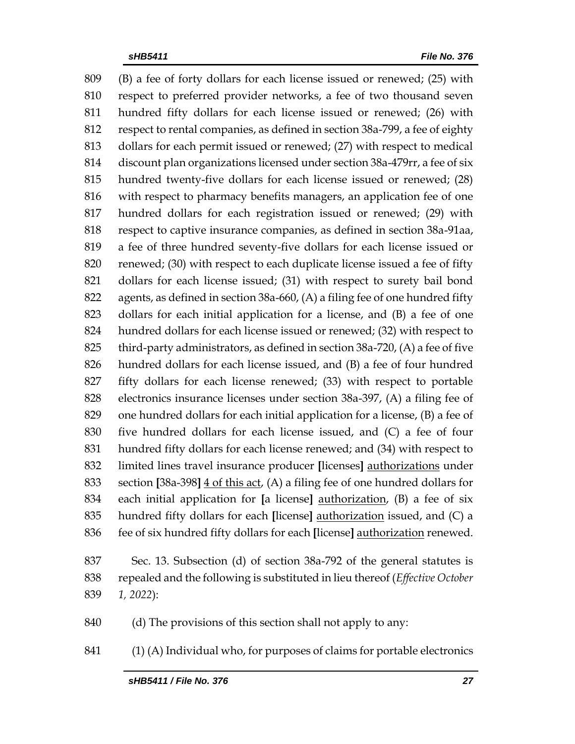(B) a fee of forty dollars for each license issued or renewed; (25) with respect to preferred provider networks, a fee of two thousand seven hundred fifty dollars for each license issued or renewed; (26) with respect to rental companies, as defined in section 38a-799, a fee of eighty dollars for each permit issued or renewed; (27) with respect to medical discount plan organizations licensed under section 38a-479rr, a fee of six hundred twenty-five dollars for each license issued or renewed; (28) with respect to pharmacy benefits managers, an application fee of one hundred dollars for each registration issued or renewed; (29) with respect to captive insurance companies, as defined in section 38a-91aa, a fee of three hundred seventy-five dollars for each license issued or renewed; (30) with respect to each duplicate license issued a fee of fifty dollars for each license issued; (31) with respect to surety bail bond agents, as defined in section 38a-660, (A) a filing fee of one hundred fifty dollars for each initial application for a license, and (B) a fee of one hundred dollars for each license issued or renewed; (32) with respect to third-party administrators, as defined in section 38a-720, (A) a fee of five hundred dollars for each license issued, and (B) a fee of four hundred fifty dollars for each license renewed; (33) with respect to portable electronics insurance licenses under section 38a-397, (A) a filing fee of one hundred dollars for each initial application for a license, (B) a fee of five hundred dollars for each license issued, and (C) a fee of four hundred fifty dollars for each license renewed; and (34) with respect to limited lines travel insurance producer [licenses] <u>authorizations</u> under section [38a-398] <u>4 of this act</u>, (A) a filing fee of one hundred dollars for each initial application for [a license] <u>authorization</u>, (B) a fee of six hundred fifty dollars for each [license] <u>authorization</u> issued, and (C) a fee of six hundred fifty dollars for each [license] <u>authorization</u> renewed.

Sec. 13. Subsection (d) of section 38a-792 of the general statutes is repealed and the following is substituted in lieu thereof (*Effective October 1, 2022*):

(d) The provisions of this section shall not apply to any:

(1) (A) Individual who, for purposes of claims for portable electronics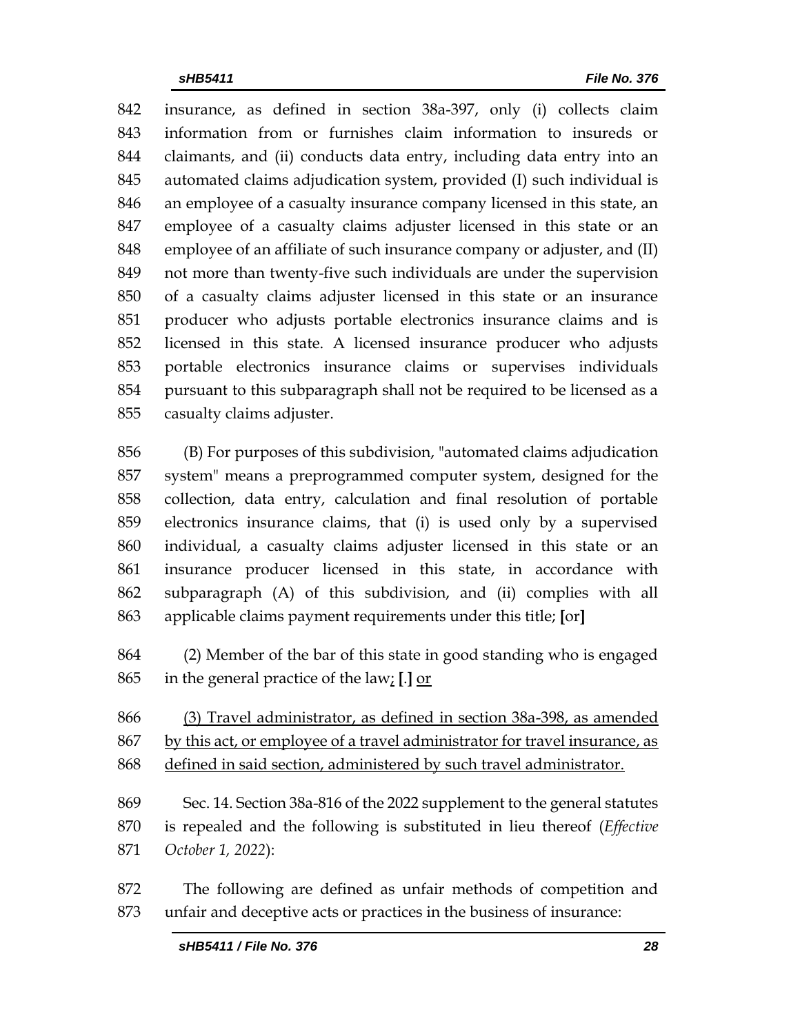insurance, as defined in section 38a-397, only (i) collects claim information from or furnishes claim information to insureds or claimants, and (ii) conducts data entry, including data entry into an automated claims adjudication system, provided (I) such individual is an employee of a casualty insurance company licensed in this state, an employee of a casualty claims adjuster licensed in this state or an employee of an affiliate of such insurance company or adjuster, and (II) not more than twenty-five such individuals are under the supervision of a casualty claims adjuster licensed in this state or an insurance producer who adjusts portable electronics insurance claims and is licensed in this state. A licensed insurance producer who adjusts portable electronics insurance claims or supervises individuals pursuant to this subparagraph shall not be required to be licensed as a casualty claims adjuster.

(B) For purposes of this subdivision, "automated claims adjudication system" means a preprogrammed computer system, designed for the collection, data entry, calculation and final resolution of portable electronics insurance claims, that (i) is used only by a supervised individual, a casualty claims adjuster licensed in this state or an insurance producer licensed in this state, in accordance with subparagraph (A) of this subdivision, and (ii) complies with all applicable claims payment requirements under this title; **[**or**]**

(2) Member of the bar of this state in good standing who is engaged in the general practice of the law<u>;</u> **[**.**]** <u>or</u>

<u>(3) Travel administrator, as defined in section 38a-398, as amended by this act, or employee of a travel administrator for travel insurance, as defined in said section, administered by such travel administrator.</u>

Sec. 14. Section 38a-816 of the 2022 supplement to the general statutes is repealed and the following is substituted in lieu thereof (*Effective October 1, 2022*):

The following are defined as unfair methods of competition and unfair and deceptive acts or practices in the business of insurance: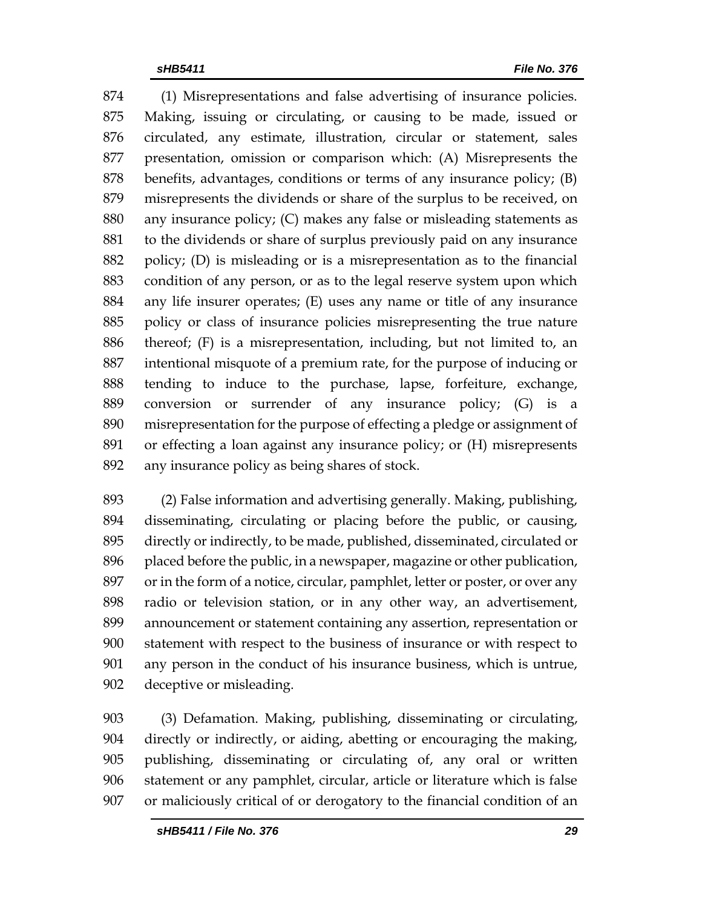(1) Misrepresentations and false advertising of insurance policies. Making, issuing or circulating, or causing to be made, issued or circulated, any estimate, illustration, circular or statement, sales presentation, omission or comparison which: (A) Misrepresents the benefits, advantages, conditions or terms of any insurance policy; (B) misrepresents the dividends or share of the surplus to be received, on any insurance policy; (C) makes any false or misleading statements as to the dividends or share of surplus previously paid on any insurance policy; (D) is misleading or is a misrepresentation as to the financial condition of any person, or as to the legal reserve system upon which any life insurer operates; (E) uses any name or title of any insurance policy or class of insurance policies misrepresenting the true nature thereof; (F) is a misrepresentation, including, but not limited to, an intentional misquote of a premium rate, for the purpose of inducing or tending to induce to the purchase, lapse, forfeiture, exchange, conversion or surrender of any insurance policy; (G) is a misrepresentation for the purpose of effecting a pledge or assignment of or effecting a loan against any insurance policy; or (H) misrepresents any insurance policy as being shares of stock.

(2) False information and advertising generally. Making, publishing, disseminating, circulating or placing before the public, or causing, directly or indirectly, to be made, published, disseminated, circulated or placed before the public, in a newspaper, magazine or other publication, or in the form of a notice, circular, pamphlet, letter or poster, or over any radio or television station, or in any other way, an advertisement, announcement or statement containing any assertion, representation or statement with respect to the business of insurance or with respect to any person in the conduct of his insurance business, which is untrue, deceptive or misleading.

(3) Defamation. Making, publishing, disseminating or circulating, directly or indirectly, or aiding, abetting or encouraging the making, publishing, disseminating or circulating of, any oral or written statement or any pamphlet, circular, article or literature which is false or maliciously critical of or derogatory to the financial condition of an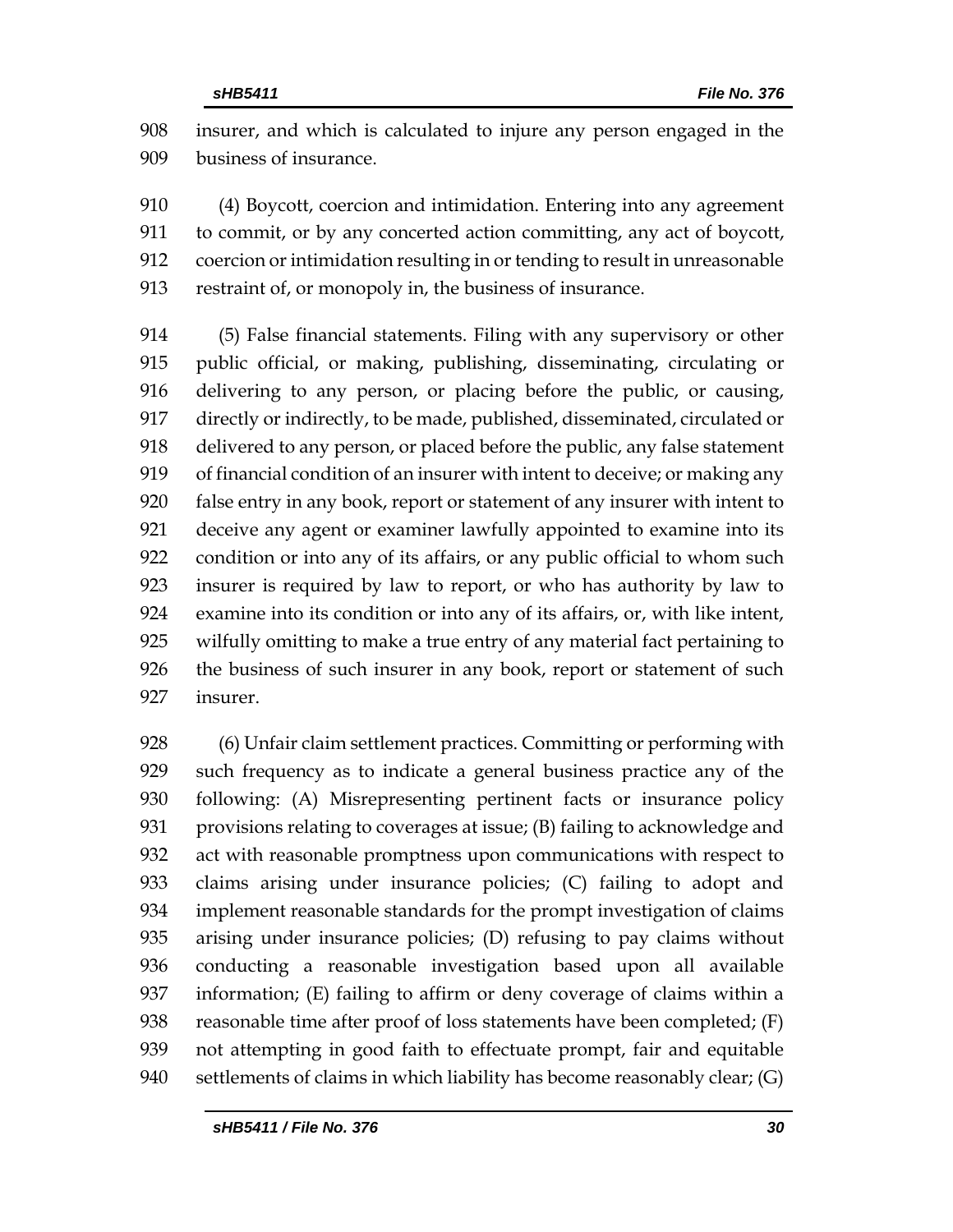insurer, and which is calculated to injure any person engaged in the business of insurance.

(4) Boycott, coercion and intimidation. Entering into any agreement to commit, or by any concerted action committing, any act of boycott, coercion or intimidation resulting in or tending to result in unreasonable restraint of, or monopoly in, the business of insurance.

(5) False financial statements. Filing with any supervisory or other public official, or making, publishing, disseminating, circulating or delivering to any person, or placing before the public, or causing, directly or indirectly, to be made, published, disseminated, circulated or delivered to any person, or placed before the public, any false statement of financial condition of an insurer with intent to deceive; or making any false entry in any book, report or statement of any insurer with intent to deceive any agent or examiner lawfully appointed to examine into its condition or into any of its affairs, or any public official to whom such insurer is required by law to report, or who has authority by law to examine into its condition or into any of its affairs, or, with like intent, wilfully omitting to make a true entry of any material fact pertaining to the business of such insurer in any book, report or statement of such insurer.

(6) Unfair claim settlement practices. Committing or performing with such frequency as to indicate a general business practice any of the following: (A) Misrepresenting pertinent facts or insurance policy provisions relating to coverages at issue; (B) failing to acknowledge and act with reasonable promptness upon communications with respect to claims arising under insurance policies; (C) failing to adopt and implement reasonable standards for the prompt investigation of claims arising under insurance policies; (D) refusing to pay claims without conducting a reasonable investigation based upon all available information; (E) failing to affirm or deny coverage of claims within a reasonable time after proof of loss statements have been completed; (F) not attempting in good faith to effectuate prompt, fair and equitable settlements of claims in which liability has become reasonably clear; (G)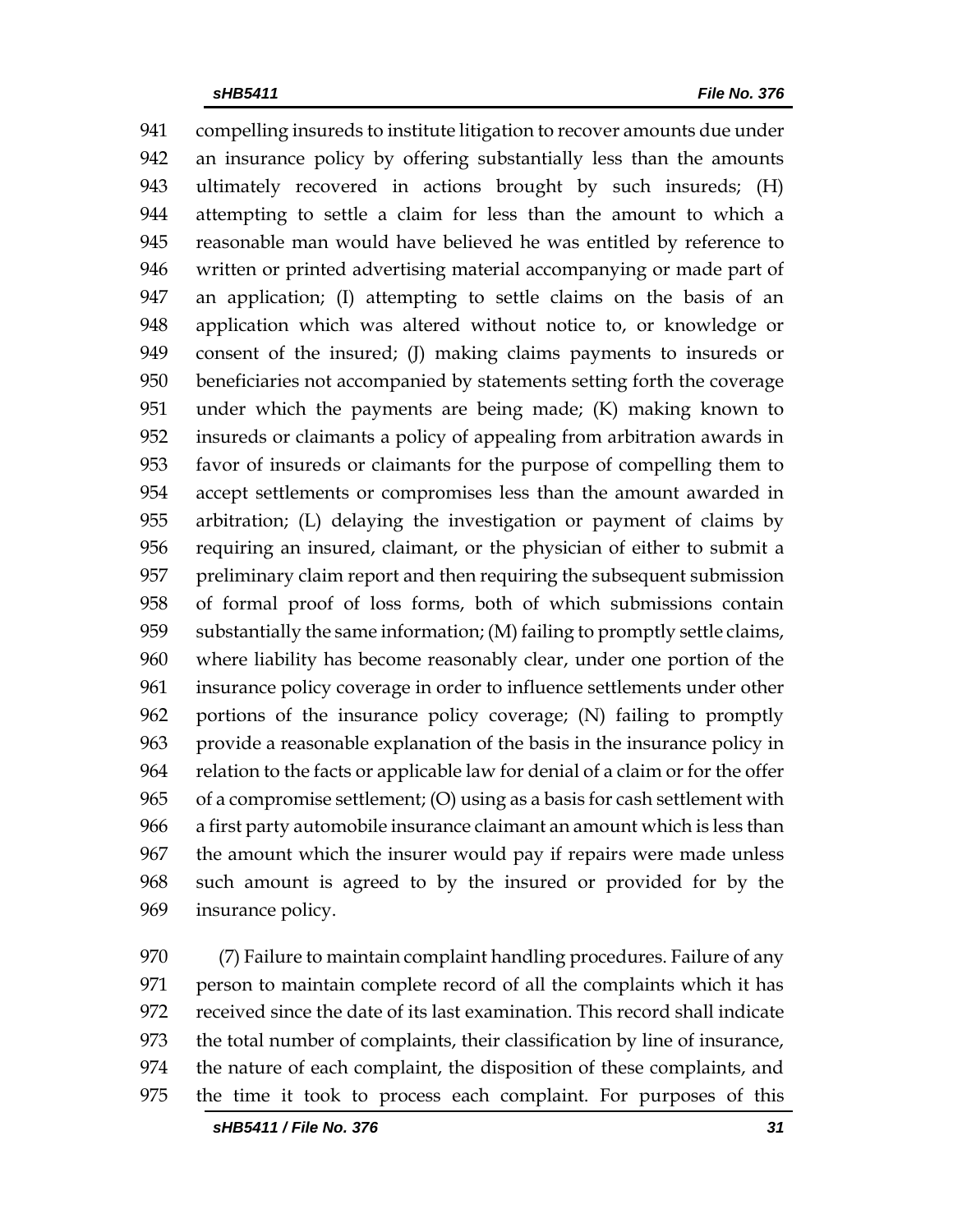compelling insureds to institute litigation to recover amounts due under an insurance policy by offering substantially less than the amounts ultimately recovered in actions brought by such insureds; (H) attempting to settle a claim for less than the amount to which a reasonable man would have believed he was entitled by reference to written or printed advertising material accompanying or made part of an application; (I) attempting to settle claims on the basis of an application which was altered without notice to, or knowledge or consent of the insured; (J) making claims payments to insureds or beneficiaries not accompanied by statements setting forth the coverage under which the payments are being made; (K) making known to insureds or claimants a policy of appealing from arbitration awards in favor of insureds or claimants for the purpose of compelling them to accept settlements or compromises less than the amount awarded in arbitration; (L) delaying the investigation or payment of claims by requiring an insured, claimant, or the physician of either to submit a preliminary claim report and then requiring the subsequent submission of formal proof of loss forms, both of which submissions contain substantially the same information; (M) failing to promptly settle claims, where liability has become reasonably clear, under one portion of the insurance policy coverage in order to influence settlements under other portions of the insurance policy coverage; (N) failing to promptly provide a reasonable explanation of the basis in the insurance policy in relation to the facts or applicable law for denial of a claim or for the offer of a compromise settlement; (O) using as a basis for cash settlement with a first party automobile insurance claimant an amount which is less than the amount which the insurer would pay if repairs were made unless such amount is agreed to by the insured or provided for by the insurance policy.

(7) Failure to maintain complaint handling procedures. Failure of any person to maintain complete record of all the complaints which it has received since the date of its last examination. This record shall indicate the total number of complaints, their classification by line of insurance, the nature of each complaint, the disposition of these complaints, and the time it took to process each complaint. For purposes of this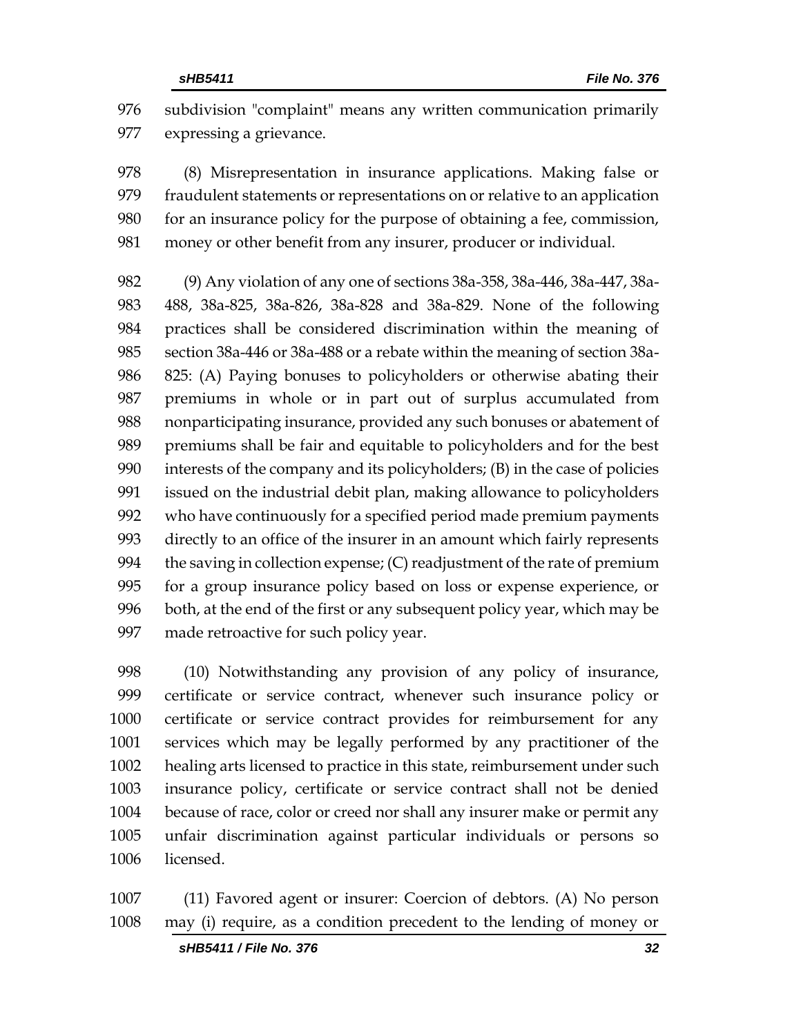subdivision "complaint" means any written communication primarily expressing a grievance.

(8) Misrepresentation in insurance applications. Making false or fraudulent statements or representations on or relative to an application for an insurance policy for the purpose of obtaining a fee, commission, money or other benefit from any insurer, producer or individual.

(9) Any violation of any one of sections 38a-358, 38a-446, 38a-447, 38a-488, 38a-825, 38a-826, 38a-828 and 38a-829. None of the following practices shall be considered discrimination within the meaning of section 38a-446 or 38a-488 or a rebate within the meaning of section 38a-825: (A) Paying bonuses to policyholders or otherwise abating their premiums in whole or in part out of surplus accumulated from nonparticipating insurance, provided any such bonuses or abatement of premiums shall be fair and equitable to policyholders and for the best interests of the company and its policyholders; (B) in the case of policies issued on the industrial debit plan, making allowance to policyholders who have continuously for a specified period made premium payments directly to an office of the insurer in an amount which fairly represents the saving in collection expense; (C) readjustment of the rate of premium for a group insurance policy based on loss or expense experience, or both, at the end of the first or any subsequent policy year, which may be made retroactive for such policy year.

(10) Notwithstanding any provision of any policy of insurance, certificate or service contract, whenever such insurance policy or certificate or service contract provides for reimbursement for any services which may be legally performed by any practitioner of the healing arts licensed to practice in this state, reimbursement under such insurance policy, certificate or service contract shall not be denied because of race, color or creed nor shall any insurer make or permit any unfair discrimination against particular individuals or persons so licensed.

(11) Favored agent or insurer: Coercion of debtors. (A) No person may (i) require, as a condition precedent to the lending of money or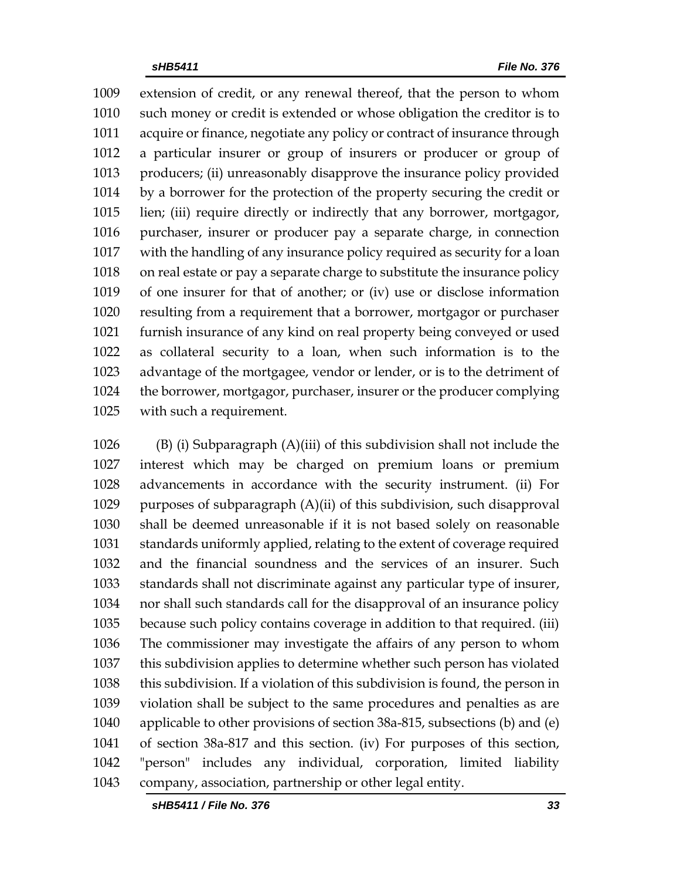1009 extension of credit, or any renewal thereof, that the person to whom
1010 such money or credit is extended or whose obligation the creditor is to
1011 acquire or finance, negotiate any policy or contract of insurance through
1012 a particular insurer or group of insurers or producer or group of
1013 producers; (ii) unreasonably disapprove the insurance policy provided
1014 by a borrower for the protection of the property securing the credit or
1015 lien; (iii) require directly or indirectly that any borrower, mortgagor,
1016 purchaser, insurer or producer pay a separate charge, in connection
1017 with the handling of any insurance policy required as security for a loan
1018 on real estate or pay a separate charge to substitute the insurance policy
1019 of one insurer for that of another; or (iv) use or disclose information
1020 resulting from a requirement that a borrower, mortgagor or purchaser
1021 furnish insurance of any kind on real property being conveyed or used
1022 as collateral security to a loan, when such information is to the
1023 advantage of the mortgagee, vendor or lender, or is to the detriment of
1024 the borrower, mortgagor, purchaser, insurer or the producer complying
1025 with such a requirement.

1026 (B) (i) Subparagraph (A)(iii) of this subdivision shall not include the
1027 interest which may be charged on premium loans or premium
1028 advancements in accordance with the security instrument. (ii) For
1029 purposes of subparagraph (A)(ii) of this subdivision, such disapproval
1030 shall be deemed unreasonable if it is not based solely on reasonable
1031 standards uniformly applied, relating to the extent of coverage required
1032 and the financial soundness and the services of an insurer. Such
1033 standards shall not discriminate against any particular type of insurer,
1034 nor shall such standards call for the disapproval of an insurance policy
1035 because such policy contains coverage in addition to that required. (iii)
1036 The commissioner may investigate the affairs of any person to whom
1037 this subdivision applies to determine whether such person has violated
1038 this subdivision. If a violation of this subdivision is found, the person in
1039 violation shall be subject to the same procedures and penalties as are
1040 applicable to other provisions of section 38a-815, subsections (b) and (e)
1041 of section 38a-817 and this section. (iv) For purposes of this section,
1042 "person" includes any individual, corporation, limited liability
1043 company, association, partnership or other legal entity.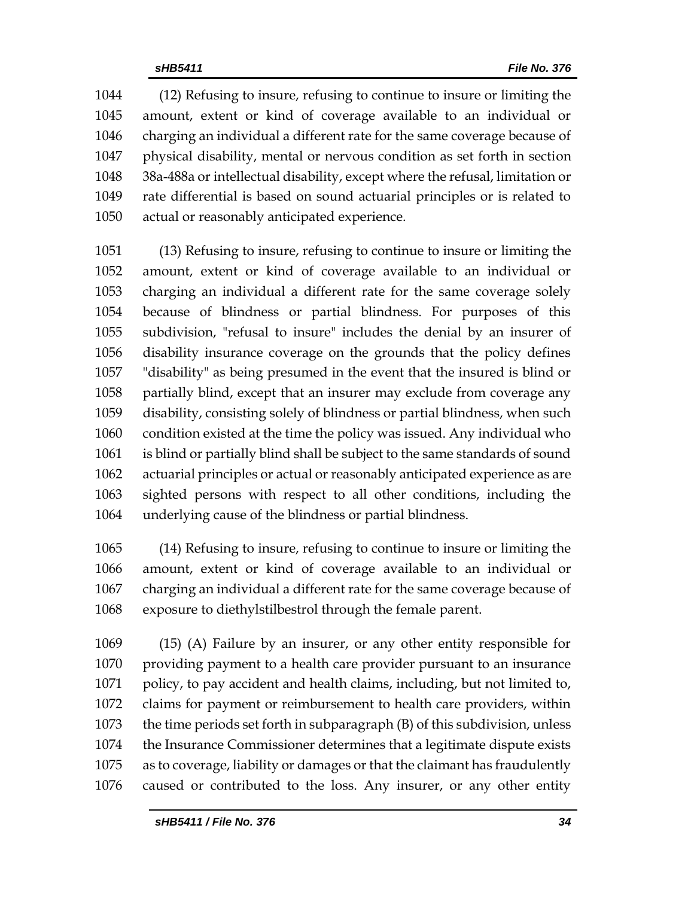(12) Refusing to insure, refusing to continue to insure or limiting the amount, extent or kind of coverage available to an individual or charging an individual a different rate for the same coverage because of physical disability, mental or nervous condition as set forth in section 38a-488a or intellectual disability, except where the refusal, limitation or rate differential is based on sound actuarial principles or is related to actual or reasonably anticipated experience.

(13) Refusing to insure, refusing to continue to insure or limiting the amount, extent or kind of coverage available to an individual or charging an individual a different rate for the same coverage solely because of blindness or partial blindness. For purposes of this subdivision, "refusal to insure" includes the denial by an insurer of disability insurance coverage on the grounds that the policy defines "disability" as being presumed in the event that the insured is blind or partially blind, except that an insurer may exclude from coverage any disability, consisting solely of blindness or partial blindness, when such condition existed at the time the policy was issued. Any individual who is blind or partially blind shall be subject to the same standards of sound actuarial principles or actual or reasonably anticipated experience as are sighted persons with respect to all other conditions, including the underlying cause of the blindness or partial blindness.

(14) Refusing to insure, refusing to continue to insure or limiting the amount, extent or kind of coverage available to an individual or charging an individual a different rate for the same coverage because of exposure to diethylstilbestrol through the female parent.

(15) (A) Failure by an insurer, or any other entity responsible for providing payment to a health care provider pursuant to an insurance policy, to pay accident and health claims, including, but not limited to, claims for payment or reimbursement to health care providers, within the time periods set forth in subparagraph (B) of this subdivision, unless the Insurance Commissioner determines that a legitimate dispute exists as to coverage, liability or damages or that the claimant has fraudulently caused or contributed to the loss. Any insurer, or any other entity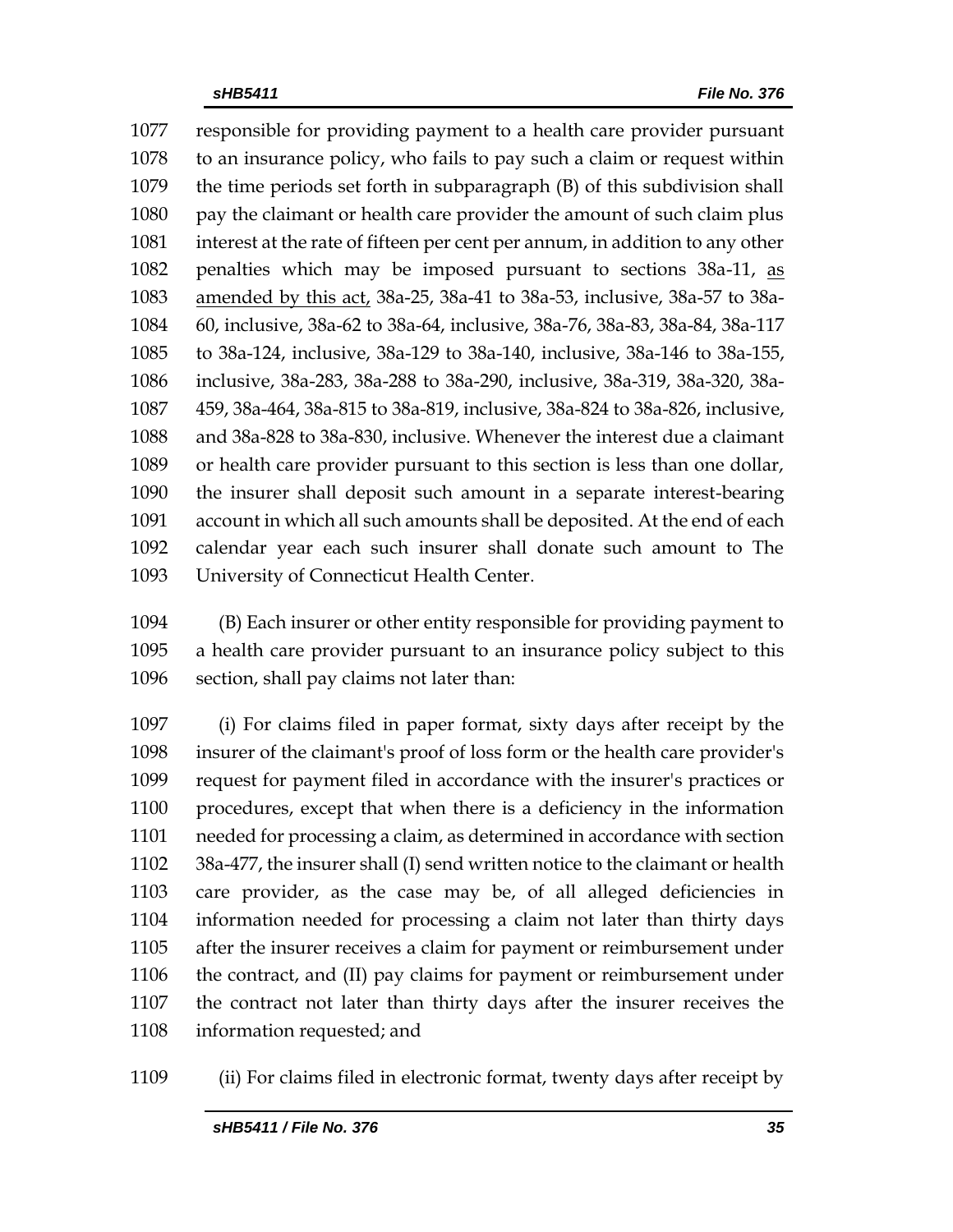responsible for providing payment to a health care provider pursuant to an insurance policy, who fails to pay such a claim or request within the time periods set forth in subparagraph (B) of this subdivision shall pay the claimant or health care provider the amount of such claim plus interest at the rate of fifteen per cent per annum, in addition to any other penalties which may be imposed pursuant to sections 38a-11, as amended by this act, 38a-25, 38a-41 to 38a-53, inclusive, 38a-57 to 38a-60, inclusive, 38a-62 to 38a-64, inclusive, 38a-76, 38a-83, 38a-84, 38a-117 to 38a-124, inclusive, 38a-129 to 38a-140, inclusive, 38a-146 to 38a-155, inclusive, 38a-283, 38a-288 to 38a-290, inclusive, 38a-319, 38a-320, 38a-459, 38a-464, 38a-815 to 38a-819, inclusive, 38a-824 to 38a-826, inclusive, and 38a-828 to 38a-830, inclusive. Whenever the interest due a claimant or health care provider pursuant to this section is less than one dollar, the insurer shall deposit such amount in a separate interest-bearing account in which all such amounts shall be deposited. At the end of each calendar year each such insurer shall donate such amount to The University of Connecticut Health Center.

(B) Each insurer or other entity responsible for providing payment to a health care provider pursuant to an insurance policy subject to this section, shall pay claims not later than:

(i) For claims filed in paper format, sixty days after receipt by the insurer of the claimant's proof of loss form or the health care provider's request for payment filed in accordance with the insurer's practices or procedures, except that when there is a deficiency in the information needed for processing a claim, as determined in accordance with section 38a-477, the insurer shall (I) send written notice to the claimant or health care provider, as the case may be, of all alleged deficiencies in information needed for processing a claim not later than thirty days after the insurer receives a claim for payment or reimbursement under the contract, and (II) pay claims for payment or reimbursement under the contract not later than thirty days after the insurer receives the information requested; and

(ii) For claims filed in electronic format, twenty days after receipt by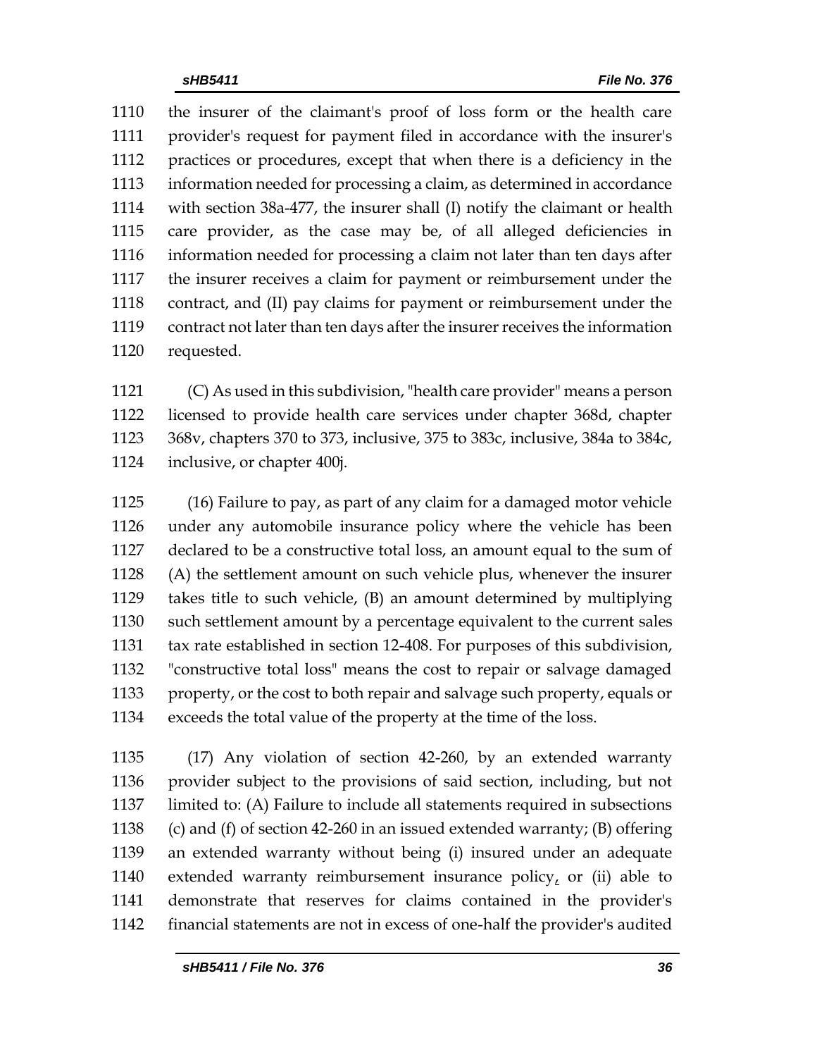1110 the insurer of the claimant's proof of loss form or the health care
1111 provider's request for payment filed in accordance with the insurer's
1112 practices or procedures, except that when there is a deficiency in the
1113 information needed for processing a claim, as determined in accordance
1114 with section 38a-477, the insurer shall (I) notify the claimant or health
1115 care provider, as the case may be, of all alleged deficiencies in
1116 information needed for processing a claim not later than ten days after
1117 the insurer receives a claim for payment or reimbursement under the
1118 contract, and (II) pay claims for payment or reimbursement under the
1119 contract not later than ten days after the insurer receives the information
1120 requested.

1121 (C) As used in this subdivision, "health care provider" means a person
1122 licensed to provide health care services under chapter 368d, chapter
1123 368v, chapters 370 to 373, inclusive, 375 to 383c, inclusive, 384a to 384c,
1124 inclusive, or chapter 400j.

1125 (16) Failure to pay, as part of any claim for a damaged motor vehicle
1126 under any automobile insurance policy where the vehicle has been
1127 declared to be a constructive total loss, an amount equal to the sum of
1128 (A) the settlement amount on such vehicle plus, whenever the insurer
1129 takes title to such vehicle, (B) an amount determined by multiplying
1130 such settlement amount by a percentage equivalent to the current sales
1131 tax rate established in section 12-408. For purposes of this subdivision,
1132 "constructive total loss" means the cost to repair or salvage damaged
1133 property, or the cost to both repair and salvage such property, equals or
1134 exceeds the total value of the property at the time of the loss.

1135 (17) Any violation of section 42-260, by an extended warranty
1136 provider subject to the provisions of said section, including, but not
1137 limited to: (A) Failure to include all statements required in subsections
1138 (c) and (f) of section 42-260 in an issued extended warranty; (B) offering
1139 an extended warranty without being (i) insured under an adequate
1140 extended warranty reimbursement insurance policy, or (ii) able to
1141 demonstrate that reserves for claims contained in the provider's
1142 financial statements are not in excess of one-half the provider's audited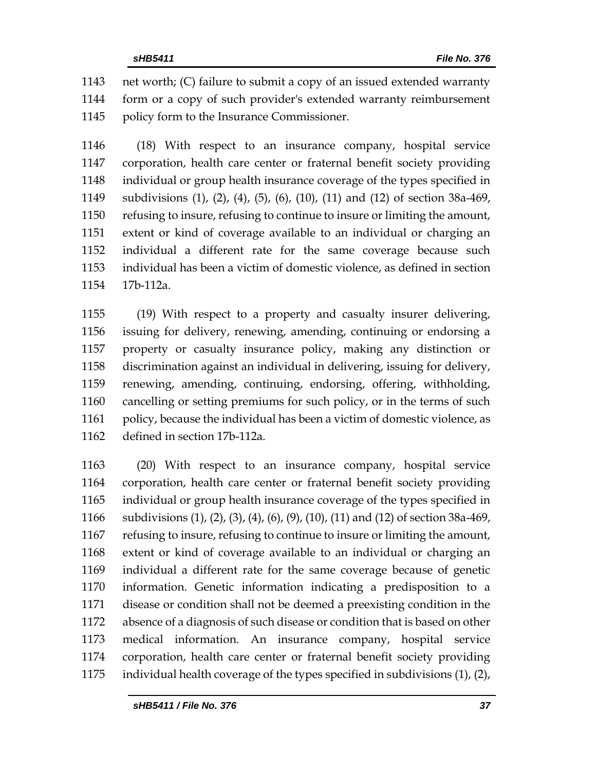net worth; (C) failure to submit a copy of an issued extended warranty form or a copy of such provider's extended warranty reimbursement policy form to the Insurance Commissioner.

(18) With respect to an insurance company, hospital service corporation, health care center or fraternal benefit society providing individual or group health insurance coverage of the types specified in subdivisions (1), (2), (4), (5), (6), (10), (11) and (12) of section 38a-469, refusing to insure, refusing to continue to insure or limiting the amount, extent or kind of coverage available to an individual or charging an individual a different rate for the same coverage because such individual has been a victim of domestic violence, as defined in section 17b-112a.

(19) With respect to a property and casualty insurer delivering, issuing for delivery, renewing, amending, continuing or endorsing a property or casualty insurance policy, making any distinction or discrimination against an individual in delivering, issuing for delivery, renewing, amending, continuing, endorsing, offering, withholding, cancelling or setting premiums for such policy, or in the terms of such policy, because the individual has been a victim of domestic violence, as defined in section 17b-112a.

(20) With respect to an insurance company, hospital service corporation, health care center or fraternal benefit society providing individual or group health insurance coverage of the types specified in subdivisions (1), (2), (3), (4), (6), (9), (10), (11) and (12) of section 38a-469, refusing to insure, refusing to continue to insure or limiting the amount, extent or kind of coverage available to an individual or charging an individual a different rate for the same coverage because of genetic information. Genetic information indicating a predisposition to a disease or condition shall not be deemed a preexisting condition in the absence of a diagnosis of such disease or condition that is based on other medical information. An insurance company, hospital service corporation, health care center or fraternal benefit society providing individual health coverage of the types specified in subdivisions (1), (2),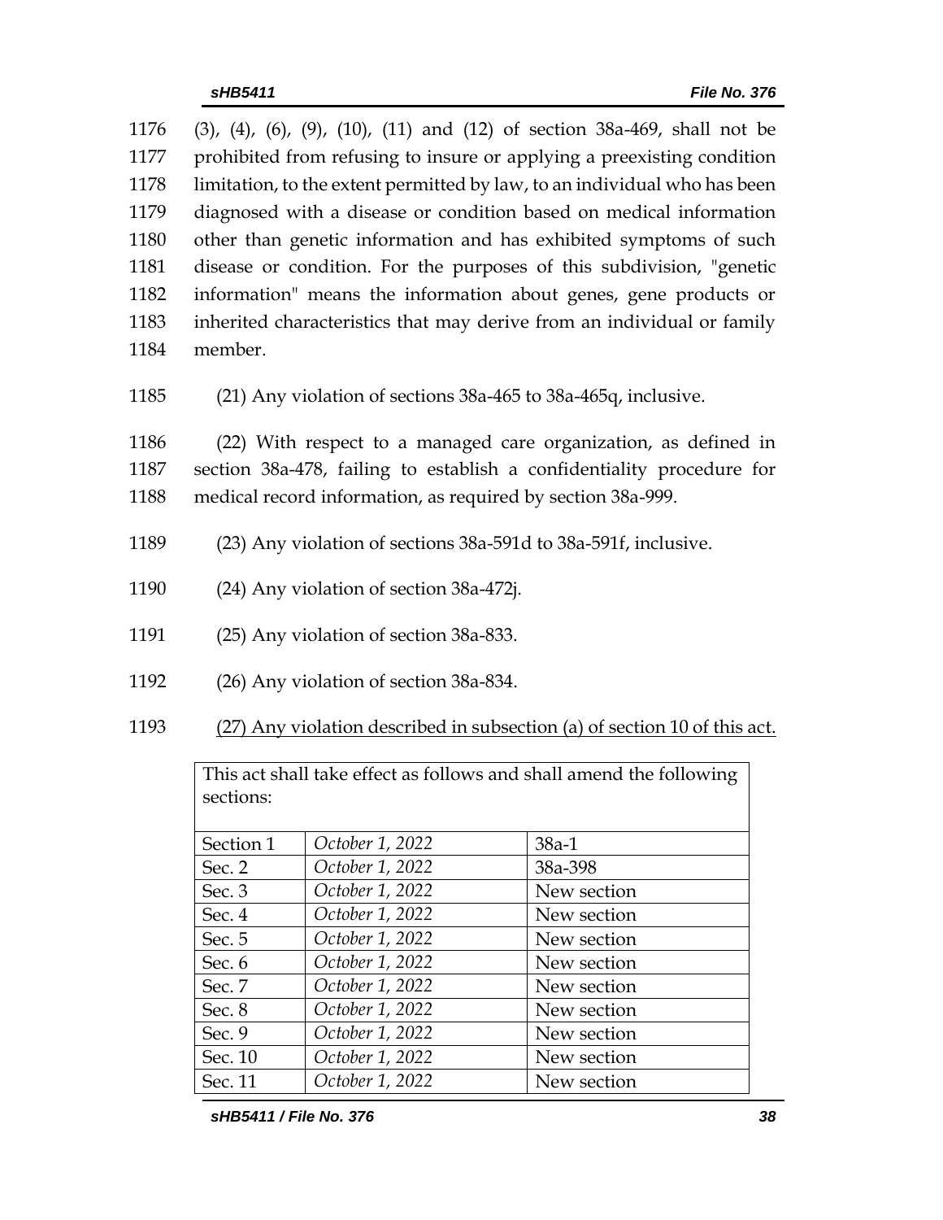1176 (3), (4), (6), (9), (10), (11) and (12) of section 38a-469, shall not be
1177 prohibited from refusing to insure or applying a preexisting condition
1178 limitation, to the extent permitted by law, to an individual who has been
1179 diagnosed with a disease or condition based on medical information
1180 other than genetic information and has exhibited symptoms of such
1181 disease or condition. For the purposes of this subdivision, "genetic
1182 information" means the information about genes, gene products or
1183 inherited characteristics that may derive from an individual or family
1184 member.

1185 (21) Any violation of sections 38a-465 to 38a-465q, inclusive.

1186 (22) With respect to a managed care organization, as defined in
1187 section 38a-478, failing to establish a confidentiality procedure for
1188 medical record information, as required by section 38a-999.

1189 (23) Any violation of sections 38a-591d to 38a-591f, inclusive.

1190 (24) Any violation of section 38a-472j.

1191 (25) Any violation of section 38a-833.

1192 (26) Any violation of section 38a-834.

1193 <u>(27) Any violation described in subsection (a) of section 10 of this act.</u>

| This act shall take effect as follows and shall amend the following sections: | | |
|---|---|---|
| Section 1 | *October 1, 2022* | 38a-1 |
| Sec. 2 | *October 1, 2022* | 38a-398 |
| Sec. 3 | *October 1, 2022* | New section |
| Sec. 4 | *October 1, 2022* | New section |
| Sec. 5 | *October 1, 2022* | New section |
| Sec. 6 | *October 1, 2022* | New section |
| Sec. 7 | *October 1, 2022* | New section |
| Sec. 8 | *October 1, 2022* | New section |
| Sec. 9 | *October 1, 2022* | New section |
| Sec. 10 | *October 1, 2022* | New section |
| Sec. 11 | *October 1, 2022* | New section |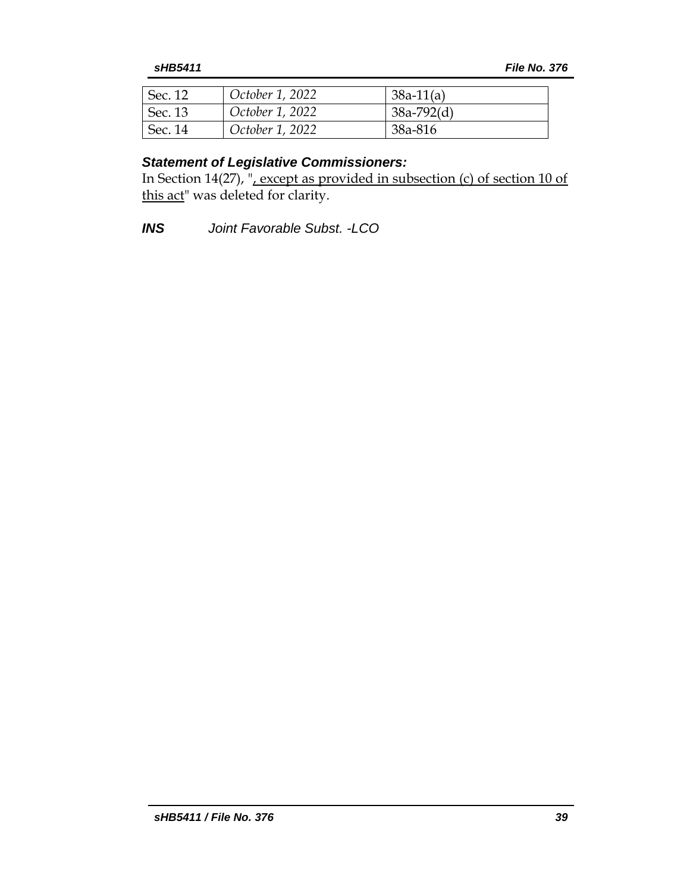| | | |
|---|---|---|
| Sec. 12 | *October 1, 2022* | 38a-11(a) |
| Sec. 13 | *October 1, 2022* | 38a-792(d) |
| Sec. 14 | *October 1, 2022* | 38a-816 |

### *Statement of Legislative Commissioners:*

In Section 14(27), "<u>, except as provided in subsection (c) of section 10 of this act</u>" was deleted for clarity.

***INS*** *Joint Favorable Subst. -LCO*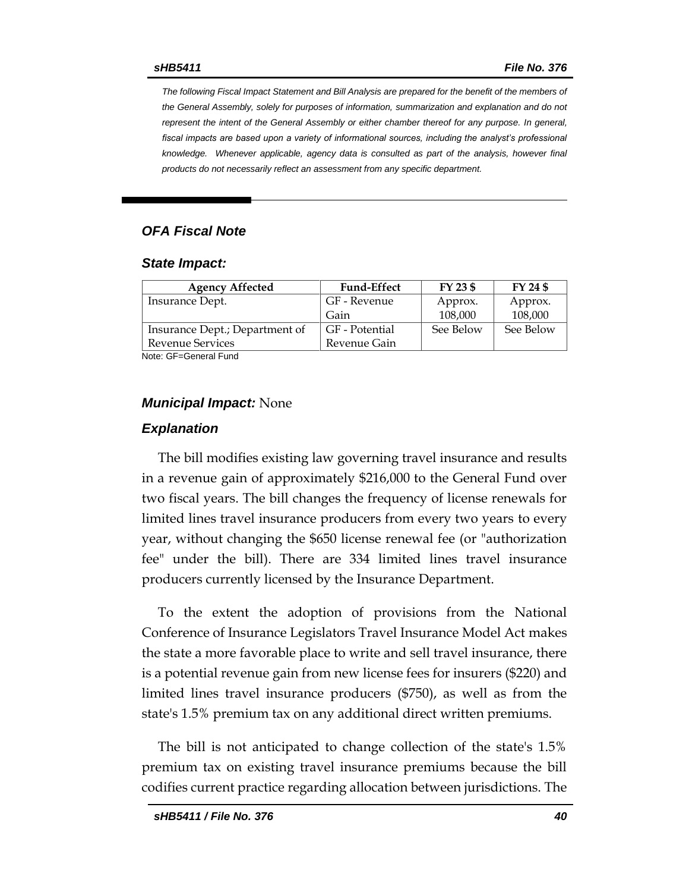*The following Fiscal Impact Statement and Bill Analysis are prepared for the benefit of the members of the General Assembly, solely for purposes of information, summarization and explanation and do not represent the intent of the General Assembly or either chamber thereof for any purpose. In general, fiscal impacts are based upon a variety of informational sources, including the analyst's professional knowledge. Whenever applicable, agency data is consulted as part of the analysis, however final products do not necessarily reflect an assessment from any specific department.*

### *OFA Fiscal Note*

### *State Impact:*

| Agency Affected | Fund-Effect | FY 23 $ | FY 24 $ |
|---|---|---|---|
| Insurance Dept. | GF - Revenue Gain | Approx. 108,000 | Approx. 108,000 |
| Insurance Dept.; Department of Revenue Services | GF - Potential Revenue Gain | See Below | See Below |

Note: GF=General Fund

### *Municipal Impact:* None

### *Explanation*

The bill modifies existing law governing travel insurance and results in a revenue gain of approximately $216,000 to the General Fund over two fiscal years. The bill changes the frequency of license renewals for limited lines travel insurance producers from every two years to every year, without changing the $650 license renewal fee (or "authorization fee" under the bill). There are 334 limited lines travel insurance producers currently licensed by the Insurance Department.

To the extent the adoption of provisions from the National Conference of Insurance Legislators Travel Insurance Model Act makes the state a more favorable place to write and sell travel insurance, there is a potential revenue gain from new license fees for insurers ($220) and limited lines travel insurance producers ($750), as well as from the state's 1.5% premium tax on any additional direct written premiums.

The bill is not anticipated to change collection of the state's 1.5% premium tax on existing travel insurance premiums because the bill codifies current practice regarding allocation between jurisdictions. The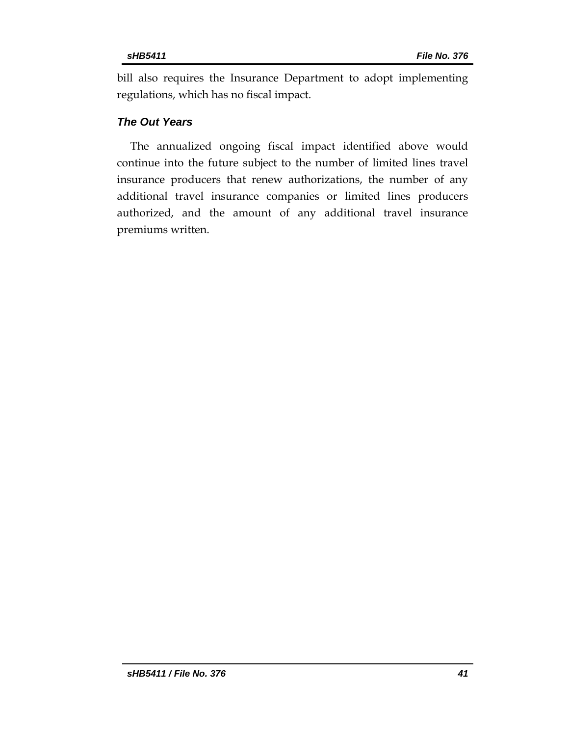bill also requires the Insurance Department to adopt implementing regulations, which has no fiscal impact.

### *The Out Years*

The annualized ongoing fiscal impact identified above would continue into the future subject to the number of limited lines travel insurance producers that renew authorizations, the number of any additional travel insurance companies or limited lines producers authorized, and the amount of any additional travel insurance premiums written.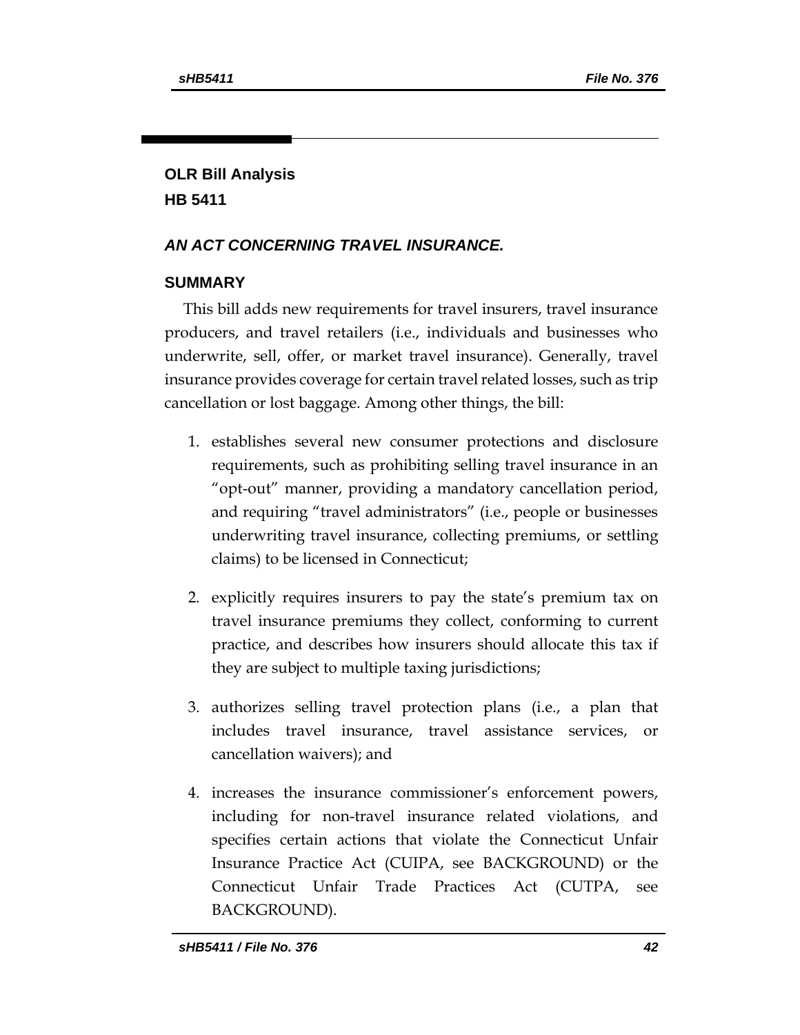## OLR Bill Analysis
## HB 5411

### *AN ACT CONCERNING TRAVEL INSURANCE.*

### SUMMARY

This bill adds new requirements for travel insurers, travel insurance producers, and travel retailers (i.e., individuals and businesses who underwrite, sell, offer, or market travel insurance). Generally, travel insurance provides coverage for certain travel related losses, such as trip cancellation or lost baggage. Among other things, the bill:

1. establishes several new consumer protections and disclosure requirements, such as prohibiting selling travel insurance in an "opt-out" manner, providing a mandatory cancellation period, and requiring "travel administrators" (i.e., people or businesses underwriting travel insurance, collecting premiums, or settling claims) to be licensed in Connecticut;

2. explicitly requires insurers to pay the state's premium tax on travel insurance premiums they collect, conforming to current practice, and describes how insurers should allocate this tax if they are subject to multiple taxing jurisdictions;

3. authorizes selling travel protection plans (i.e., a plan that includes travel insurance, travel assistance services, or cancellation waivers); and

4. increases the insurance commissioner's enforcement powers, including for non-travel insurance related violations, and specifies certain actions that violate the Connecticut Unfair Insurance Practice Act (CUIPA, see BACKGROUND) or the Connecticut Unfair Trade Practices Act (CUTPA, see BACKGROUND).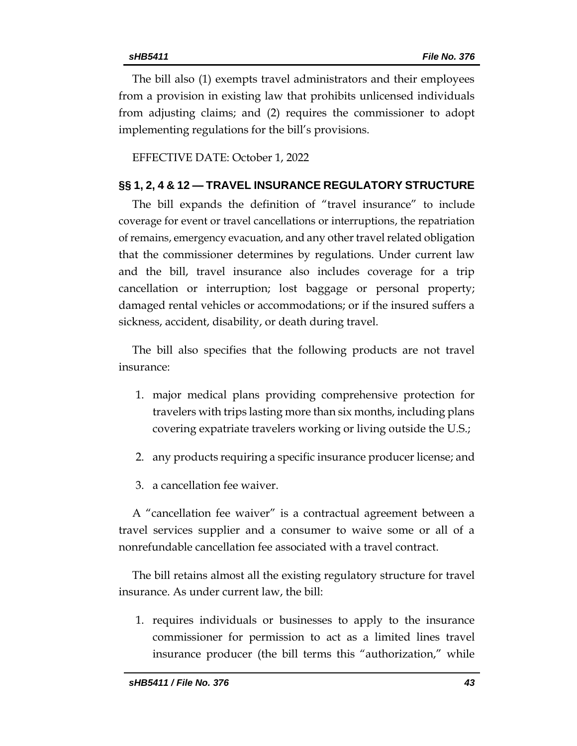The bill also (1) exempts travel administrators and their employees from a provision in existing law that prohibits unlicensed individuals from adjusting claims; and (2) requires the commissioner to adopt implementing regulations for the bill's provisions.

EFFECTIVE DATE: October 1, 2022

## §§ 1, 2, 4 & 12 — TRAVEL INSURANCE REGULATORY STRUCTURE

The bill expands the definition of "travel insurance" to include coverage for event or travel cancellations or interruptions, the repatriation of remains, emergency evacuation, and any other travel related obligation that the commissioner determines by regulations. Under current law and the bill, travel insurance also includes coverage for a trip cancellation or interruption; lost baggage or personal property; damaged rental vehicles or accommodations; or if the insured suffers a sickness, accident, disability, or death during travel.

The bill also specifies that the following products are not travel insurance:

1. major medical plans providing comprehensive protection for travelers with trips lasting more than six months, including plans covering expatriate travelers working or living outside the U.S.;
2. any products requiring a specific insurance producer license; and
3. a cancellation fee waiver.

A "cancellation fee waiver" is a contractual agreement between a travel services supplier and a consumer to waive some or all of a nonrefundable cancellation fee associated with a travel contract.

The bill retains almost all the existing regulatory structure for travel insurance. As under current law, the bill:

1. requires individuals or businesses to apply to the insurance commissioner for permission to act as a limited lines travel insurance producer (the bill terms this "authorization," while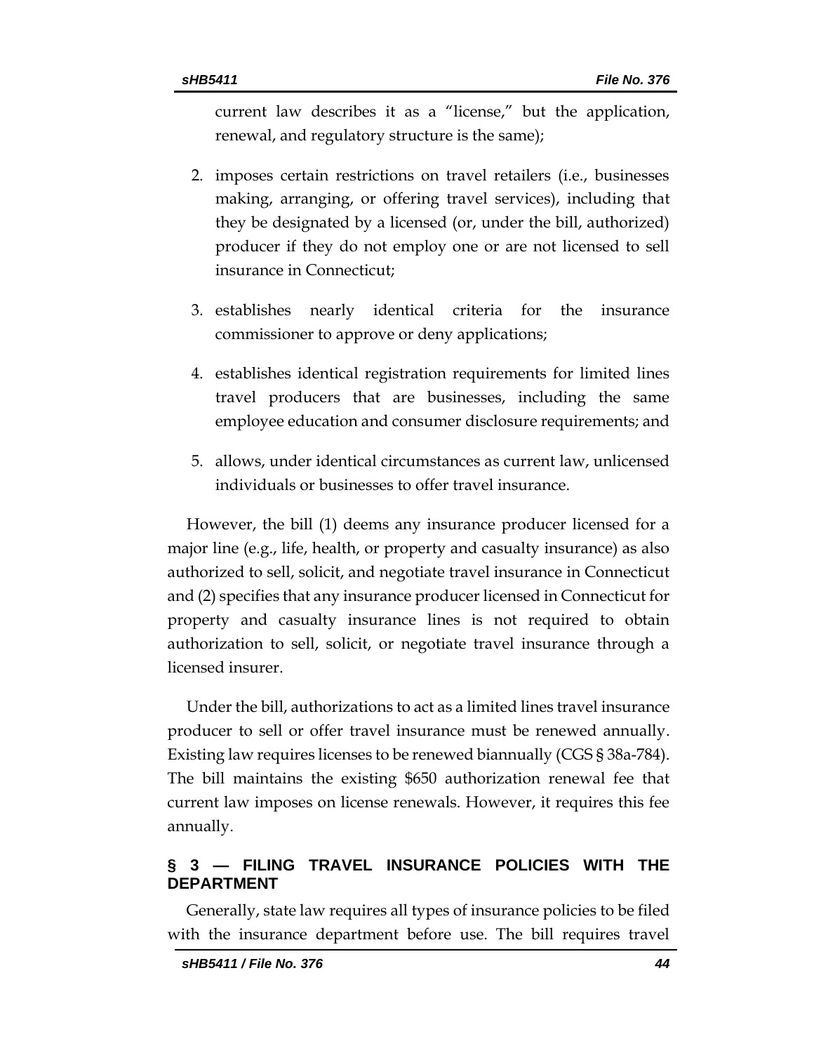current law describes it as a "license," but the application, renewal, and regulatory structure is the same);

2. imposes certain restrictions on travel retailers (i.e., businesses making, arranging, or offering travel services), including that they be designated by a licensed (or, under the bill, authorized) producer if they do not employ one or are not licensed to sell insurance in Connecticut;
3. establishes nearly identical criteria for the insurance commissioner to approve or deny applications;
4. establishes identical registration requirements for limited lines travel producers that are businesses, including the same employee education and consumer disclosure requirements; and
5. allows, under identical circumstances as current law, unlicensed individuals or businesses to offer travel insurance.

However, the bill (1) deems any insurance producer licensed for a major line (e.g., life, health, or property and casualty insurance) as also authorized to sell, solicit, and negotiate travel insurance in Connecticut and (2) specifies that any insurance producer licensed in Connecticut for property and casualty insurance lines is not required to obtain authorization to sell, solicit, or negotiate travel insurance through a licensed insurer.

Under the bill, authorizations to act as a limited lines travel insurance producer to sell or offer travel insurance must be renewed annually. Existing law requires licenses to be renewed biannually (CGS § 38a-784). The bill maintains the existing $650 authorization renewal fee that current law imposes on license renewals. However, it requires this fee annually.

## § 3 — FILING TRAVEL INSURANCE POLICIES WITH THE DEPARTMENT

Generally, state law requires all types of insurance policies to be filed with the insurance department before use. The bill requires travel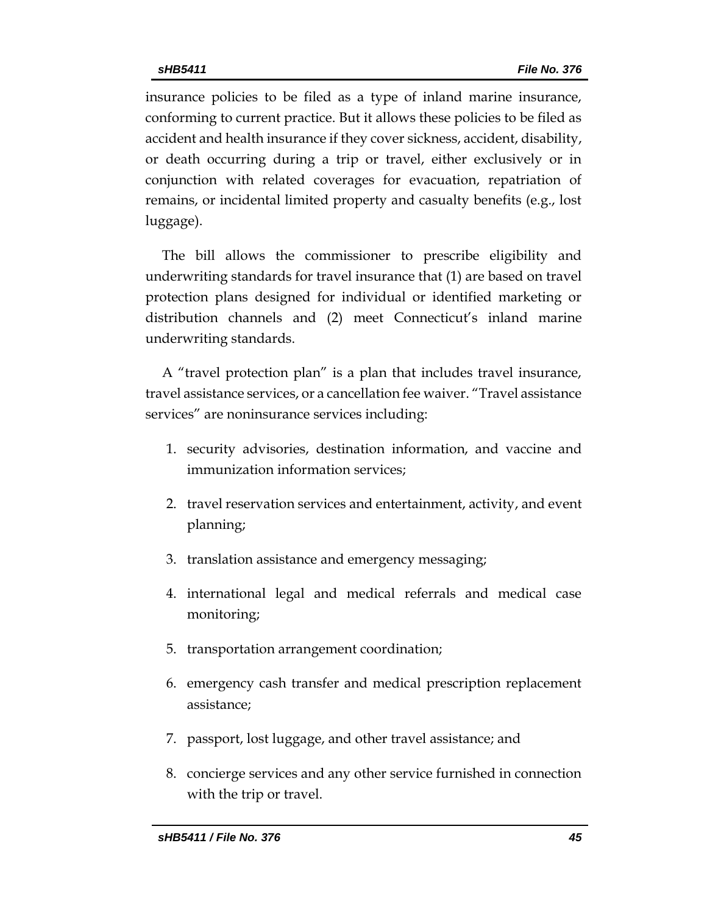insurance policies to be filed as a type of inland marine insurance, conforming to current practice. But it allows these policies to be filed as accident and health insurance if they cover sickness, accident, disability, or death occurring during a trip or travel, either exclusively or in conjunction with related coverages for evacuation, repatriation of remains, or incidental limited property and casualty benefits (e.g., lost luggage).

The bill allows the commissioner to prescribe eligibility and underwriting standards for travel insurance that (1) are based on travel protection plans designed for individual or identified marketing or distribution channels and (2) meet Connecticut's inland marine underwriting standards.

A "travel protection plan" is a plan that includes travel insurance, travel assistance services, or a cancellation fee waiver. "Travel assistance services" are noninsurance services including:

1. security advisories, destination information, and vaccine and immunization information services;
2. travel reservation services and entertainment, activity, and event planning;
3. translation assistance and emergency messaging;
4. international legal and medical referrals and medical case monitoring;
5. transportation arrangement coordination;
6. emergency cash transfer and medical prescription replacement assistance;
7. passport, lost luggage, and other travel assistance; and
8. concierge services and any other service furnished in connection with the trip or travel.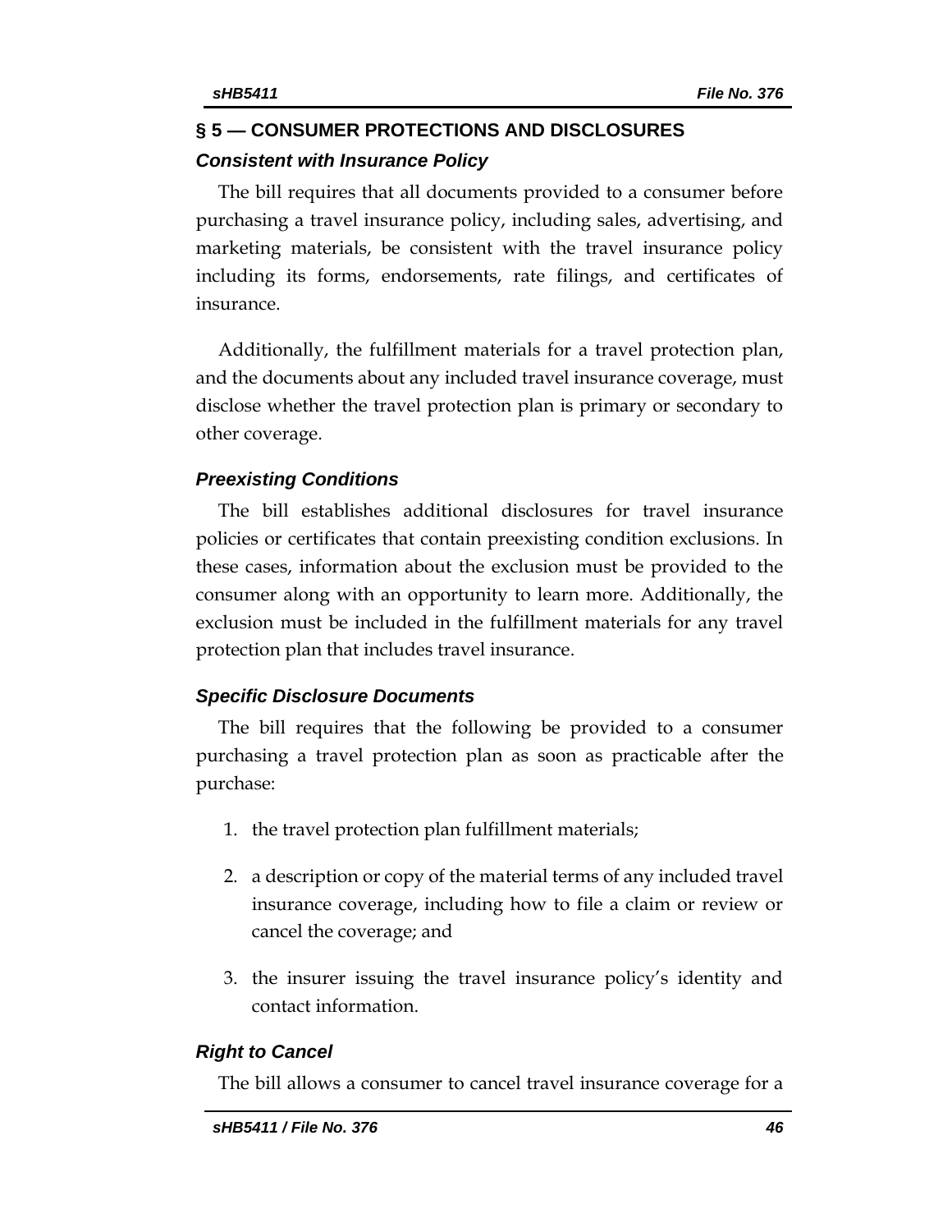## § 5 — CONSUMER PROTECTIONS AND DISCLOSURES

### *Consistent with Insurance Policy*

The bill requires that all documents provided to a consumer before purchasing a travel insurance policy, including sales, advertising, and marketing materials, be consistent with the travel insurance policy including its forms, endorsements, rate filings, and certificates of insurance.

Additionally, the fulfillment materials for a travel protection plan, and the documents about any included travel insurance coverage, must disclose whether the travel protection plan is primary or secondary to other coverage.

### *Preexisting Conditions*

The bill establishes additional disclosures for travel insurance policies or certificates that contain preexisting condition exclusions. In these cases, information about the exclusion must be provided to the consumer along with an opportunity to learn more. Additionally, the exclusion must be included in the fulfillment materials for any travel protection plan that includes travel insurance.

### *Specific Disclosure Documents*

The bill requires that the following be provided to a consumer purchasing a travel protection plan as soon as practicable after the purchase:

1. the travel protection plan fulfillment materials;
2. a description or copy of the material terms of any included travel insurance coverage, including how to file a claim or review or cancel the coverage; and
3. the insurer issuing the travel insurance policy's identity and contact information.

### *Right to Cancel*

The bill allows a consumer to cancel travel insurance coverage for a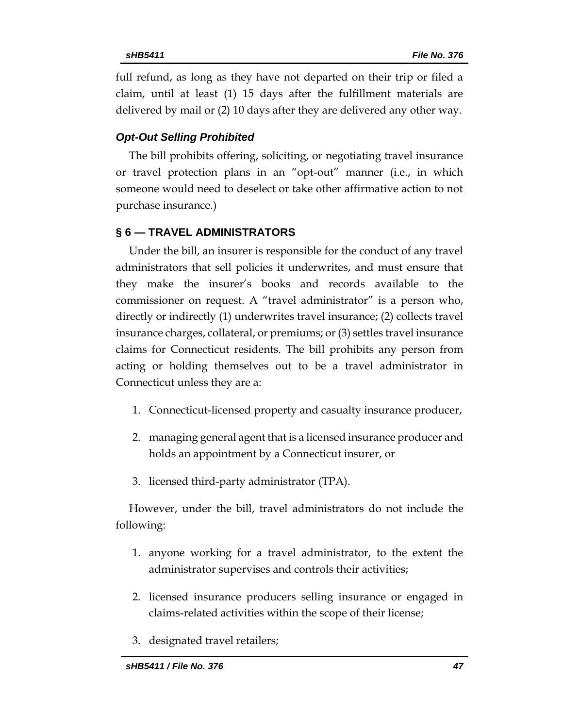full refund, as long as they have not departed on their trip or filed a claim, until at least (1) 15 days after the fulfillment materials are delivered by mail or (2) 10 days after they are delivered any other way.

### *Opt-Out Selling Prohibited*

The bill prohibits offering, soliciting, or negotiating travel insurance or travel protection plans in an "opt-out" manner (i.e., in which someone would need to deselect or take other affirmative action to not purchase insurance.)

## § 6 — TRAVEL ADMINISTRATORS

Under the bill, an insurer is responsible for the conduct of any travel administrators that sell policies it underwrites, and must ensure that they make the insurer's books and records available to the commissioner on request. A "travel administrator" is a person who, directly or indirectly (1) underwrites travel insurance; (2) collects travel insurance charges, collateral, or premiums; or (3) settles travel insurance claims for Connecticut residents. The bill prohibits any person from acting or holding themselves out to be a travel administrator in Connecticut unless they are a:

1. Connecticut-licensed property and casualty insurance producer,
2. managing general agent that is a licensed insurance producer and holds an appointment by a Connecticut insurer, or
3. licensed third-party administrator (TPA).

However, under the bill, travel administrators do not include the following:

1. anyone working for a travel administrator, to the extent the administrator supervises and controls their activities;
2. licensed insurance producers selling insurance or engaged in claims-related activities within the scope of their license;
3. designated travel retailers;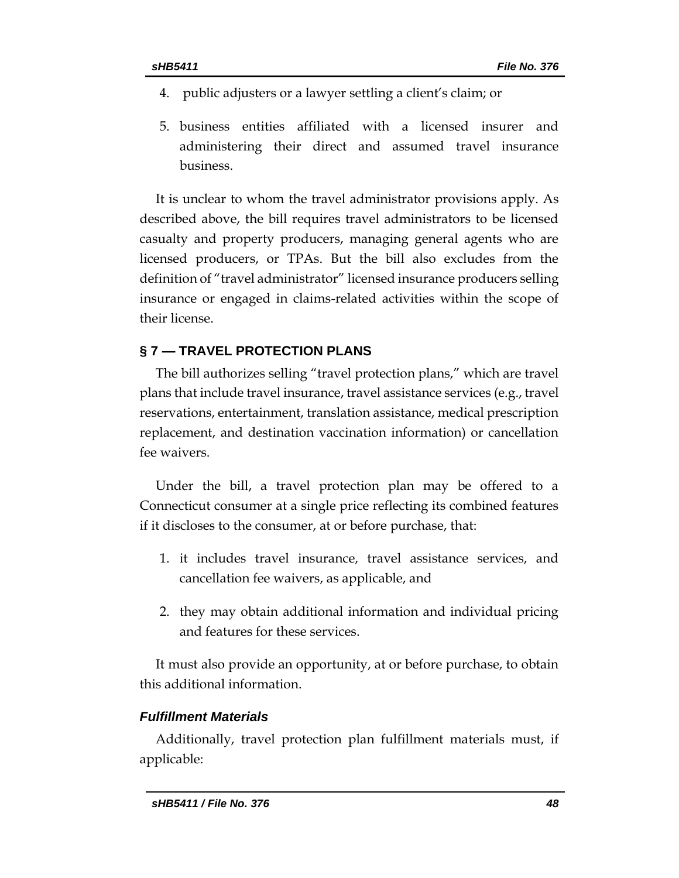4. public adjusters or a lawyer settling a client's claim; or

5. business entities affiliated with a licensed insurer and administering their direct and assumed travel insurance business.

It is unclear to whom the travel administrator provisions apply. As described above, the bill requires travel administrators to be licensed casualty and property producers, managing general agents who are licensed producers, or TPAs. But the bill also excludes from the definition of "travel administrator" licensed insurance producers selling insurance or engaged in claims-related activities within the scope of their license.

## § 7 — TRAVEL PROTECTION PLANS

The bill authorizes selling "travel protection plans," which are travel plans that include travel insurance, travel assistance services (e.g., travel reservations, entertainment, translation assistance, medical prescription replacement, and destination vaccination information) or cancellation fee waivers.

Under the bill, a travel protection plan may be offered to a Connecticut consumer at a single price reflecting its combined features if it discloses to the consumer, at or before purchase, that:

1. it includes travel insurance, travel assistance services, and cancellation fee waivers, as applicable, and

2. they may obtain additional information and individual pricing and features for these services.

It must also provide an opportunity, at or before purchase, to obtain this additional information.

### *Fulfillment Materials*

Additionally, travel protection plan fulfillment materials must, if applicable: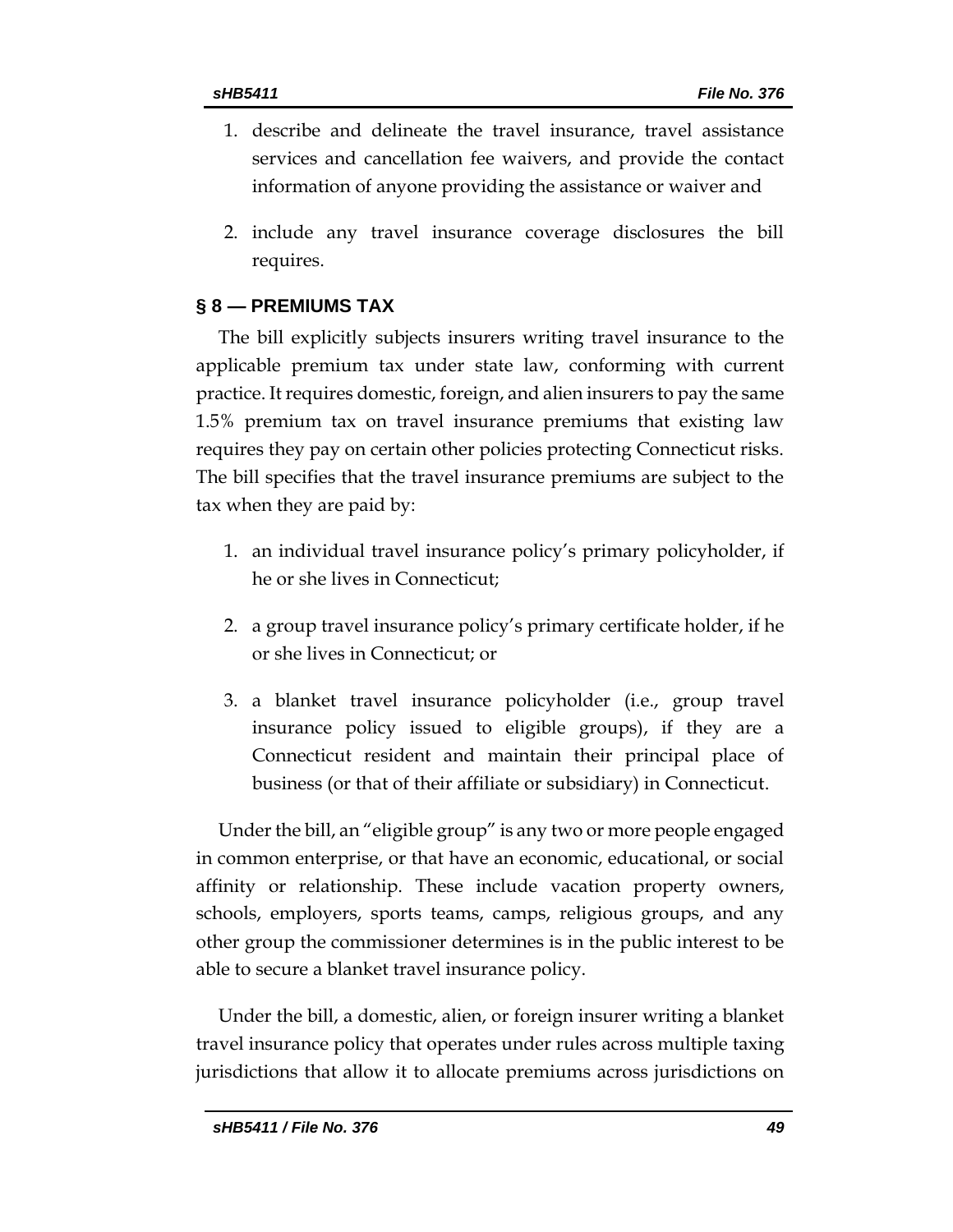1. describe and delineate the travel insurance, travel assistance services and cancellation fee waivers, and provide the contact information of anyone providing the assistance or waiver and

2. include any travel insurance coverage disclosures the bill requires.

## § 8 — PREMIUMS TAX

The bill explicitly subjects insurers writing travel insurance to the applicable premium tax under state law, conforming with current practice. It requires domestic, foreign, and alien insurers to pay the same 1.5% premium tax on travel insurance premiums that existing law requires they pay on certain other policies protecting Connecticut risks. The bill specifies that the travel insurance premiums are subject to the tax when they are paid by:

1. an individual travel insurance policy's primary policyholder, if he or she lives in Connecticut;

2. a group travel insurance policy's primary certificate holder, if he or she lives in Connecticut; or

3. a blanket travel insurance policyholder (i.e., group travel insurance policy issued to eligible groups), if they are a Connecticut resident and maintain their principal place of business (or that of their affiliate or subsidiary) in Connecticut.

Under the bill, an "eligible group" is any two or more people engaged in common enterprise, or that have an economic, educational, or social affinity or relationship. These include vacation property owners, schools, employers, sports teams, camps, religious groups, and any other group the commissioner determines is in the public interest to be able to secure a blanket travel insurance policy.

Under the bill, a domestic, alien, or foreign insurer writing a blanket travel insurance policy that operates under rules across multiple taxing jurisdictions that allow it to allocate premiums across jurisdictions on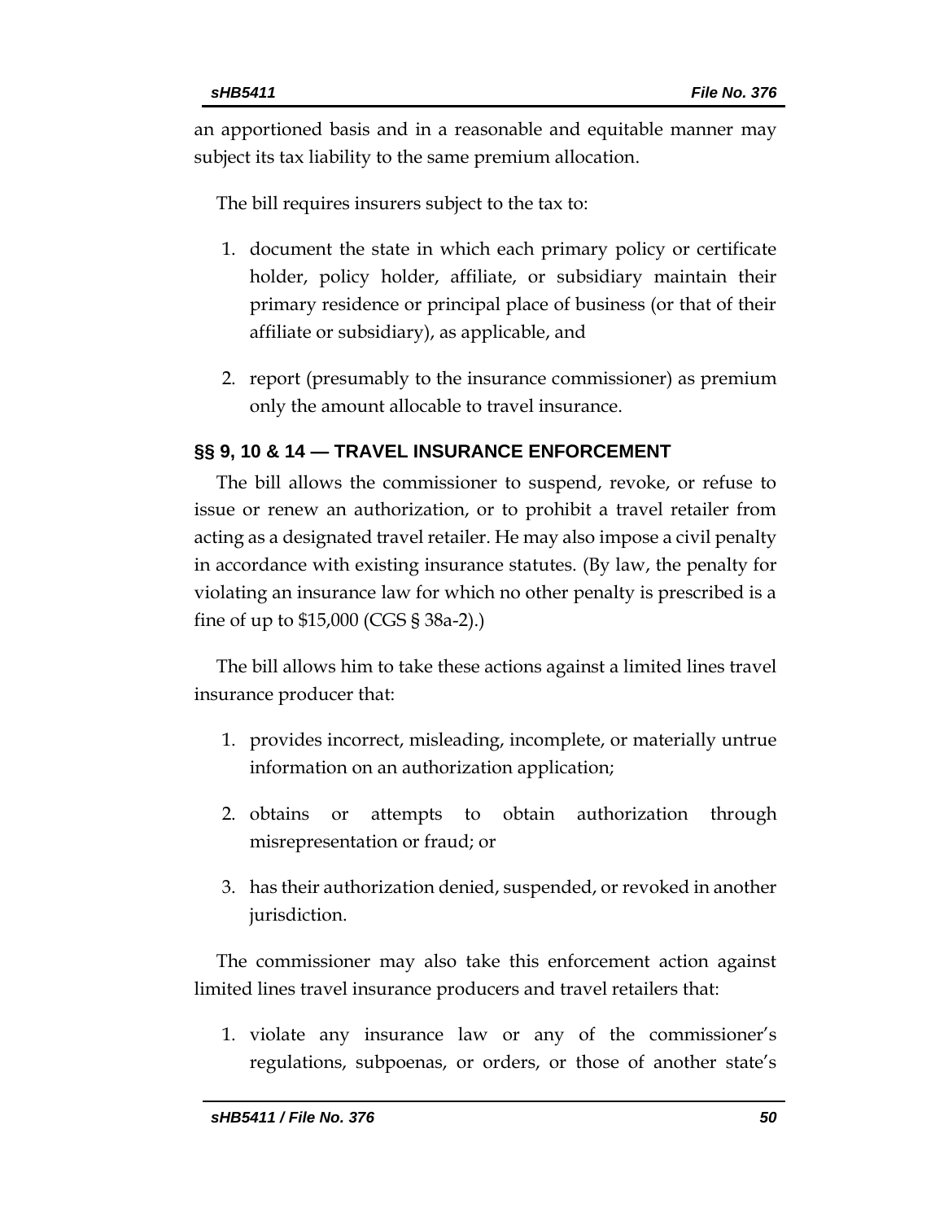an apportioned basis and in a reasonable and equitable manner may subject its tax liability to the same premium allocation.

The bill requires insurers subject to the tax to:

1. document the state in which each primary policy or certificate holder, policy holder, affiliate, or subsidiary maintain their primary residence or principal place of business (or that of their affiliate or subsidiary), as applicable, and
2. report (presumably to the insurance commissioner) as premium only the amount allocable to travel insurance.

## §§ 9, 10 & 14 — TRAVEL INSURANCE ENFORCEMENT

The bill allows the commissioner to suspend, revoke, or refuse to issue or renew an authorization, or to prohibit a travel retailer from acting as a designated travel retailer. He may also impose a civil penalty in accordance with existing insurance statutes. (By law, the penalty for violating an insurance law for which no other penalty is prescribed is a fine of up to $15,000 (CGS § 38a-2).)

The bill allows him to take these actions against a limited lines travel insurance producer that:

1. provides incorrect, misleading, incomplete, or materially untrue information on an authorization application;
2. obtains or attempts to obtain authorization through misrepresentation or fraud; or
3. has their authorization denied, suspended, or revoked in another jurisdiction.

The commissioner may also take this enforcement action against limited lines travel insurance producers and travel retailers that:

1. violate any insurance law or any of the commissioner's regulations, subpoenas, or orders, or those of another state's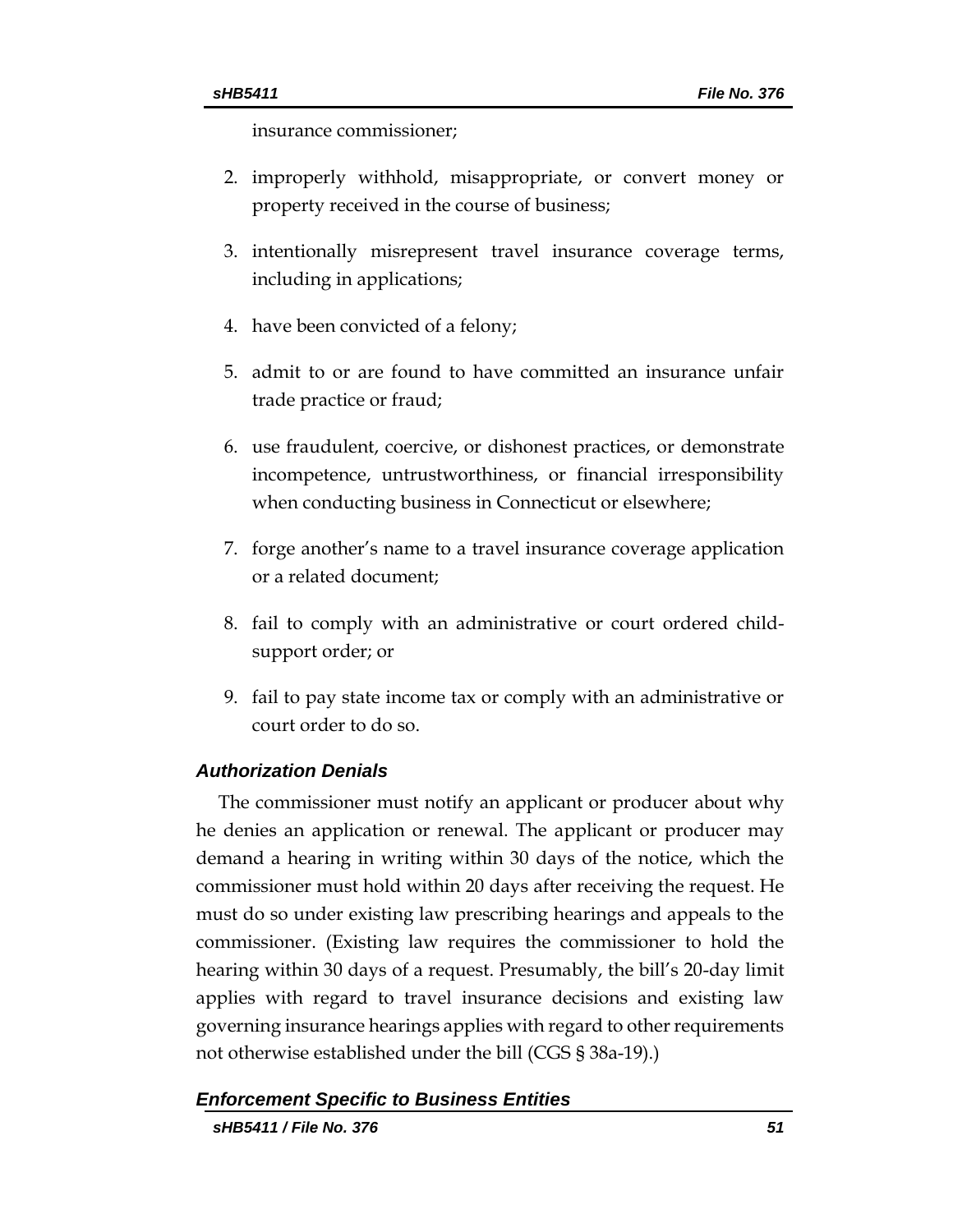insurance commissioner;

2. improperly withhold, misappropriate, or convert money or property received in the course of business;
3. intentionally misrepresent travel insurance coverage terms, including in applications;
4. have been convicted of a felony;
5. admit to or are found to have committed an insurance unfair trade practice or fraud;
6. use fraudulent, coercive, or dishonest practices, or demonstrate incompetence, untrustworthiness, or financial irresponsibility when conducting business in Connecticut or elsewhere;
7. forge another's name to a travel insurance coverage application or a related document;
8. fail to comply with an administrative or court ordered child-support order; or
9. fail to pay state income tax or comply with an administrative or court order to do so.

### *Authorization Denials*

The commissioner must notify an applicant or producer about why he denies an application or renewal. The applicant or producer may demand a hearing in writing within 30 days of the notice, which the commissioner must hold within 20 days after receiving the request. He must do so under existing law prescribing hearings and appeals to the commissioner. (Existing law requires the commissioner to hold the hearing within 30 days of a request. Presumably, the bill's 20-day limit applies with regard to travel insurance decisions and existing law governing insurance hearings applies with regard to other requirements not otherwise established under the bill (CGS § 38a-19).)

### *Enforcement Specific to Business Entities*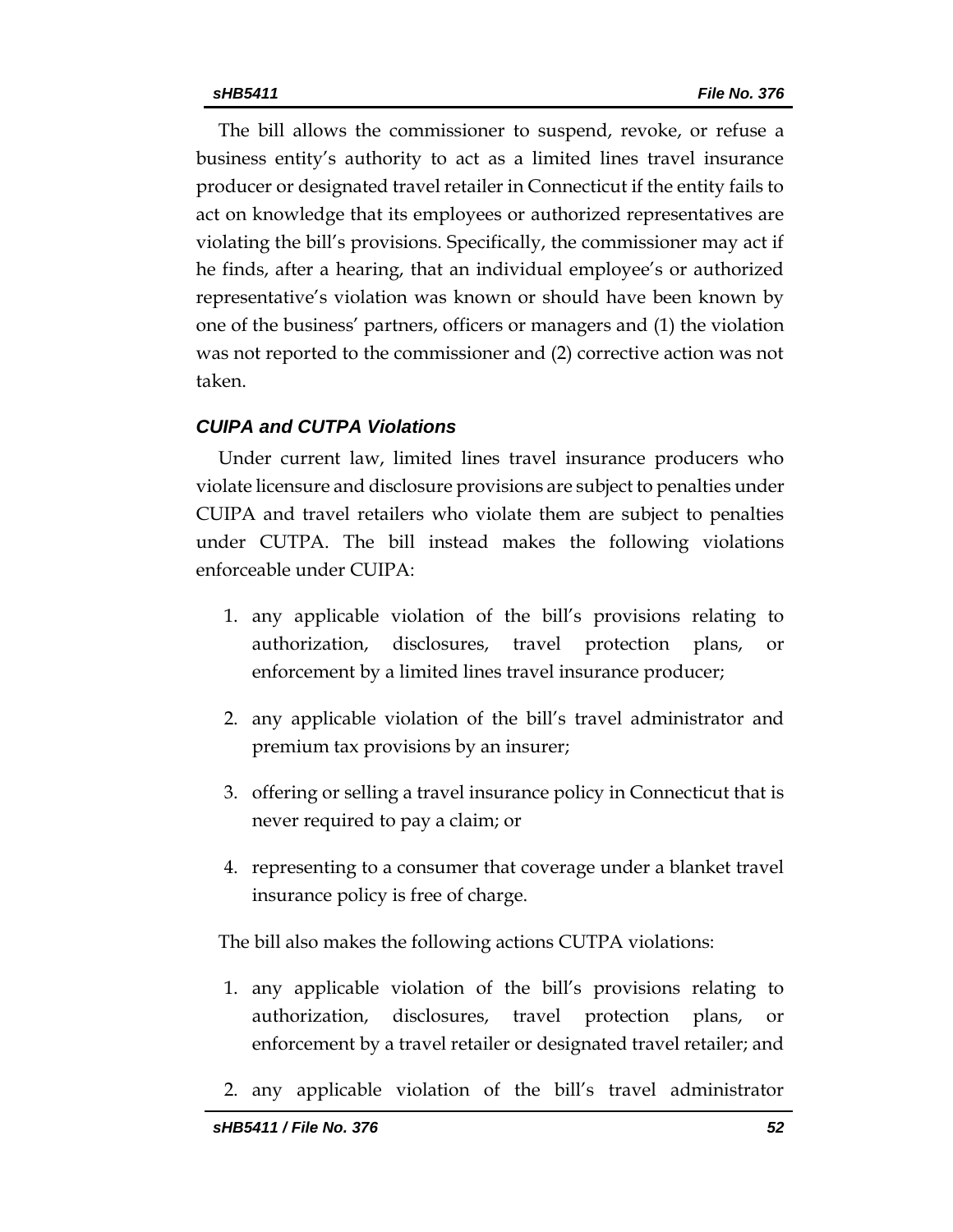The bill allows the commissioner to suspend, revoke, or refuse a business entity's authority to act as a limited lines travel insurance producer or designated travel retailer in Connecticut if the entity fails to act on knowledge that its employees or authorized representatives are violating the bill's provisions. Specifically, the commissioner may act if he finds, after a hearing, that an individual employee's or authorized representative's violation was known or should have been known by one of the business' partners, officers or managers and (1) the violation was not reported to the commissioner and (2) corrective action was not taken.

### *CUIPA and CUTPA Violations*

Under current law, limited lines travel insurance producers who violate licensure and disclosure provisions are subject to penalties under CUIPA and travel retailers who violate them are subject to penalties under CUTPA. The bill instead makes the following violations enforceable under CUIPA:

1. any applicable violation of the bill's provisions relating to authorization, disclosures, travel protection plans, or enforcement by a limited lines travel insurance producer;
2. any applicable violation of the bill's travel administrator and premium tax provisions by an insurer;
3. offering or selling a travel insurance policy in Connecticut that is never required to pay a claim; or
4. representing to a consumer that coverage under a blanket travel insurance policy is free of charge.

The bill also makes the following actions CUTPA violations:

1. any applicable violation of the bill's provisions relating to authorization, disclosures, travel protection plans, or enforcement by a travel retailer or designated travel retailer; and
2. any applicable violation of the bill's travel administrator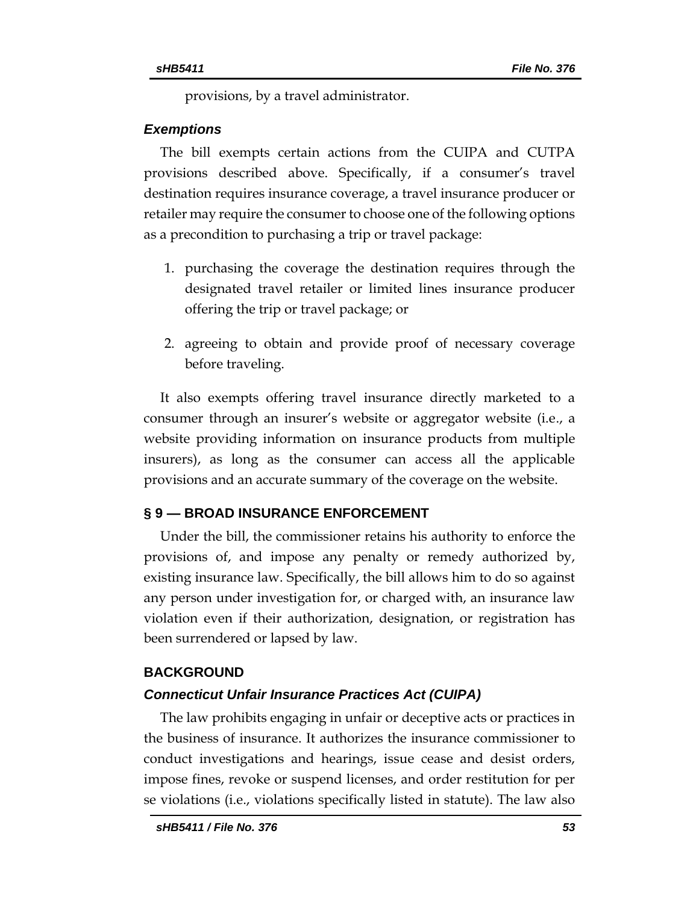provisions, by a travel administrator.

### *Exemptions*

The bill exempts certain actions from the CUIPA and CUTPA provisions described above. Specifically, if a consumer's travel destination requires insurance coverage, a travel insurance producer or retailer may require the consumer to choose one of the following options as a precondition to purchasing a trip or travel package:

1. purchasing the coverage the destination requires through the designated travel retailer or limited lines insurance producer offering the trip or travel package; or
2. agreeing to obtain and provide proof of necessary coverage before traveling.

It also exempts offering travel insurance directly marketed to a consumer through an insurer's website or aggregator website (i.e., a website providing information on insurance products from multiple insurers), as long as the consumer can access all the applicable provisions and an accurate summary of the coverage on the website.

## § 9 — BROAD INSURANCE ENFORCEMENT

Under the bill, the commissioner retains his authority to enforce the provisions of, and impose any penalty or remedy authorized by, existing insurance law. Specifically, the bill allows him to do so against any person under investigation for, or charged with, an insurance law violation even if their authorization, designation, or registration has been surrendered or lapsed by law.

## BACKGROUND

### *Connecticut Unfair Insurance Practices Act (CUIPA)*

The law prohibits engaging in unfair or deceptive acts or practices in the business of insurance. It authorizes the insurance commissioner to conduct investigations and hearings, issue cease and desist orders, impose fines, revoke or suspend licenses, and order restitution for per se violations (i.e., violations specifically listed in statute). The law also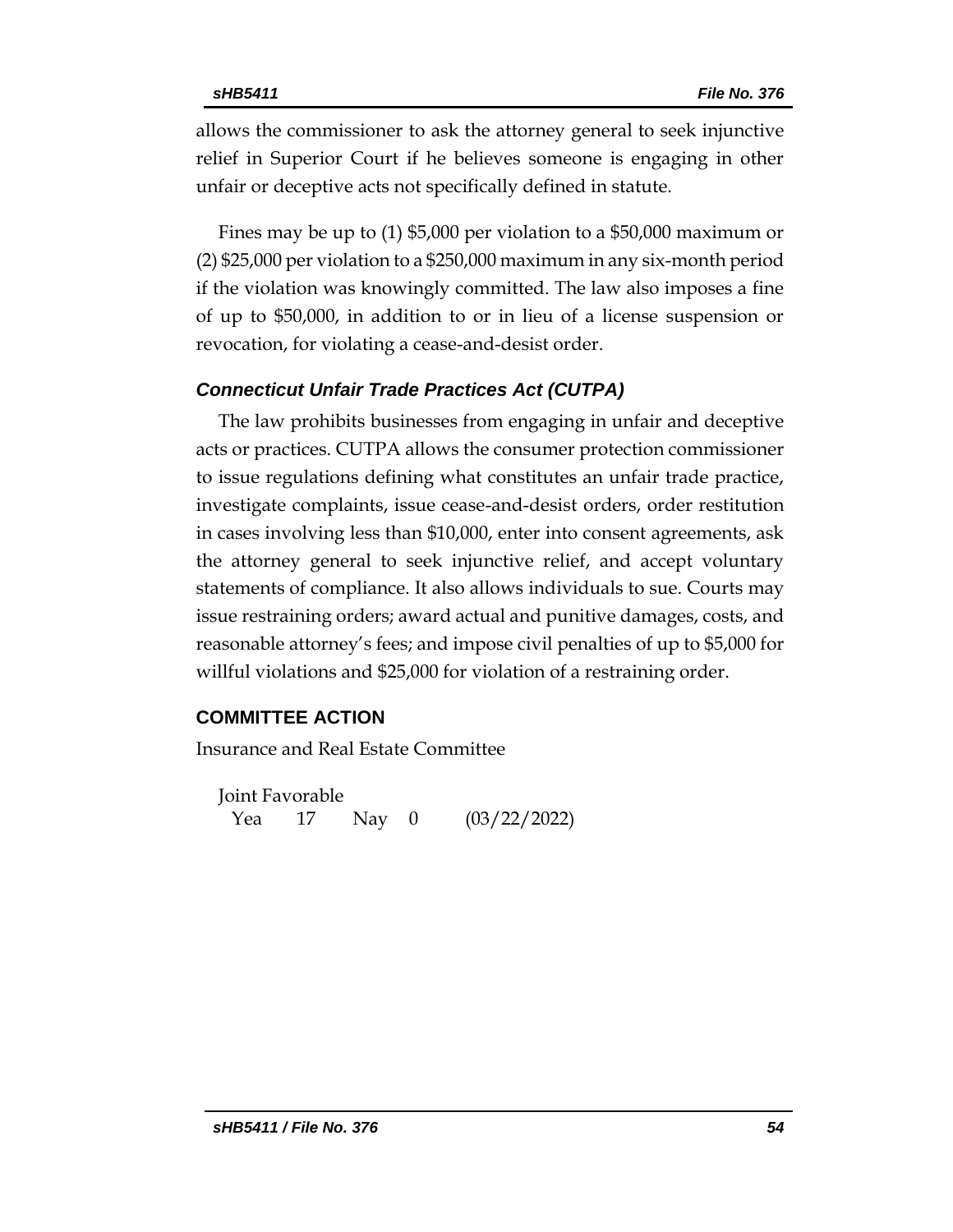allows the commissioner to ask the attorney general to seek injunctive relief in Superior Court if he believes someone is engaging in other unfair or deceptive acts not specifically defined in statute.

Fines may be up to (1) $5,000 per violation to a $50,000 maximum or (2) $25,000 per violation to a $250,000 maximum in any six-month period if the violation was knowingly committed. The law also imposes a fine of up to $50,000, in addition to or in lieu of a license suspension or revocation, for violating a cease-and-desist order.

### *Connecticut Unfair Trade Practices Act (CUTPA)*

The law prohibits businesses from engaging in unfair and deceptive acts or practices. CUTPA allows the consumer protection commissioner to issue regulations defining what constitutes an unfair trade practice, investigate complaints, issue cease-and-desist orders, order restitution in cases involving less than $10,000, enter into consent agreements, ask the attorney general to seek injunctive relief, and accept voluntary statements of compliance. It also allows individuals to sue. Courts may issue restraining orders; award actual and punitive damages, costs, and reasonable attorney's fees; and impose civil penalties of up to $5,000 for willful violations and $25,000 for violation of a restraining order.

## COMMITTEE ACTION

Insurance and Real Estate Committee

Joint Favorable
Yea 17 Nay 0 (03/22/2022)